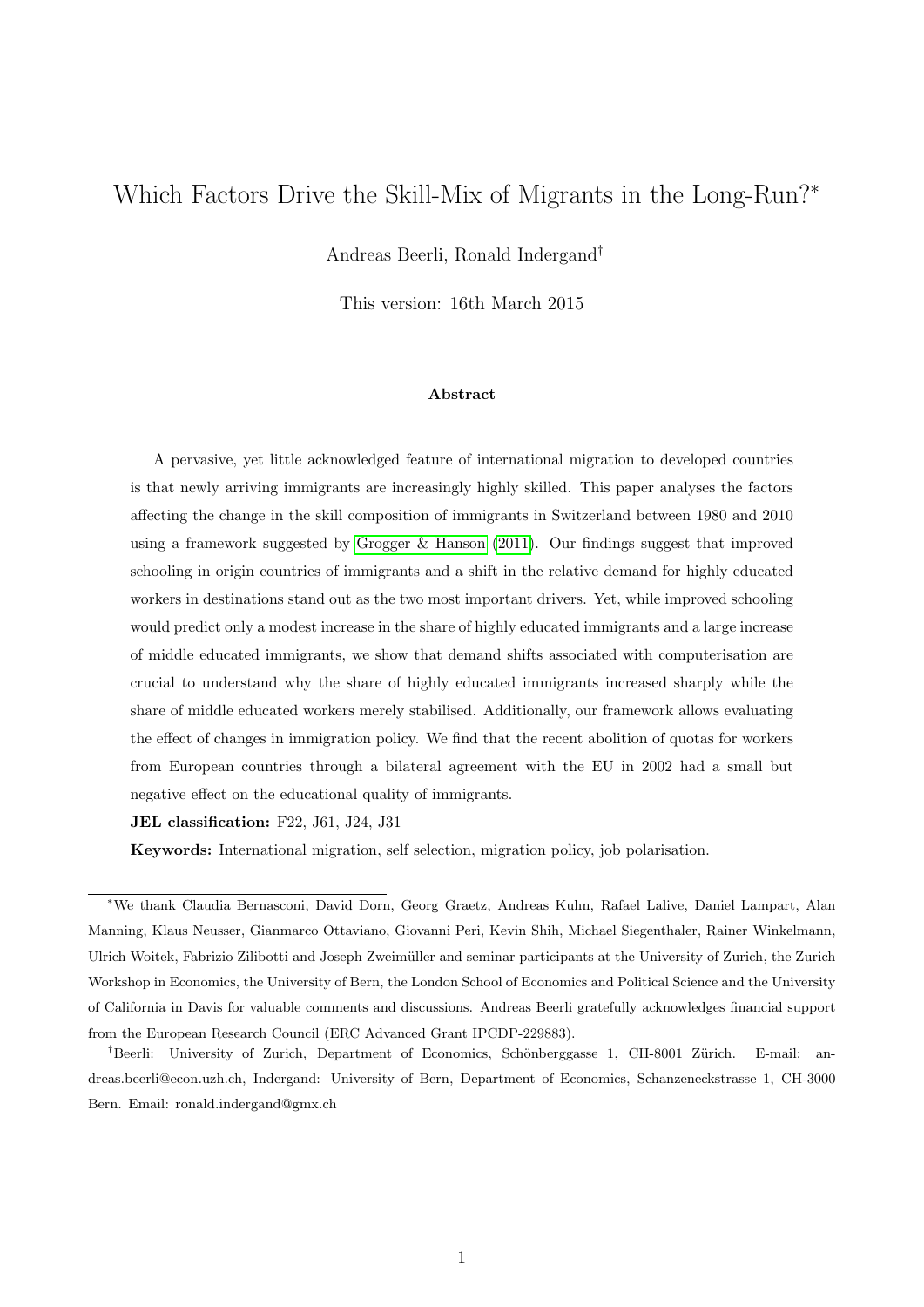# Which Factors Drive the Skill-Mix of Migrants in the Long-Run?*

Andreas Beerli, Ronald Indergand†

This version: 16th March 2015

### Abstract

A pervasive, yet little acknowledged feature of international migration to developed countries is that newly arriving immigrants are increasingly highly skilled. This paper analyses the factors affecting the change in the skill composition of immigrants in Switzerland between 1980 and 2010 using a framework suggested by Grogger & Hanson (2011). Our findings suggest that improved schooling in origin countries of immigrants and a shift in the relative demand for highly educated workers in destinations stand out as the two most important drivers. Yet, while improved schooling would predict only a modest increase in the share of highly educated immigrants and a large increase of middle educated immigrants, we show that demand shifts associated with computerisation are crucial to understand why the share of highly educated immigrants increased sharply while the share of middle educated workers merely stabilised. Additionally, our framework allows evaluating the effect of changes in immigration policy. We find that the recent abolition of quotas for workers from European countries through a bilateral agreement with the EU in 2002 had a small but negative effect on the educational quality of immigrants.

**JEL classification:** F22, J61, J24, J31

**Keywords:** International migration, self selection, migration policy, job polarisation.

---

*We thank Claudia Bernasconi, David Dorn, Georg Graetz, Andreas Kuhn, Rafael Lalive, Daniel Lampart, Alan Manning, Klaus Neusser, Gianmarco Ottaviano, Giovanni Peri, Kevin Shih, Michael Siegenthaler, Rainer Winkelmann, Ulrich Woitek, Fabrizio Zilibotti and Joseph Zweimüller and seminar participants at the University of Zurich, the Zurich Workshop in Economics, the University of Bern, the London School of Economics and Political Science and the University of California in Davis for valuable comments and discussions. Andreas Beerli gratefully acknowledges financial support from the European Research Council (ERC Advanced Grant IPCDP-229883).

†Beerli: University of Zurich, Department of Economics, Schönberggasse 1, CH-8001 Zürich. E-mail: andreas.beerli@econ.uzh.ch, Indergand: University of Bern, Department of Economics, Schanzeneckstrasse 1, CH-3000 Bern. Email: ronald.indergand@gmx.ch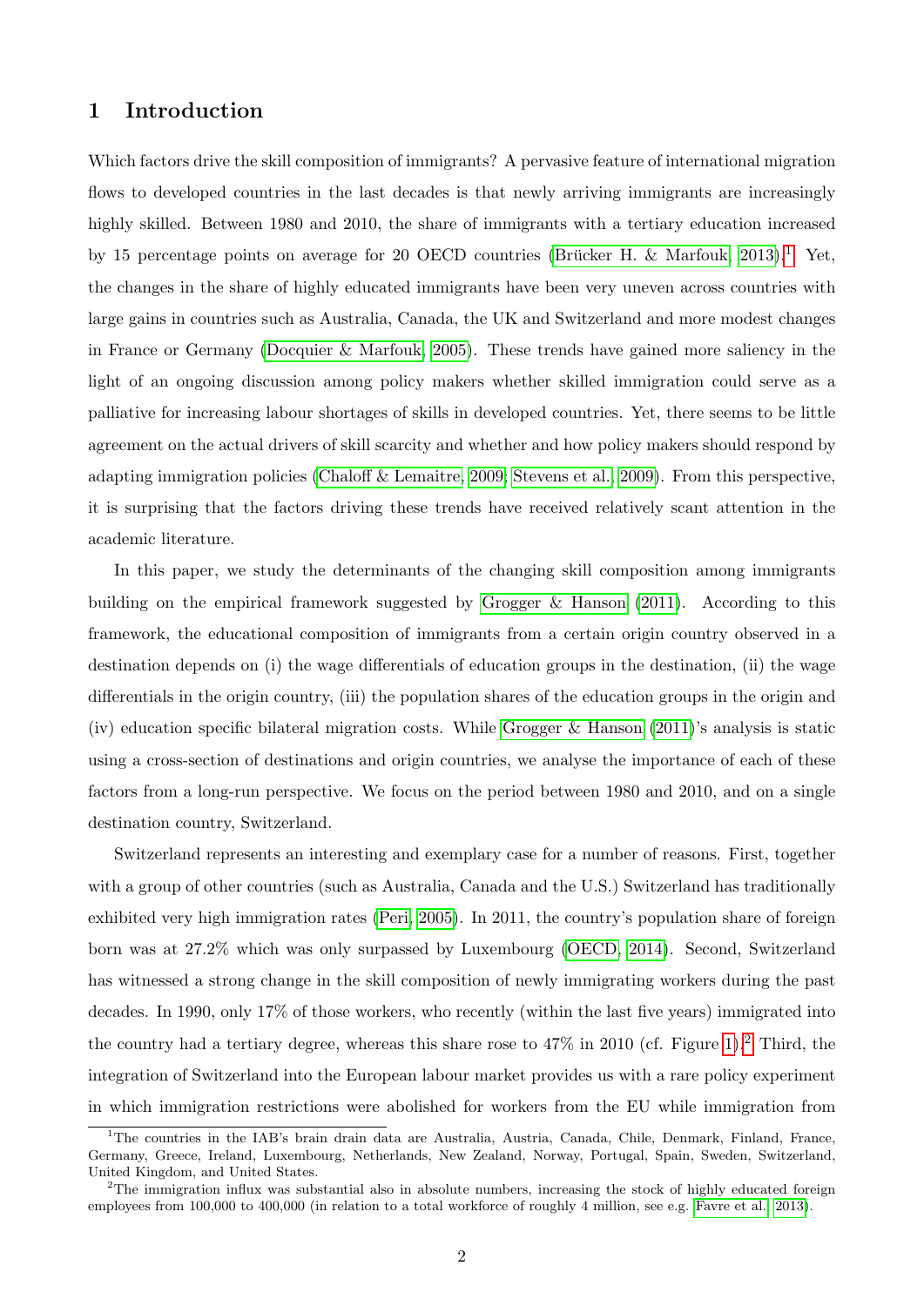# 1 Introduction

Which factors drive the skill composition of immigrants? A pervasive feature of international migration flows to developed countries in the last decades is that newly arriving immigrants are increasingly highly skilled. Between 1980 and 2010, the share of immigrants with a tertiary education increased by 15 percentage points on average for 20 OECD countries (Brücker H. & Marfouk, 2013).[1] Yet, the changes in the share of highly educated immigrants have been very uneven across countries with large gains in countries such as Australia, Canada, the UK and Switzerland and more modest changes in France or Germany (Docquier & Marfouk, 2005). These trends have gained more saliency in the light of an ongoing discussion among policy makers whether skilled immigration could serve as a palliative for increasing labour shortages of skills in developed countries. Yet, there seems to be little agreement on the actual drivers of skill scarcity and whether and how policy makers should respond by adapting immigration policies (Chaloff & Lemaitre, 2009; Stevens et al., 2009). From this perspective, it is surprising that the factors driving these trends have received relatively scant attention in the academic literature.

In this paper, we study the determinants of the changing skill composition among immigrants building on the empirical framework suggested by Grogger & Hanson (2011). According to this framework, the educational composition of immigrants from a certain origin country observed in a destination depends on (i) the wage differentials of education groups in the destination, (ii) the wage differentials in the origin country, (iii) the population shares of the education groups in the origin and (iv) education specific bilateral migration costs. While Grogger & Hanson (2011)'s analysis is static using a cross-section of destinations and origin countries, we analyse the importance of each of these factors from a long-run perspective. We focus on the period between 1980 and 2010, and on a single destination country, Switzerland.

Switzerland represents an interesting and exemplary case for a number of reasons. First, together with a group of other countries (such as Australia, Canada and the U.S.) Switzerland has traditionally exhibited very high immigration rates (Peri, 2005). In 2011, the country's population share of foreign born was at 27.2% which was only surpassed by Luxembourg (OECD, 2014). Second, Switzerland has witnessed a strong change in the skill composition of newly immigrating workers during the past decades. In 1990, only 17% of those workers, who recently (within the last five years) immigrated into the country had a tertiary degree, whereas this share rose to 47% in 2010 (cf. Figure 1).[2] Third, the integration of Switzerland into the European labour market provides us with a rare policy experiment in which immigration restrictions were abolished for workers from the EU while immigration from

---

[1] The countries in the IAB's brain drain data are Australia, Austria, Canada, Chile, Denmark, Finland, France, Germany, Greece, Ireland, Luxembourg, Netherlands, New Zealand, Norway, Portugal, Spain, Sweden, Switzerland, United Kingdom, and United States.

[2] The immigration influx was substantial also in absolute numbers, increasing the stock of highly educated foreign employees from 100,000 to 400,000 (in relation to a total workforce of roughly 4 million, see e.g. Favre et al., 2013).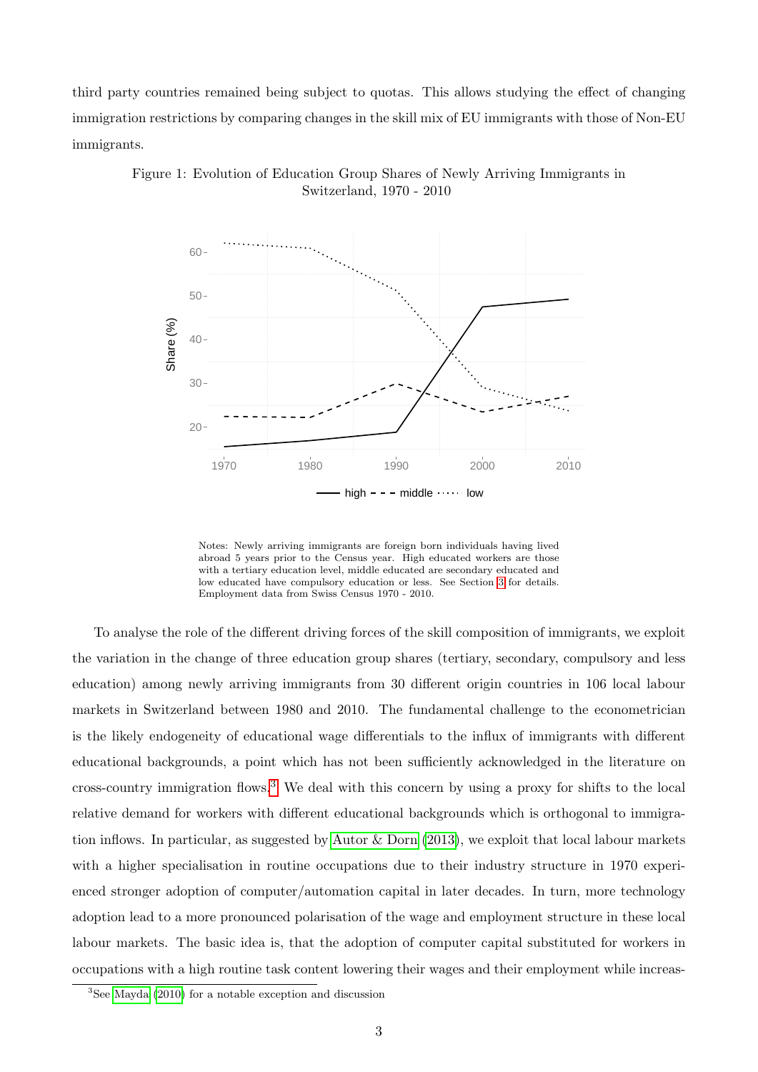third party countries remained being subject to quotas. This allows studying the effect of changing immigration restrictions by comparing changes in the skill mix of EU immigrants with those of Non-EU immigrants.

Figure 1: Evolution of Education Group Shares of Newly Arriving Immigrants in Switzerland, 1970 - 2010

Notes: Newly arriving immigrants are foreign born individuals having lived abroad 5 years prior to the Census year. High educated workers are those with a tertiary education level, middle educated are secondary educated and low educated have compulsory education or less. See Section 3 for details. Employment data from Swiss Census 1970 - 2010.

To analyse the role of the different driving forces of the skill composition of immigrants, we exploit the variation in the change of three education group shares (tertiary, secondary, compulsory and less education) among newly arriving immigrants from 30 different origin countries in 106 local labour markets in Switzerland between 1980 and 2010. The fundamental challenge to the econometrician is the likely endogeneity of educational wage differentials to the influx of immigrants with different educational backgrounds, a point which has not been sufficiently acknowledged in the literature on cross-country immigration flows.[3] We deal with this concern by using a proxy for shifts to the local relative demand for workers with different educational backgrounds which is orthogonal to immigration inflows. In particular, as suggested by Autor & Dorn (2013), we exploit that local labour markets with a higher specialisation in routine occupations due to their industry structure in 1970 experienced stronger adoption of computer/automation capital in later decades. In turn, more technology adoption lead to a more pronounced polarisation of the wage and employment structure in these local labour markets. The basic idea is, that the adoption of computer capital substituted for workers in occupations with a high routine task content lowering their wages and their employment while increas-

[3] See Mayda (2010) for a notable exception and discussion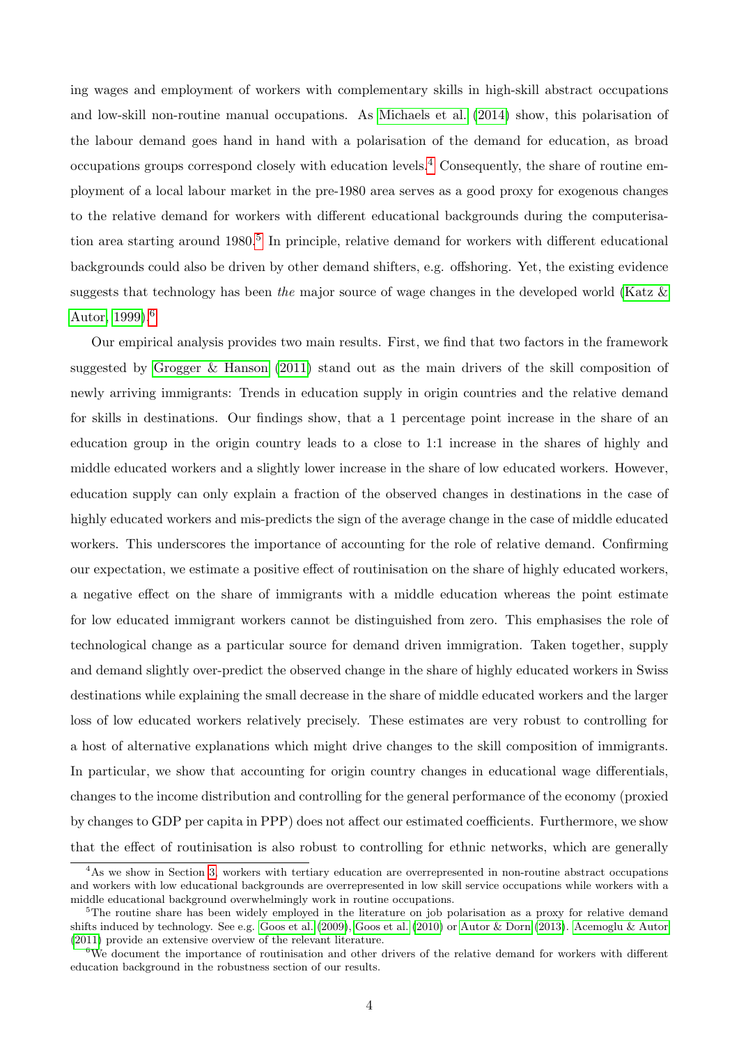ing wages and employment of workers with complementary skills in high-skill abstract occupations and low-skill non-routine manual occupations. As Michaels et al. (2014) show, this polarisation of the labour demand goes hand in hand with a polarisation of the demand for education, as broad occupations groups correspond closely with education levels.[4] Consequently, the share of routine employment of a local labour market in the pre-1980 area serves as a good proxy for exogenous changes to the relative demand for workers with different educational backgrounds during the computerisation area starting around 1980.[5] In principle, relative demand for workers with different educational backgrounds could also be driven by other demand shifters, e.g. offshoring. Yet, the existing evidence suggests that technology has been *the* major source of wage changes in the developed world (Katz & Autor, 1999).[6]

Our empirical analysis provides two main results. First, we find that two factors in the framework suggested by Grogger & Hanson (2011) stand out as the main drivers of the skill composition of newly arriving immigrants: Trends in education supply in origin countries and the relative demand for skills in destinations. Our findings show, that a 1 percentage point increase in the share of an education group in the origin country leads to a close to 1:1 increase in the shares of highly and middle educated workers and a slightly lower increase in the share of low educated workers. However, education supply can only explain a fraction of the observed changes in destinations in the case of highly educated workers and mis-predicts the sign of the average change in the case of middle educated workers. This underscores the importance of accounting for the role of relative demand. Confirming our expectation, we estimate a positive effect of routinisation on the share of highly educated workers, a negative effect on the share of immigrants with a middle education whereas the point estimate for low educated immigrant workers cannot be distinguished from zero. This emphasises the role of technological change as a particular source for demand driven immigration. Taken together, supply and demand slightly over-predict the observed change in the share of highly educated workers in Swiss destinations while explaining the small decrease in the share of middle educated workers and the larger loss of low educated workers relatively precisely. These estimates are very robust to controlling for a host of alternative explanations which might drive changes to the skill composition of immigrants. In particular, we show that accounting for origin country changes in educational wage differentials, changes to the income distribution and controlling for the general performance of the economy (proxied by changes to GDP per capita in PPP) does not affect our estimated coefficients. Furthermore, we show that the effect of routinisation is also robust to controlling for ethnic networks, which are generally

[4] As we show in Section 3, workers with tertiary education are overrepresented in non-routine abstract occupations and workers with low educational backgrounds are overrepresented in low skill service occupations while workers with a middle educational background overwhelmingly work in routine occupations.

[5] The routine share has been widely employed in the literature on job polarisation as a proxy for relative demand shifts induced by technology. See e.g. Goos et al. (2009), Goos et al. (2010) or Autor & Dorn (2013). Acemoglu & Autor (2011) provide an extensive overview of the relevant literature.

[6] We document the importance of routinisation and other drivers of the relative demand for workers with different education background in the robustness section of our results.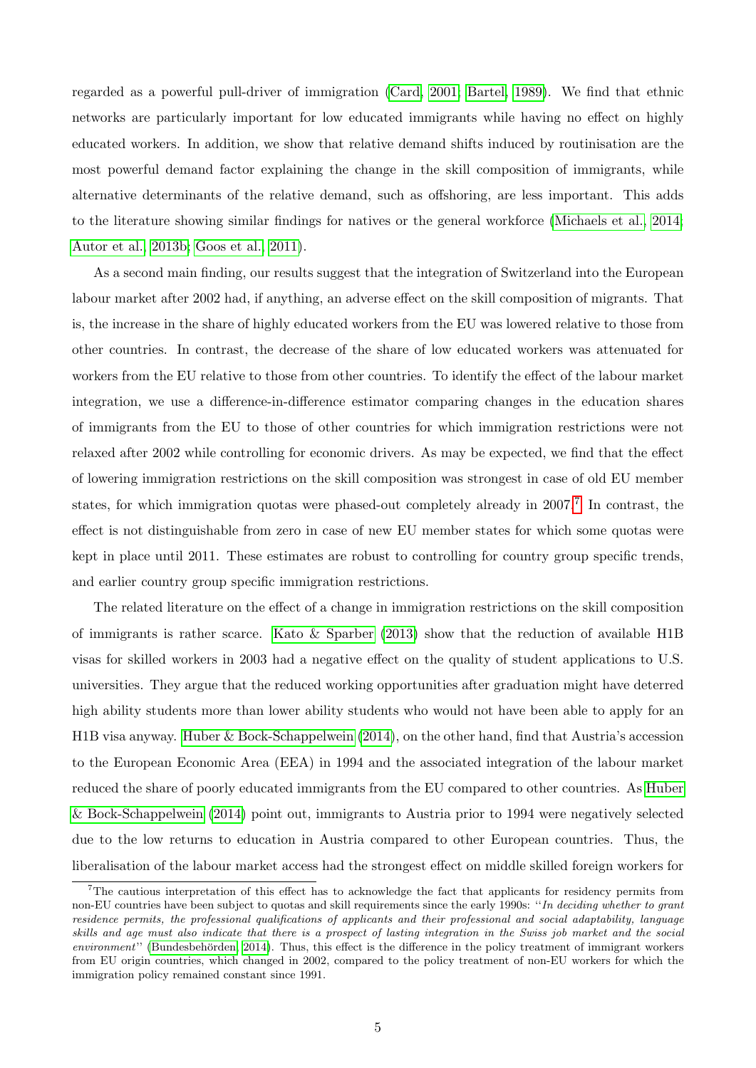regarded as a powerful pull-driver of immigration (Card, 2001; Bartel, 1989). We find that ethnic networks are particularly important for low educated immigrants while having no effect on highly educated workers. In addition, we show that relative demand shifts induced by routinisation are the most powerful demand factor explaining the change in the skill composition of immigrants, while alternative determinants of the relative demand, such as offshoring, are less important. This adds to the literature showing similar findings for natives or the general workforce (Michaels et al., 2014; Autor et al., 2013b; Goos et al., 2011).

As a second main finding, our results suggest that the integration of Switzerland into the European labour market after 2002 had, if anything, an adverse effect on the skill composition of migrants. That is, the increase in the share of highly educated workers from the EU was lowered relative to those from other countries. In contrast, the decrease of the share of low educated workers was attenuated for workers from the EU relative to those from other countries. To identify the effect of the labour market integration, we use a difference-in-difference estimator comparing changes in the education shares of immigrants from the EU to those of other countries for which immigration restrictions were not relaxed after 2002 while controlling for economic drivers. As may be expected, we find that the effect of lowering immigration restrictions on the skill composition was strongest in case of old EU member states, for which immigration quotas were phased-out completely already in 2007.[7] In contrast, the effect is not distinguishable from zero in case of new EU member states for which some quotas were kept in place until 2011. These estimates are robust to controlling for country group specific trends, and earlier country group specific immigration restrictions.

The related literature on the effect of a change in immigration restrictions on the skill composition of immigrants is rather scarce. Kato & Sparber (2013) show that the reduction of available H1B visas for skilled workers in 2003 had a negative effect on the quality of student applications to U.S. universities. They argue that the reduced working opportunities after graduation might have deterred high ability students more than lower ability students who would not have been able to apply for an H1B visa anyway. Huber & Bock-Schappelwein (2014), on the other hand, find that Austria's accession to the European Economic Area (EEA) in 1994 and the associated integration of the labour market reduced the share of poorly educated immigrants from the EU compared to other countries. As Huber & Bock-Schappelwein (2014) point out, immigrants to Austria prior to 1994 were negatively selected due to the low returns to education in Austria compared to other European countries. Thus, the liberalisation of the labour market access had the strongest effect on middle skilled foreign workers for

[7] The cautious interpretation of this effect has to acknowledge the fact that applicants for residency permits from non-EU countries have been subject to quotas and skill requirements since the early 1990s: "*In deciding whether to grant residence permits, the professional qualifications of applicants and their professional and social adaptability, language skills and age must also indicate that there is a prospect of lasting integration in the Swiss job market and the social environment*" (Bundesbehörden, 2014). Thus, this effect is the difference in the policy treatment of immigrant workers from EU origin countries, which changed in 2002, compared to the policy treatment of non-EU workers for which the immigration policy remained constant since 1991.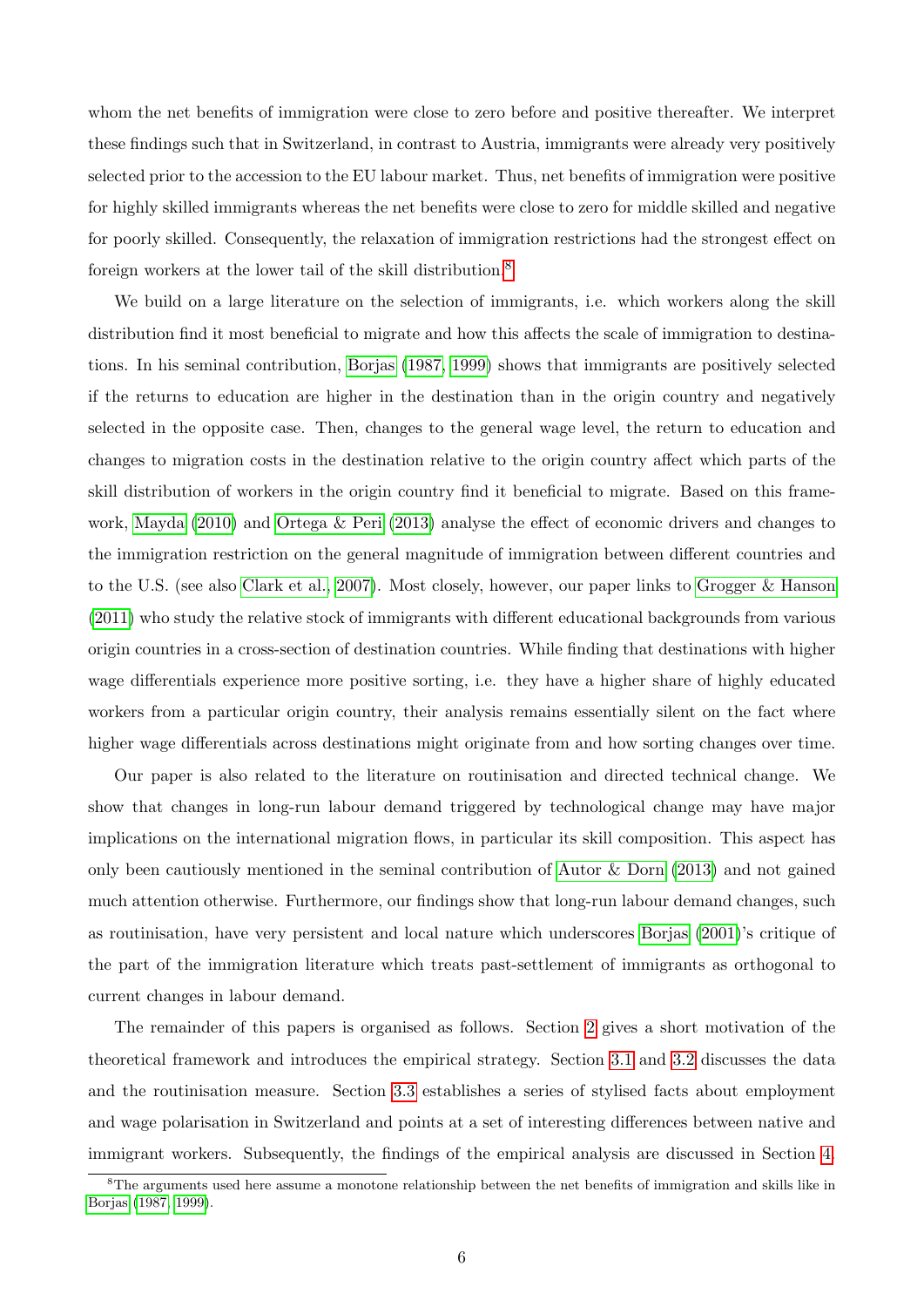whom the net benefits of immigration were close to zero before and positive thereafter. We interpret these findings such that in Switzerland, in contrast to Austria, immigrants were already very positively selected prior to the accession to the EU labour market. Thus, net benefits of immigration were positive for highly skilled immigrants whereas the net benefits were close to zero for middle skilled and negative for poorly skilled. Consequently, the relaxation of immigration restrictions had the strongest effect on foreign workers at the lower tail of the skill distribution.[8]

We build on a large literature on the selection of immigrants, i.e. which workers along the skill distribution find it most beneficial to migrate and how this affects the scale of immigration to destinations. In his seminal contribution, Borjas (1987, 1999) shows that immigrants are positively selected if the returns to education are higher in the destination than in the origin country and negatively selected in the opposite case. Then, changes to the general wage level, the return to education and changes to migration costs in the destination relative to the origin country affect which parts of the skill distribution of workers in the origin country find it beneficial to migrate. Based on this framework, Mayda (2010) and Ortega & Peri (2013) analyse the effect of economic drivers and changes to the immigration restriction on the general magnitude of immigration between different countries and to the U.S. (see also Clark et al., 2007). Most closely, however, our paper links to Grogger & Hanson (2011) who study the relative stock of immigrants with different educational backgrounds from various origin countries in a cross-section of destination countries. While finding that destinations with higher wage differentials experience more positive sorting, i.e. they have a higher share of highly educated workers from a particular origin country, their analysis remains essentially silent on the fact where higher wage differentials across destinations might originate from and how sorting changes over time.

Our paper is also related to the literature on routinisation and directed technical change. We show that changes in long-run labour demand triggered by technological change may have major implications on the international migration flows, in particular its skill composition. This aspect has only been cautiously mentioned in the seminal contribution of Autor & Dorn (2013) and not gained much attention otherwise. Furthermore, our findings show that long-run labour demand changes, such as routinisation, have very persistent and local nature which underscores Borjas (2001)'s critique of the part of the immigration literature which treats past-settlement of immigrants as orthogonal to current changes in labour demand.

The remainder of this papers is organised as follows. Section 2 gives a short motivation of the theoretical framework and introduces the empirical strategy. Section 3.1 and 3.2 discusses the data and the routinisation measure. Section 3.3 establishes a series of stylised facts about employment and wage polarisation in Switzerland and points at a set of interesting differences between native and immigrant workers. Subsequently, the findings of the empirical analysis are discussed in Section 4.

[8] The arguments used here assume a monotone relationship between the net benefits of immigration and skills like in Borjas (1987, 1999).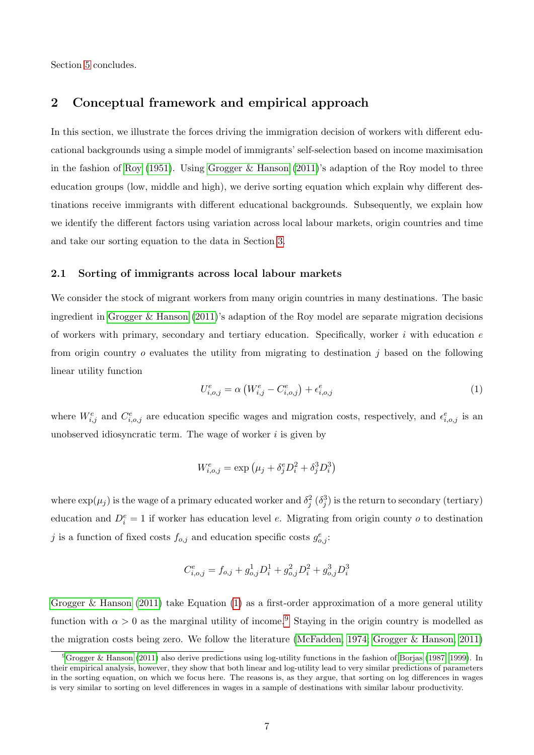Section 5 concludes.

## 2 Conceptual framework and empirical approach

In this section, we illustrate the forces driving the immigration decision of workers with different educational backgrounds using a simple model of immigrants' self-selection based on income maximisation in the fashion of Roy (1951). Using Grogger & Hanson (2011)'s adaption of the Roy model to three education groups (low, middle and high), we derive sorting equation which explain why different destinations receive immigrants with different educational backgrounds. Subsequently, we explain how we identify the different factors using variation across local labour markets, origin countries and time and take our sorting equation to the data in Section 3.

### 2.1 Sorting of immigrants across local labour markets

We consider the stock of migrant workers from many origin countries in many destinations. The basic ingredient in Grogger & Hanson (2011)'s adaption of the Roy model are separate migration decisions of workers with primary, secondary and tertiary education. Specifically, worker $i$ with education $e$ from origin country $o$ evaluates the utility from migrating to destination $j$ based on the following linear utility function

$$U^e_{i,o,j} = \alpha \left( W^e_{i,j} - C^e_{i,o,j} \right) + \epsilon^e_{i,o,j} \tag{1}$$

where $W^e_{i,j}$ and $C^e_{i,o,j}$ are education specific wages and migration costs, respectively, and $\epsilon^e_{i,o,j}$ is an unobserved idiosyncratic term. The wage of worker $i$ is given by

$$W^e_{i,o,j} = \exp\left( \mu_j + \delta^e_j D^2_i + \delta^3_j D^3_i \right)$$

where $\exp(\mu_j)$ is the wage of a primary educated worker and $\delta^2_j$ ($\delta^3_j$) is the return to secondary (tertiary) education and $D^e_i = 1$ if worker has education level $e$. Migrating from origin county $o$ to destination $j$ is a function of fixed costs $f_{o,j}$ and education specific costs $g^e_{o,j}$:

$$C^e_{i,o,j} = f_{o,j} + g^1_{o,j} D^1_i + g^2_{o,j} D^2_i + g^3_{o,j} D^3_i$$

Grogger & Hanson (2011) take Equation (1) as a first-order approximation of a more general utility function with $\alpha > 0$ as the marginal utility of income.[9] Staying in the origin country is modelled as the migration costs being zero. We follow the literature (McFadden, 1974; Grogger & Hanson, 2011)

[9] Grogger & Hanson (2011) also derive predictions using log-utility functions in the fashion of Borjas (1987, 1999). In their empirical analysis, however, they show that both linear and log-utility lead to very similar predictions of parameters in the sorting equation, on which we focus here. The reasons is, as they argue, that sorting on log differences in wages is very similar to sorting on level differences in wages in a sample of destinations with similar labour productivity.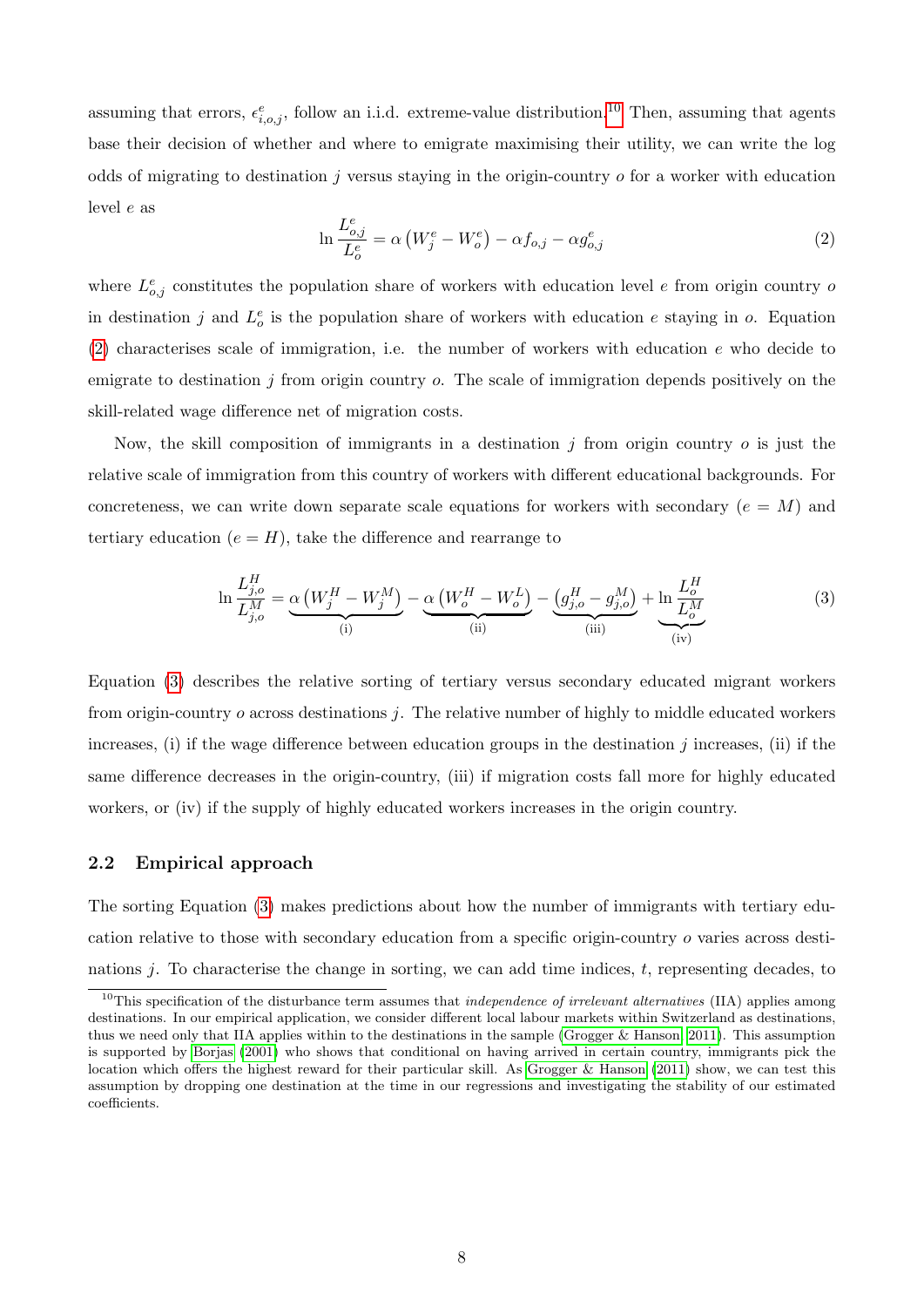assuming that errors, $\epsilon^{e}_{i,o,j}$, follow an i.i.d. extreme-value distribution.[10] Then, assuming that agents base their decision of whether and where to emigrate maximising their utility, we can write the log odds of migrating to destination $j$ versus staying in the origin-country $o$ for a worker with education level $e$ as

$$\ln \frac{L^{e}_{o,j}}{L^{e}_{o}} = \alpha \left( W^{e}_{j} - W^{e}_{o} \right) - \alpha f_{o,j} - \alpha g^{e}_{o,j} \tag{2}$$

where $L^{e}_{o,j}$ constitutes the population share of workers with education level $e$ from origin country $o$ in destination $j$ and $L^{e}_{o}$ is the population share of workers with education $e$ staying in $o$. Equation (2) characterises scale of immigration, i.e. the number of workers with education $e$ who decide to emigrate to destination $j$ from origin country $o$. The scale of immigration depends positively on the skill-related wage difference net of migration costs.

Now, the skill composition of immigrants in a destination $j$ from origin country $o$ is just the relative scale of immigration from this country of workers with different educational backgrounds. For concreteness, we can write down separate scale equations for workers with secondary ($e = M$) and tertiary education ($e = H$), take the difference and rearrange to

$$\ln \frac{L^{H}_{j,o}}{L^{M}_{j,o}} = \underbrace{\alpha \left( W^{H}_{j} - W^{M}_{j} \right)}_{\text{(i)}} - \underbrace{\alpha \left( W^{H}_{o} - W^{L}_{o} \right)}_{\text{(ii)}} - \underbrace{\left( g^{H}_{j,o} - g^{M}_{j,o} \right)}_{\text{(iii)}} + \underbrace{\ln \frac{L^{H}_{o}}{L^{M}_{o}}}_{\text{(iv)}} \tag{3}$$

Equation (3) describes the relative sorting of tertiary versus secondary educated migrant workers from origin-country $o$ across destinations $j$. The relative number of highly to middle educated workers increases, (i) if the wage difference between education groups in the destination $j$ increases, (ii) if the same difference decreases in the origin-country, (iii) if migration costs fall more for highly educated workers, or (iv) if the supply of highly educated workers increases in the origin country.

### 2.2 Empirical approach

The sorting Equation (3) makes predictions about how the number of immigrants with tertiary education relative to those with secondary education from a specific origin-country $o$ varies across destinations $j$. To characterise the change in sorting, we can add time indices, $t$, representing decades, to

[10] This specification of the disturbance term assumes that *independence of irrelevant alternatives* (IIA) applies among destinations. In our empirical application, we consider different local labour markets within Switzerland as destinations, thus we need only that IIA applies within to the destinations in the sample (Grogger & Hanson 2011). This assumption is supported by Borjas (2001) who shows that conditional on having arrived in certain country, immigrants pick the location which offers the highest reward for their particular skill. As Grogger & Hanson (2011) show, we can test this assumption by dropping one destination at the time in our regressions and investigating the stability of our estimated coefficients.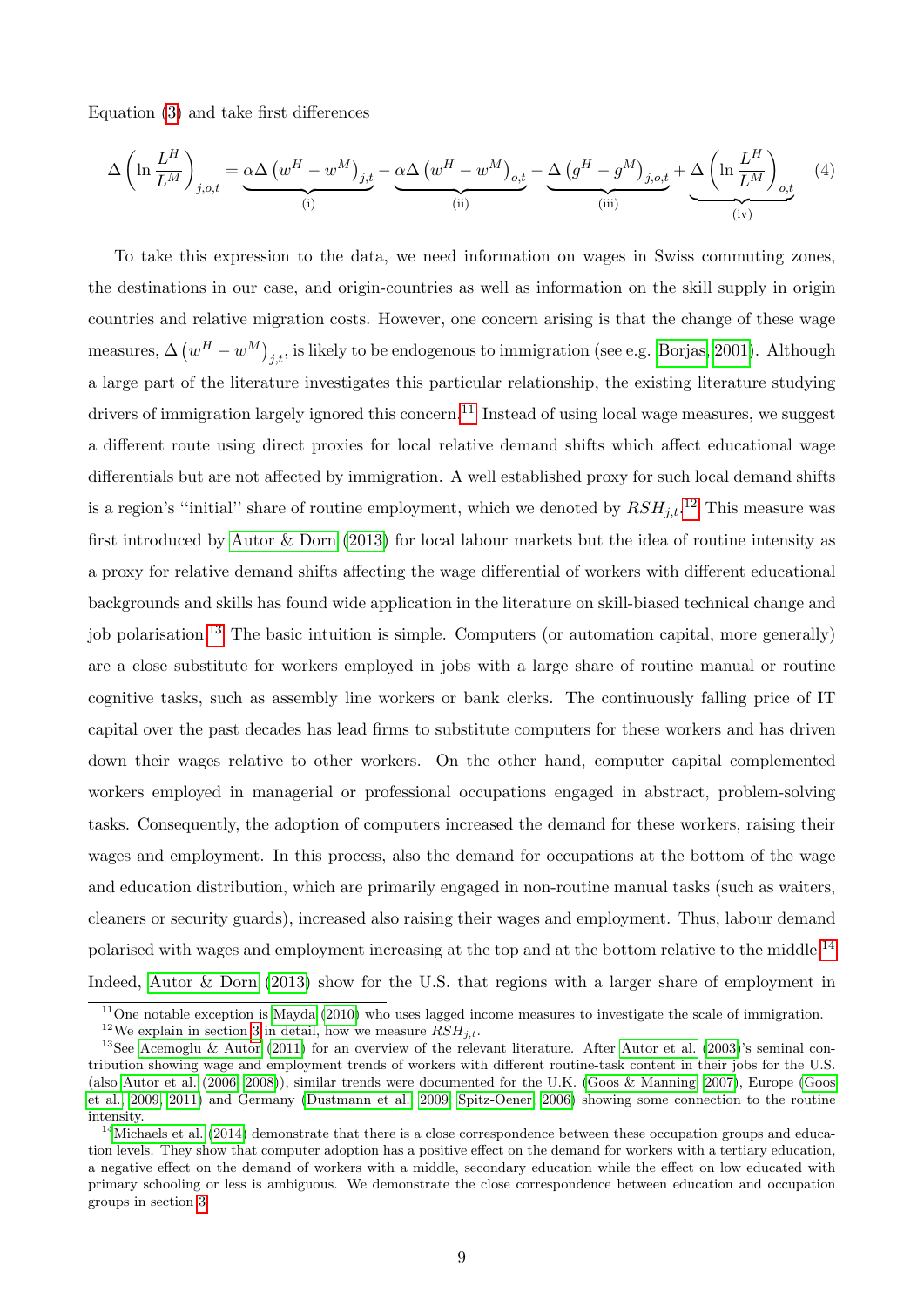Equation (3) and take first differences

$$\Delta\left(\ln\frac{L^H}{L^M}\right)_{j,o,t} = \underbrace{\alpha\Delta\left(w^H - w^M\right)_{j,t}}_{\text{(i)}} - \underbrace{\alpha\Delta\left(w^H - w^M\right)_{o,t}}_{\text{(ii)}} - \underbrace{\Delta\left(g^H - g^M\right)_{j,o,t}}_{\text{(iii)}} + \underbrace{\Delta\left(\ln\frac{L^H}{L^M}\right)_{o,t}}_{\text{(iv)}} \tag{4}$$

To take this expression to the data, we need information on wages in Swiss commuting zones, the destinations in our case, and origin-countries as well as information on the skill supply in origin countries and relative migration costs. However, one concern arising is that the change of these wage measures, $\Delta\left(w^H - w^M\right)_{j,t}$, is likely to be endogenous to immigration (see e.g. Borjas 2001). Although a large part of the literature investigates this particular relationship, the existing literature studying drivers of immigration largely ignored this concern.[11] Instead of using local wage measures, we suggest a different route using direct proxies for local relative demand shifts which affect educational wage differentials but are not affected by immigration. A well established proxy for such local demand shifts is a region's "initial" share of routine employment, which we denoted by $RSH_{j,t}$.[12] This measure was first introduced by Autor & Dorn (2013) for local labour markets but the idea of routine intensity as a proxy for relative demand shifts affecting the wage differential of workers with different educational backgrounds and skills has found wide application in the literature on skill-biased technical change and job polarisation.[13] The basic intuition is simple. Computers (or automation capital, more generally) are a close substitute for workers employed in jobs with a large share of routine manual or routine cognitive tasks, such as assembly line workers or bank clerks. The continuously falling price of IT capital over the past decades has lead firms to substitute computers for these workers and has driven down their wages relative to other workers. On the other hand, computer capital complemented workers employed in managerial or professional occupations engaged in abstract, problem-solving tasks. Consequently, the adoption of computers increased the demand for these workers, raising their wages and employment. In this process, also the demand for occupations at the bottom of the wage and education distribution, which are primarily engaged in non-routine manual tasks (such as waiters, cleaners or security guards), increased also raising their wages and employment. Thus, labour demand polarised with wages and employment increasing at the top and at the bottom relative to the middle.[14] Indeed, Autor & Dorn (2013) show for the U.S. that regions with a larger share of employment in

[11] One notable exception is Mayda (2010) who uses lagged income measures to investigate the scale of immigration.

[12] We explain in section 3 in detail, how we measure $RSH_{j,t}$.

[13] See Acemoglu & Autor (2011) for an overview of the relevant literature. After Autor et al. (2003)'s seminal contribution showing wage and employment trends of workers with different routine-task content in their jobs for the U.S. (also Autor et al. (2006, 2008)), similar trends were documented for the U.K. (Goos & Manning 2007), Europe (Goos et al. 2009, 2011) and Germany (Dustmann et al. 2009, Spitz-Oener 2006) showing some connection to the routine intensity.

[14] Michaels et al. (2014) demonstrate that there is a close correspondence between these occupation groups and education levels. They show that computer adoption has a positive effect on the demand for workers with a tertiary education, a negative effect on the demand of workers with a middle, secondary education while the effect on low educated with primary schooling or less is ambiguous. We demonstrate the close correspondence between education and occupation groups in section 3.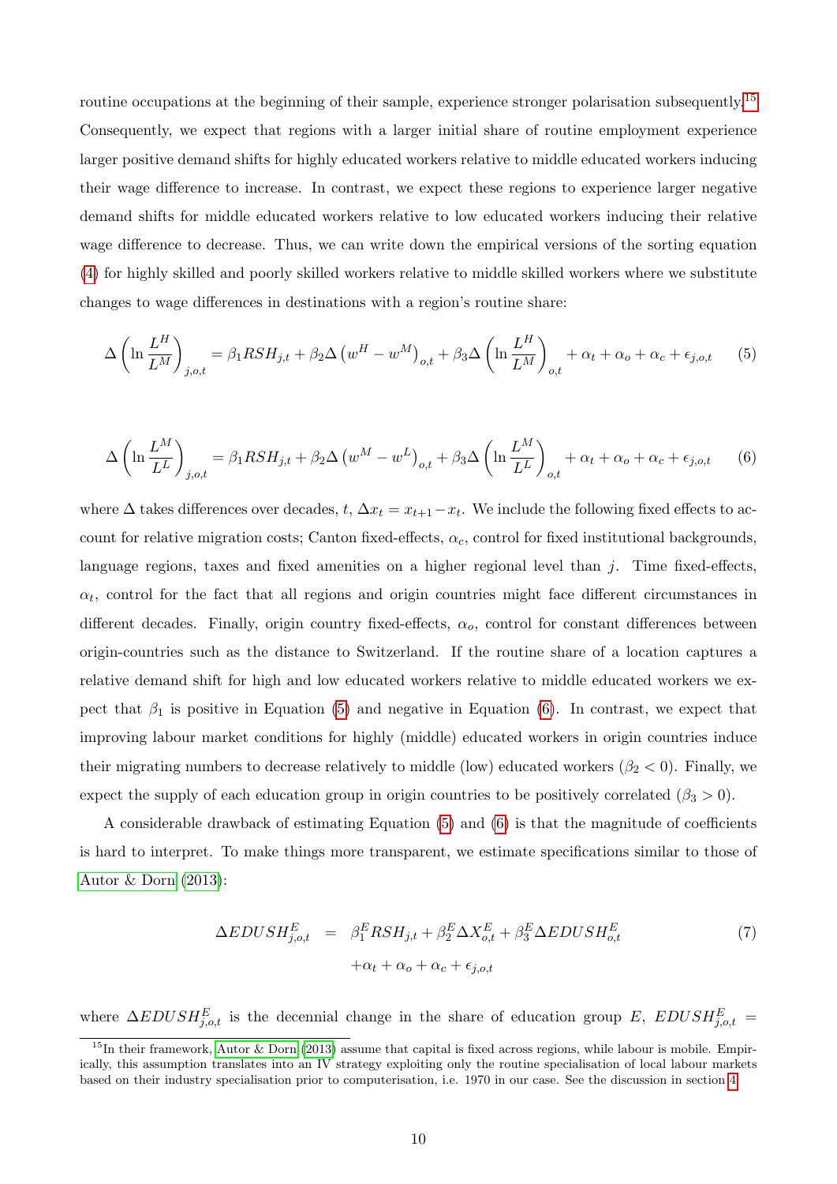routine occupations at the beginning of their sample, experience stronger polarisation subsequently.[15] Consequently, we expect that regions with a larger initial share of routine employment experience larger positive demand shifts for highly educated workers relative to middle educated workers inducing their wage difference to increase. In contrast, we expect these regions to experience larger negative demand shifts for middle educated workers relative to low educated workers inducing their relative wage difference to decrease. Thus, we can write down the empirical versions of the sorting equation (4) for highly skilled and poorly skilled workers relative to middle skilled workers where we substitute changes to wage differences in destinations with a region's routine share:

$$\Delta\left(\ln\frac{L^H}{L^M}\right)_{j,o,t} = \beta_1 RSH_{j,t} + \beta_2 \Delta\left(w^H - w^M\right)_{o,t} + \beta_3 \Delta\left(\ln\frac{L^H}{L^M}\right)_{o,t} + \alpha_t + \alpha_o + \alpha_c + \epsilon_{j,o,t} \tag{5}$$

$$\Delta\left(\ln\frac{L^M}{L^L}\right)_{j,o,t} = \beta_1 RSH_{j,t} + \beta_2 \Delta\left(w^M - w^L\right)_{o,t} + \beta_3 \Delta\left(\ln\frac{L^M}{L^L}\right)_{o,t} + \alpha_t + \alpha_o + \alpha_c + \epsilon_{j,o,t} \tag{6}$$

where $\Delta$ takes differences over decades, $t$, $\Delta x_t = x_{t+1} - x_t$. We include the following fixed effects to account for relative migration costs; Canton fixed-effects, $\alpha_c$, control for fixed institutional backgrounds, language regions, taxes and fixed amenities on a higher regional level than $j$. Time fixed-effects, $\alpha_t$, control for the fact that all regions and origin countries might face different circumstances in different decades. Finally, origin country fixed-effects, $\alpha_o$, control for constant differences between origin-countries such as the distance to Switzerland. If the routine share of a location captures a relative demand shift for high and low educated workers relative to middle educated workers we expect that $\beta_1$ is positive in Equation (5) and negative in Equation (6). In contrast, we expect that improving labour market conditions for highly (middle) educated workers in origin countries induce their migrating numbers to decrease relatively to middle (low) educated workers ($\beta_2 < 0$). Finally, we expect the supply of each education group in origin countries to be positively correlated ($\beta_3 > 0$).

A considerable drawback of estimating Equation (5) and (6) is that the magnitude of coefficients is hard to interpret. To make things more transparent, we estimate specifications similar to those of Autor & Dorn (2013):

$$\begin{aligned}\Delta EDUSH^E_{j,o,t} &= \beta^E_1 RSH_{j,t} + \beta^E_2 \Delta X^E_{o,t} + \beta^E_3 \Delta EDUSH^E_{o,t} \\ &\quad + \alpha_t + \alpha_o + \alpha_c + \epsilon_{j,o,t}\end{aligned} \tag{7}$$

where $\Delta EDUSH^E_{j,o,t}$ is the decennial change in the share of education group $E$, $EDUSH^E_{j,o,t} =$

[15] In their framework, Autor & Dorn (2013) assume that capital is fixed across regions, while labour is mobile. Empirically, this assumption translates into an IV strategy exploiting only the routine specialisation of local labour markets based on their industry specialisation prior to computerisation, i.e. 1970 in our case. See the discussion in section 4.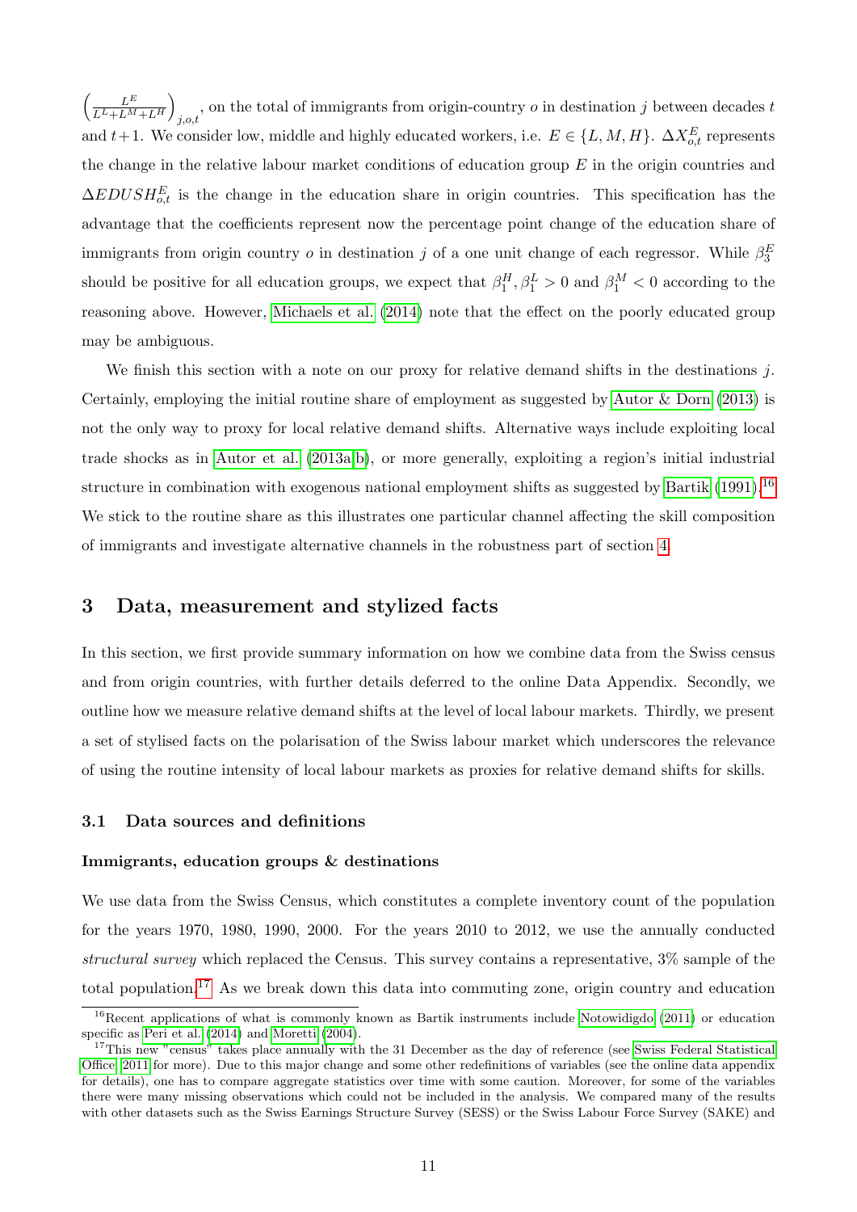$\left(\frac{L^E}{L^L+L^M+L^H}\right)_{j,o,t}$, on the total of immigrants from origin-country $o$ in destination $j$ between decades $t$ and $t+1$. We consider low, middle and highly educated workers, i.e. $E \in \{L, M, H\}$. $\Delta X^E_{o,t}$ represents the change in the relative labour market conditions of education group $E$ in the origin countries and $\Delta EDUSH^E_{o,t}$ is the change in the education share in origin countries. This specification has the advantage that the coefficients represent now the percentage point change of the education share of immigrants from origin country $o$ in destination $j$ of a one unit change of each regressor. While $\beta^E_3$ should be positive for all education groups, we expect that $\beta^H_1, \beta^L_1 > 0$ and $\beta^M_1 < 0$ according to the reasoning above. However, Michaels et al. (2014) note that the effect on the poorly educated group may be ambiguous.

We finish this section with a note on our proxy for relative demand shifts in the destinations $j$. Certainly, employing the initial routine share of employment as suggested by Autor & Dorn (2013) is not the only way to proxy for local relative demand shifts. Alternative ways include exploiting local trade shocks as in Autor et al. (2013a,b), or more generally, exploiting a region's initial industrial structure in combination with exogenous national employment shifts as suggested by Bartik (1991).[16] We stick to the routine share as this illustrates one particular channel affecting the skill composition of immigrants and investigate alternative channels in the robustness part of section 4.

# 3 Data, measurement and stylized facts

In this section, we first provide summary information on how we combine data from the Swiss census and from origin countries, with further details deferred to the online Data Appendix. Secondly, we outline how we measure relative demand shifts at the level of local labour markets. Thirdly, we present a set of stylised facts on the polarisation of the Swiss labour market which underscores the relevance of using the routine intensity of local labour markets as proxies for relative demand shifts for skills.

## 3.1 Data sources and definitions

**Immigrants, education groups & destinations**

We use data from the Swiss Census, which constitutes a complete inventory count of the population for the years 1970, 1980, 1990, 2000. For the years 2010 to 2012, we use the annually conducted *structural survey* which replaced the Census. This survey contains a representative, 3% sample of the total population.[17] As we break down this data into commuting zone, origin country and education

[16] Recent applications of what is commonly known as Bartik instruments include Notowidigdo (2011) or education specific as Peri et al. (2014) and Moretti (2004).

[17] This new "census" takes place annually with the 31 December as the day of reference (see Swiss Federal Statistical Office, 2011 for more). Due to this major change and some other redefinitions of variables (see the online data appendix for details), one has to compare aggregate statistics over time with some caution. Moreover, for some of the variables there were many missing observations which could not be included in the analysis. We compared many of the results with other datasets such as the Swiss Earnings Structure Survey (SESS) or the Swiss Labour Force Survey (SAKE) and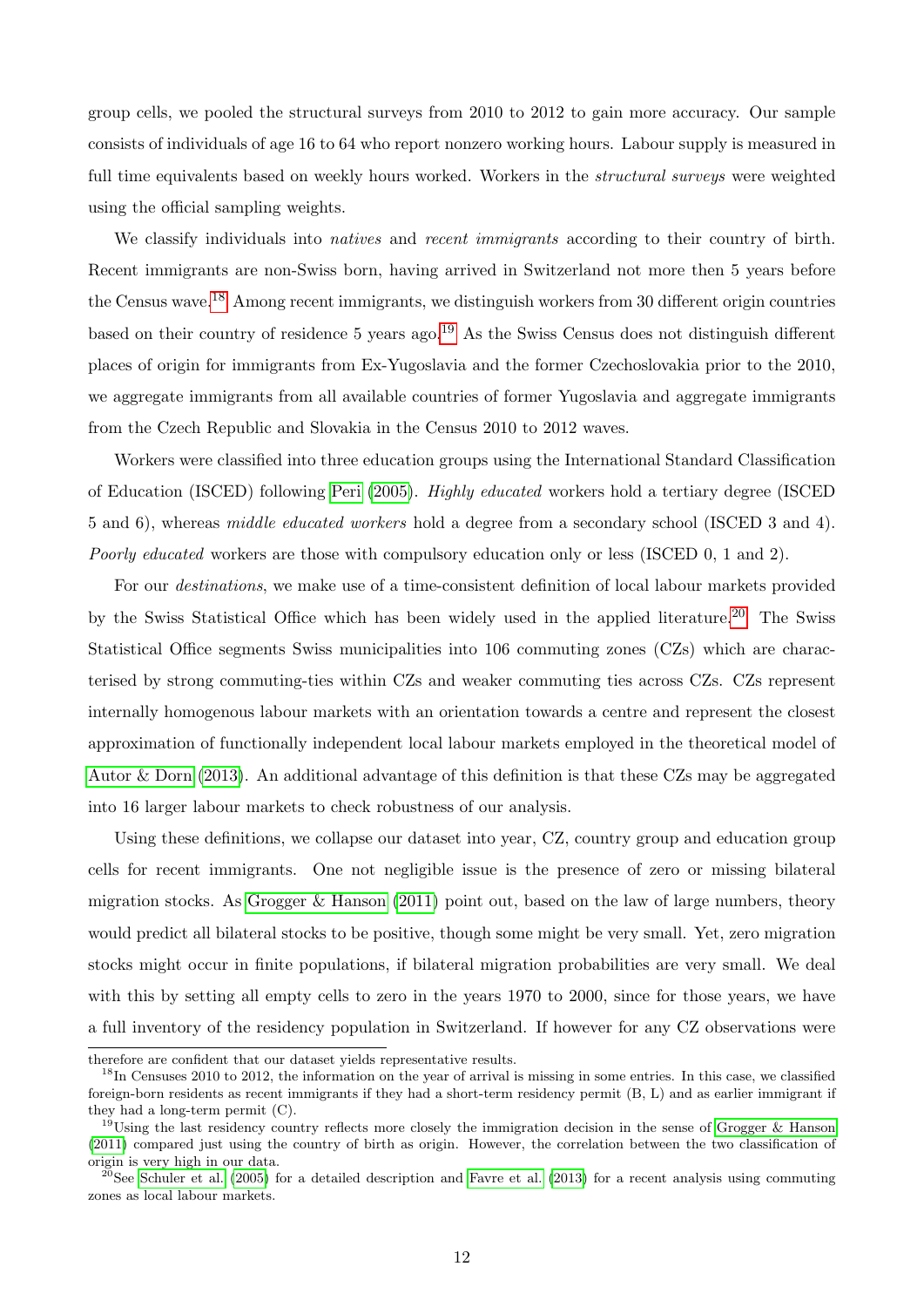group cells, we pooled the structural surveys from 2010 to 2012 to gain more accuracy. Our sample consists of individuals of age 16 to 64 who report nonzero working hours. Labour supply is measured in full time equivalents based on weekly hours worked. Workers in the *structural surveys* were weighted using the official sampling weights.

We classify individuals into *natives* and *recent immigrants* according to their country of birth. Recent immigrants are non-Swiss born, having arrived in Switzerland not more then 5 years before the Census wave.[18] Among recent immigrants, we distinguish workers from 30 different origin countries based on their country of residence 5 years ago.[19] As the Swiss Census does not distinguish different places of origin for immigrants from Ex-Yugoslavia and the former Czechoslovakia prior to the 2010, we aggregate immigrants from all available countries of former Yugoslavia and aggregate immigrants from the Czech Republic and Slovakia in the Census 2010 to 2012 waves.

Workers were classified into three education groups using the International Standard Classification of Education (ISCED) following Peri (2005). *Highly educated* workers hold a tertiary degree (ISCED 5 and 6), whereas *middle educated workers* hold a degree from a secondary school (ISCED 3 and 4). *Poorly educated* workers are those with compulsory education only or less (ISCED 0, 1 and 2).

For our *destinations*, we make use of a time-consistent definition of local labour markets provided by the Swiss Statistical Office which has been widely used in the applied literature.[20] The Swiss Statistical Office segments Swiss municipalities into 106 commuting zones (CZs) which are characterised by strong commuting-ties within CZs and weaker commuting ties across CZs. CZs represent internally homogenous labour markets with an orientation towards a centre and represent the closest approximation of functionally independent local labour markets employed in the theoretical model of Autor & Dorn (2013). An additional advantage of this definition is that these CZs may be aggregated into 16 larger labour markets to check robustness of our analysis.

Using these definitions, we collapse our dataset into year, CZ, country group and education group cells for recent immigrants. One not negligible issue is the presence of zero or missing bilateral migration stocks. As Grogger & Hanson (2011) point out, based on the law of large numbers, theory would predict all bilateral stocks to be positive, though some might be very small. Yet, zero migration stocks might occur in finite populations, if bilateral migration probabilities are very small. We deal with this by setting all empty cells to zero in the years 1970 to 2000, since for those years, we have a full inventory of the residency population in Switzerland. If however for any CZ observations were

therefore are confident that our dataset yields representative results.

[18] In Censuses 2010 to 2012, the information on the year of arrival is missing in some entries. In this case, we classified foreign-born residents as recent immigrants if they had a short-term residency permit (B, L) and as earlier immigrant if they had a long-term permit (C).

[19] Using the last residency country reflects more closely the immigration decision in the sense of Grogger & Hanson (2011) compared just using the country of birth as origin. However, the correlation between the two classification of origin is very high in our data.

[20] See Schuler et al. (2005) for a detailed description and Favre et al. (2013) for a recent analysis using commuting zones as local labour markets.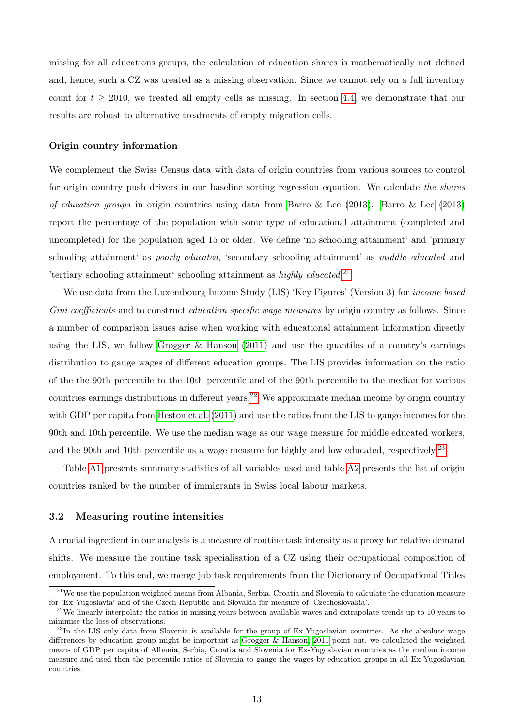missing for all educations groups, the calculation of education shares is mathematically not defined and, hence, such a CZ was treated as a missing observation. Since we cannot rely on a full inventory count for $t \geq 2010$, we treated all empty cells as missing. In section 4.4, we demonstrate that our results are robust to alternative treatments of empty migration cells.

#### Origin country information

We complement the Swiss Census data with data of origin countries from various sources to control for origin country push drivers in our baseline sorting regression equation. We calculate *the shares of education groups* in origin countries using data from Barro & Lee (2013). Barro & Lee (2013) report the percentage of the population with some type of educational attainment (completed and uncompleted) for the population aged 15 or older. We define 'no schooling attainment' and 'primary schooling attainment' as *poorly educated*, 'secondary schooling attainment' as *middle educated* and 'tertiary schooling attainment' schooling attainment as *highly educated*.[21]

We use data from the Luxembourg Income Study (LIS) 'Key Figures' (Version 3) for *income based Gini coefficients* and to construct *education specific wage measures* by origin country as follows. Since a number of comparison issues arise when working with educational attainment information directly using the LIS, we follow Grogger & Hanson (2011) and use the quantiles of a country's earnings distribution to gauge wages of different education groups. The LIS provides information on the ratio of the the 90th percentile to the 10th percentile and of the 90th percentile to the median for various countries earnings distributions in different years.[22] We approximate median income by origin country with GDP per capita from Heston et al. (2011) and use the ratios from the LIS to gauge incomes for the 90th and 10th percentile. We use the median wage as our wage measure for middle educated workers, and the 90th and 10th percentile as a wage measure for highly and low educated, respectively.[23]

Table A1 presents summary statistics of all variables used and table A2 presents the list of origin countries ranked by the number of immigrants in Swiss local labour markets.

### 3.2 Measuring routine intensities

A crucial ingredient in our analysis is a measure of routine task intensity as a proxy for relative demand shifts. We measure the routine task specialisation of a CZ using their occupational composition of employment. To this end, we merge job task requirements from the Dictionary of Occupational Titles

---

[21] We use the population weighted means from Albania, Serbia, Croatia and Slovenia to calculate the education measure for 'Ex-Yugoslavia' and of the Czech Republic and Slovakia for measure of 'Czechoslovakia'.

[22] We linearly interpolate the ratios in missing years between available waves and extrapolate trends up to 10 years to minimise the loss of observations.

[23] In the LIS only data from Slovenia is available for the group of Ex-Yugoslavian countries. As the absolute wage differences by education group might be important as Grogger & Hanson, 2011 point out, we calculated the weighted means of GDP per capita of Albania, Serbia, Croatia and Slovenia for Ex-Yugoslavian countries as the median income measure and used then the percentile ratios of Slovenia to gauge the wages by education groups in all Ex-Yugoslavian countries.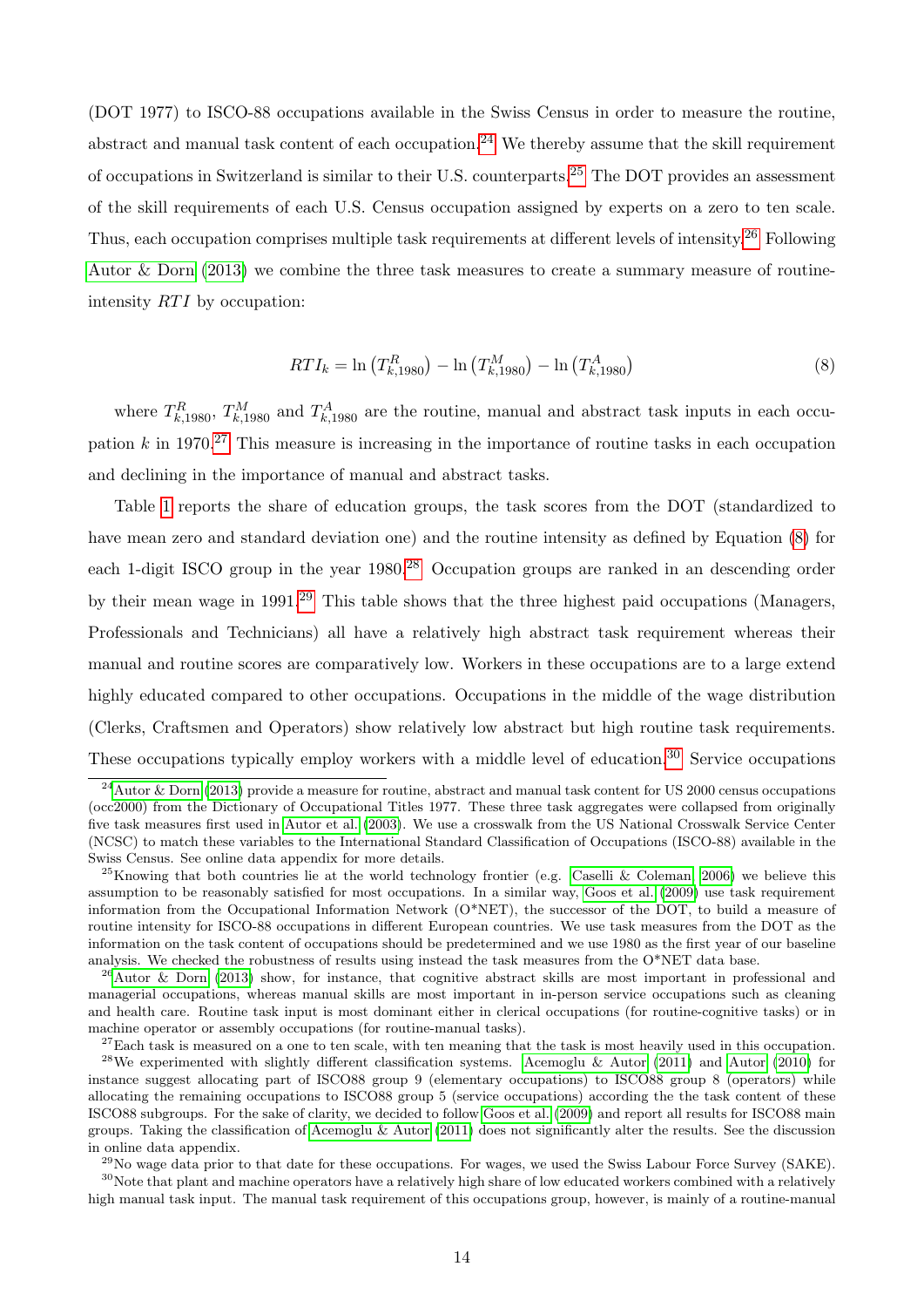(DOT 1977) to ISCO-88 occupations available in the Swiss Census in order to measure the routine, abstract and manual task content of each occupation.[24] We thereby assume that the skill requirement of occupations in Switzerland is similar to their U.S. counterparts.[25] The DOT provides an assessment of the skill requirements of each U.S. Census occupation assigned by experts on a zero to ten scale. Thus, each occupation comprises multiple task requirements at different levels of intensity.[26] Following Autor & Dorn (2013) we combine the three task measures to create a summary measure of routine-intensity $RTI$ by occupation:

$$RTI_k = \ln\left(T^R_{k,1980}\right) - \ln\left(T^M_{k,1980}\right) - \ln\left(T^A_{k,1980}\right) \tag{8}$$

where $T^R_{k,1980}$, $T^M_{k,1980}$ and $T^A_{k,1980}$ are the routine, manual and abstract task inputs in each occupation $k$ in 1970.[27] This measure is increasing in the importance of routine tasks in each occupation and declining in the importance of manual and abstract tasks.

Table 1 reports the share of education groups, the task scores from the DOT (standardized to have mean zero and standard deviation one) and the routine intensity as defined by Equation (8) for each 1-digit ISCO group in the year 1980.[28] Occupation groups are ranked in an descending order by their mean wage in 1991.[29] This table shows that the three highest paid occupations (Managers, Professionals and Technicians) all have a relatively high abstract task requirement whereas their manual and routine scores are comparatively low. Workers in these occupations are to a large extend highly educated compared to other occupations. Occupations in the middle of the wage distribution (Clerks, Craftsmen and Operators) show relatively low abstract but high routine task requirements. These occupations typically employ workers with a middle level of education.[30] Service occupations

---

[24] Autor & Dorn (2013) provide a measure for routine, abstract and manual task content for US 2000 census occupations (occ2000) from the Dictionary of Occupational Titles 1977. These three task aggregates were collapsed from originally five task measures first used in Autor et al. (2003). We use a crosswalk from the US National Crosswalk Service Center (NCSC) to match these variables to the International Standard Classification of Occupations (ISCO-88) available in the Swiss Census. See online data appendix for more details.

[25] Knowing that both countries lie at the world technology frontier (e.g. Caselli & Coleman 2006) we believe this assumption to be reasonably satisfied for most occupations. In a similar way, Goos et al. (2009) use task requirement information from the Occupational Information Network (O*NET), the successor of the DOT, to build a measure of routine intensity for ISCO-88 occupations in different European countries. We use task measures from the DOT as the information on the task content of occupations should be predetermined and we use 1980 as the first year of our baseline analysis. We checked the robustness of results using instead the task measures from the O*NET data base.

[26] Autor & Dorn (2013) show, for instance, that cognitive abstract skills are most important in professional and managerial occupations, whereas manual skills are most important in in-person service occupations such as cleaning and health care. Routine task input is most dominant either in clerical occupations (for routine-cognitive tasks) or in machine operator or assembly occupations (for routine-manual tasks).

[27] Each task is measured on a one to ten scale, with ten meaning that the task is most heavily used in this occupation.

[28] We experimented with slightly different classification systems. Acemoglu & Autor (2011) and Autor (2010) for instance suggest allocating part of ISCO88 group 9 (elementary occupations) to ISCO88 group 8 (operators) while allocating the remaining occupations to ISCO88 group 5 (service occupations) according the the task content of these ISCO88 subgroups. For the sake of clarity, we decided to follow Goos et al. (2009) and report all results for ISCO88 main groups. Taking the classification of Acemoglu & Autor (2011) does not significantly alter the results. See the discussion in online data appendix.

[29] No wage data prior to that date for these occupations. For wages, we used the Swiss Labour Force Survey (SAKE).

[30] Note that plant and machine operators have a relatively high share of low educated workers combined with a relatively high manual task input. The manual task requirement of this occupations group, however, is mainly of a routine-manual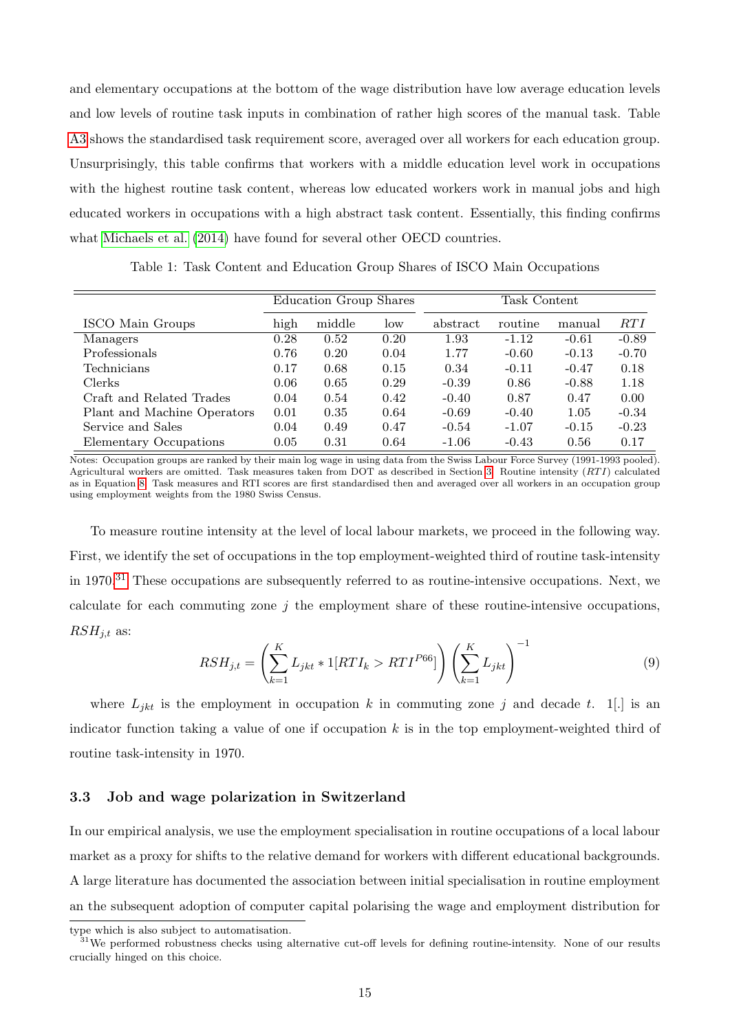and elementary occupations at the bottom of the wage distribution have low average education levels and low levels of routine task inputs in combination of rather high scores of the manual task. Table A3 shows the standardised task requirement score, averaged over all workers for each education group. Unsurprisingly, this table confirms that workers with a middle education level work in occupations with the highest routine task content, whereas low educated workers work in manual jobs and high educated workers in occupations with a high abstract task content. Essentially, this finding confirms what Michaels et al. (2014) have found for several other OECD countries.

Table 1: Task Content and Education Group Shares of ISCO Main Occupations

| | Education Group Shares | | | Task Content | | | |
|---|---|---|---|---|---|---|---|
| ISCO Main Groups | high | middle | low | abstract | routine | manual | *RTI* |
| Managers | 0.28 | 0.52 | 0.20 | 1.93 | -1.12 | -0.61 | -0.89 |
| Professionals | 0.76 | 0.20 | 0.04 | 1.77 | -0.60 | -0.13 | -0.70 |
| Technicians | 0.17 | 0.68 | 0.15 | 0.34 | -0.11 | -0.47 | 0.18 |
| Clerks | 0.06 | 0.65 | 0.29 | -0.39 | 0.86 | -0.88 | 1.18 |
| Craft and Related Trades | 0.04 | 0.54 | 0.42 | -0.40 | 0.87 | 0.47 | 0.00 |
| Plant and Machine Operators | 0.01 | 0.35 | 0.64 | -0.69 | -0.40 | 1.05 | -0.34 |
| Service and Sales | 0.04 | 0.49 | 0.47 | -0.54 | -1.07 | -0.15 | -0.23 |
| Elementary Occupations | 0.05 | 0.31 | 0.64 | -1.06 | -0.43 | 0.56 | 0.17 |

Notes: Occupation groups are ranked by their main log wage in using data from the Swiss Labour Force Survey (1991-1993 pooled). Agricultural workers are omitted. Task measures taken from DOT as described in Section 3. Routine intensity (*RTI*) calculated as in Equation 8. Task measures and RTI scores are first standardised then and averaged over all workers in an occupation group using employment weights from the 1980 Swiss Census.

To measure routine intensity at the level of local labour markets, we proceed in the following way. First, we identify the set of occupations in the top employment-weighted third of routine task-intensity in 1970.[31] These occupations are subsequently referred to as routine-intensive occupations. Next, we calculate for each commuting zone $j$ the employment share of these routine-intensive occupations, $RSH_{j,t}$ as:

$$RSH_{j,t} = \left( \sum_{k=1}^{K} L_{jkt} * 1[RTI_k > RTI^{P66}] \right) \left( \sum_{k=1}^{K} L_{jkt} \right)^{-1} \tag{9}$$

where $L_{jkt}$ is the employment in occupation $k$ in commuting zone $j$ and decade $t$. $1[.]$ is an indicator function taking a value of one if occupation $k$ is in the top employment-weighted third of routine task-intensity in 1970.

### 3.3 Job and wage polarization in Switzerland

In our empirical analysis, we use the employment specialisation in routine occupations of a local labour market as a proxy for shifts to the relative demand for workers with different educational backgrounds. A large literature has documented the association between initial specialisation in routine employment an the subsequent adoption of computer capital polarising the wage and employment distribution for

type which is also subject to automatisation.

[31] We performed robustness checks using alternative cut-off levels for defining routine-intensity. None of our results crucially hinged on this choice.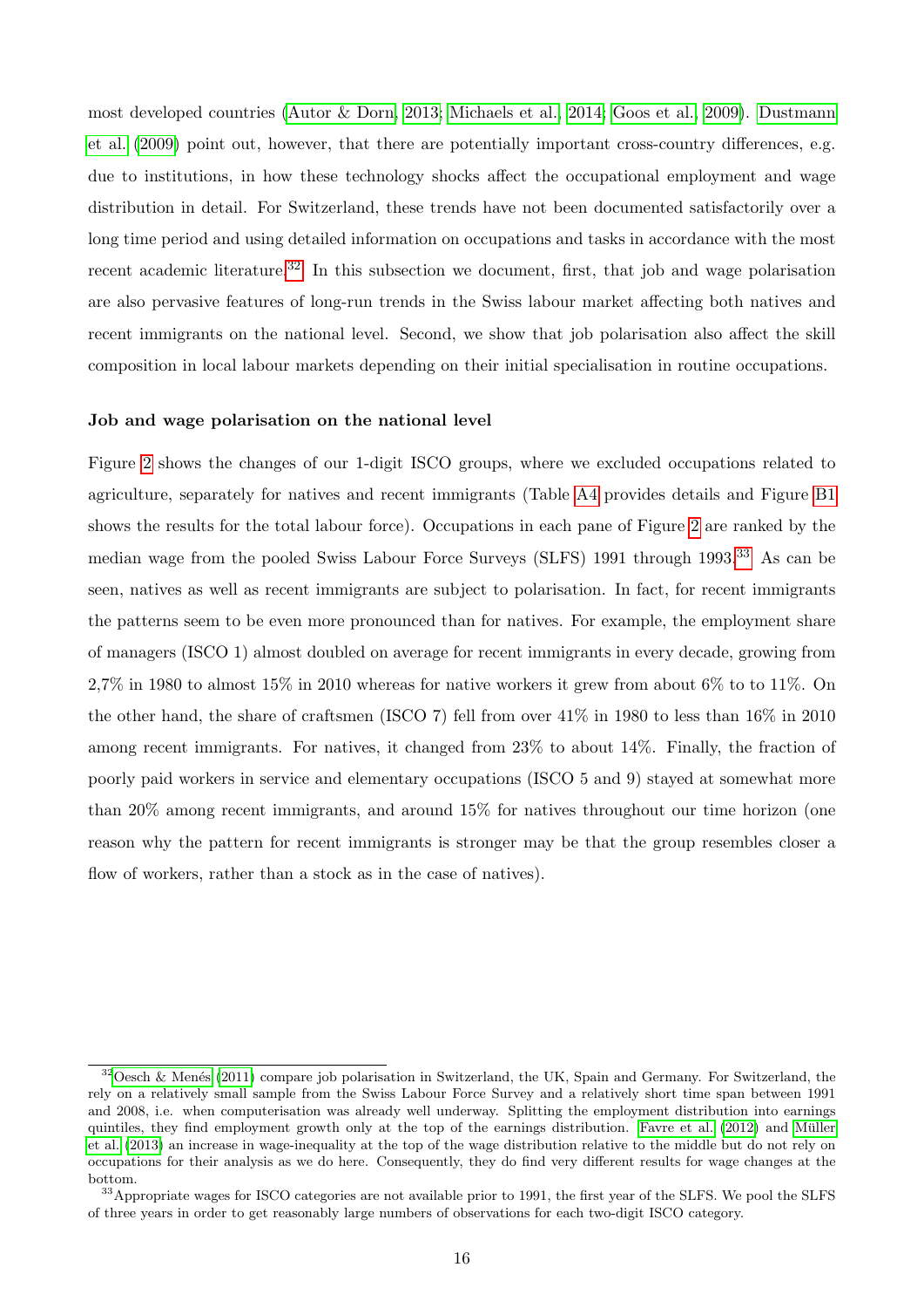most developed countries (Autor & Dorn, 2013; Michaels et al., 2014; Goos et al., 2009). Dustmann et al. (2009) point out, however, that there are potentially important cross-country differences, e.g. due to institutions, in how these technology shocks affect the occupational employment and wage distribution in detail. For Switzerland, these trends have not been documented satisfactorily over a long time period and using detailed information on occupations and tasks in accordance with the most recent academic literature.[32] In this subsection we document, first, that job and wage polarisation are also pervasive features of long-run trends in the Swiss labour market affecting both natives and recent immigrants on the national level. Second, we show that job polarisation also affect the skill composition in local labour markets depending on their initial specialisation in routine occupations.

**Job and wage polarisation on the national level**

Figure 2 shows the changes of our 1-digit ISCO groups, where we excluded occupations related to agriculture, separately for natives and recent immigrants (Table A4 provides details and Figure B1 shows the results for the total labour force). Occupations in each pane of Figure 2 are ranked by the median wage from the pooled Swiss Labour Force Surveys (SLFS) 1991 through 1993.[33] As can be seen, natives as well as recent immigrants are subject to polarisation. In fact, for recent immigrants the patterns seem to be even more pronounced than for natives. For example, the employment share of managers (ISCO 1) almost doubled on average for recent immigrants in every decade, growing from 2,7% in 1980 to almost 15% in 2010 whereas for native workers it grew from about 6% to to 11%. On the other hand, the share of craftsmen (ISCO 7) fell from over 41% in 1980 to less than 16% in 2010 among recent immigrants. For natives, it changed from 23% to about 14%. Finally, the fraction of poorly paid workers in service and elementary occupations (ISCO 5 and 9) stayed at somewhat more than 20% among recent immigrants, and around 15% for natives throughout our time horizon (one reason why the pattern for recent immigrants is stronger may be that the group resembles closer a flow of workers, rather than a stock as in the case of natives).

---

[32] Oesch & Menés (2011) compare job polarisation in Switzerland, the UK, Spain and Germany. For Switzerland, the rely on a relatively small sample from the Swiss Labour Force Survey and a relatively short time span between 1991 and 2008, i.e. when computerisation was already well underway. Splitting the employment distribution into earnings quintiles, they find employment growth only at the top of the earnings distribution. Favre et al. (2012) and Müller et al. (2013) an increase in wage-inequality at the top of the wage distribution relative to the middle but do not rely on occupations for their analysis as we do here. Consequently, they do find very different results for wage changes at the bottom.

[33] Appropriate wages for ISCO categories are not available prior to 1991, the first year of the SLFS. We pool the SLFS of three years in order to get reasonably large numbers of observations for each two-digit ISCO category.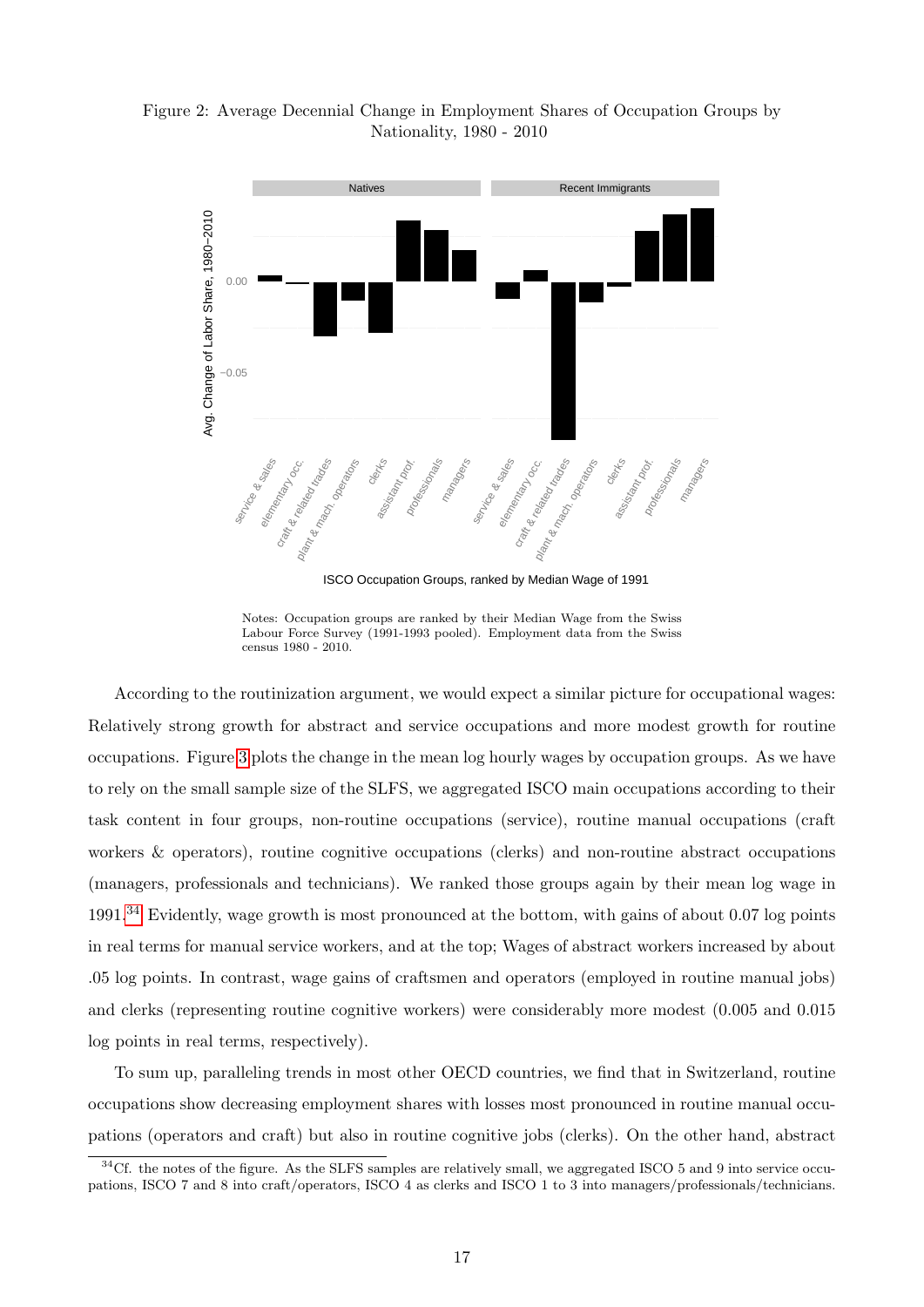Figure 2: Average Decennial Change in Employment Shares of Occupation Groups by Nationality, 1980 - 2010

Notes: Occupation groups are ranked by their Median Wage from the Swiss Labour Force Survey (1991-1993 pooled). Employment data from the Swiss census 1980 - 2010.

According to the routinization argument, we would expect a similar picture for occupational wages: Relatively strong growth for abstract and service occupations and more modest growth for routine occupations. Figure 3 plots the change in the mean log hourly wages by occupation groups. As we have to rely on the small sample size of the SLFS, we aggregated ISCO main occupations according to their task content in four groups, non-routine occupations (service), routine manual occupations (craft workers & operators), routine cognitive occupations (clerks) and non-routine abstract occupations (managers, professionals and technicians). We ranked those groups again by their mean log wage in 1991.[34] Evidently, wage growth is most pronounced at the bottom, with gains of about 0.07 log points in real terms for manual service workers, and at the top; Wages of abstract workers increased by about .05 log points. In contrast, wage gains of craftsmen and operators (employed in routine manual jobs) and clerks (representing routine cognitive workers) were considerably more modest (0.005 and 0.015 log points in real terms, respectively).

To sum up, paralleling trends in most other OECD countries, we find that in Switzerland, routine occupations show decreasing employment shares with losses most pronounced in routine manual occupations (operators and craft) but also in routine cognitive jobs (clerks). On the other hand, abstract

[34] Cf. the notes of the figure. As the SLFS samples are relatively small, we aggregated ISCO 5 and 9 into service occupations, ISCO 7 and 8 into craft/operators, ISCO 4 as clerks and ISCO 1 to 3 into managers/professionals/technicians.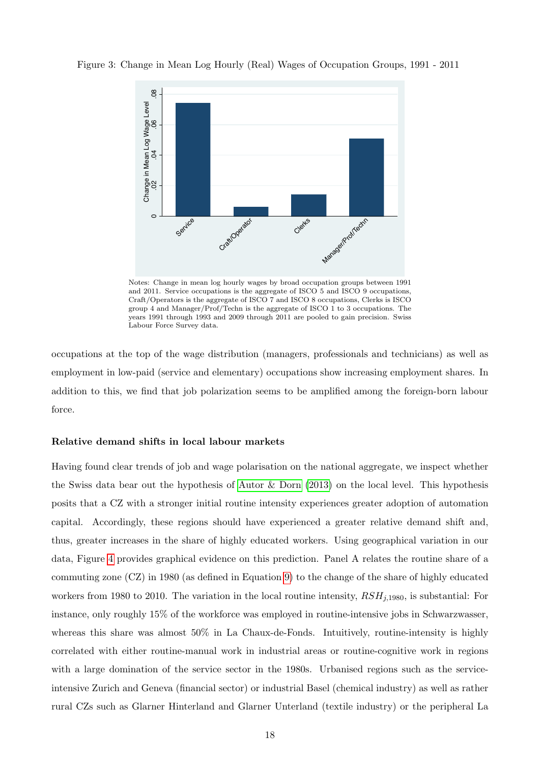Figure 3: Change in Mean Log Hourly (Real) Wages of Occupation Groups, 1991 - 2011

Notes: Change in mean log hourly wages by broad occupation groups between 1991 and 2011. Service occupations is the aggregate of ISCO 5 and ISCO 9 occupations, Craft/Operators is the aggregate of ISCO 7 and ISCO 8 occupations, Clerks is ISCO group 4 and Manager/Prof/Techn is the aggregate of ISCO 1 to 3 occupations. The years 1991 through 1993 and 2009 through 2011 are pooled to gain precision. Swiss Labour Force Survey data.

occupations at the top of the wage distribution (managers, professionals and technicians) as well as employment in low-paid (service and elementary) occupations show increasing employment shares. In addition to this, we find that job polarization seems to be amplified among the foreign-born labour force.

**Relative demand shifts in local labour markets**

Having found clear trends of job and wage polarisation on the national aggregate, we inspect whether the Swiss data bear out the hypothesis of Autor & Dorn (2013) on the local level. This hypothesis posits that a CZ with a stronger initial routine intensity experiences greater adoption of automation capital. Accordingly, these regions should have experienced a greater relative demand shift and, thus, greater increases in the share of highly educated workers. Using geographical variation in our data, Figure 4 provides graphical evidence on this prediction. Panel A relates the routine share of a commuting zone (CZ) in 1980 (as defined in Equation 9) to the change of the share of highly educated workers from 1980 to 2010. The variation in the local routine intensity, $RSH_{j,1980}$, is substantial: For instance, only roughly 15% of the workforce was employed in routine-intensive jobs in Schwarzwasser, whereas this share was almost 50% in La Chaux-de-Fonds. Intuitively, routine-intensity is highly correlated with either routine-manual work in industrial areas or routine-cognitive work in regions with a large domination of the service sector in the 1980s. Urbanised regions such as the service-intensive Zurich and Geneva (financial sector) or industrial Basel (chemical industry) as well as rather rural CZs such as Glarner Hinterland and Glarner Unterland (textile industry) or the peripheral La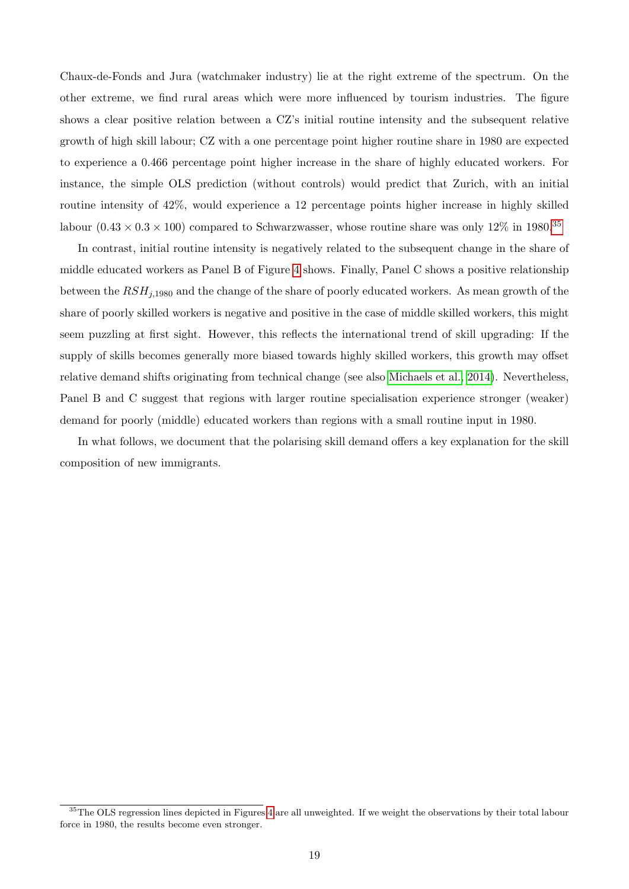Chaux-de-Fonds and Jura (watchmaker industry) lie at the right extreme of the spectrum. On the other extreme, we find rural areas which were more influenced by tourism industries. The figure shows a clear positive relation between a CZ's initial routine intensity and the subsequent relative growth of high skill labour; CZ with a one percentage point higher routine share in 1980 are expected to experience a 0.466 percentage point higher increase in the share of highly educated workers. For instance, the simple OLS prediction (without controls) would predict that Zurich, with an initial routine intensity of 42%, would experience a 12 percentage points higher increase in highly skilled labour ($0.43 \times 0.3 \times 100$) compared to Schwarzwasser, whose routine share was only 12% in 1980.[35]

In contrast, initial routine intensity is negatively related to the subsequent change in the share of middle educated workers as Panel B of Figure 4 shows. Finally, Panel C shows a positive relationship between the $RSH_{j,1980}$ and the change of the share of poorly educated workers. As mean growth of the share of poorly skilled workers is negative and positive in the case of middle skilled workers, this might seem puzzling at first sight. However, this reflects the international trend of skill upgrading: If the supply of skills becomes generally more biased towards highly skilled workers, this growth may offset relative demand shifts originating from technical change (see also Michaels et al., 2014). Nevertheless, Panel B and C suggest that regions with larger routine specialisation experience stronger (weaker) demand for poorly (middle) educated workers than regions with a small routine input in 1980.

In what follows, we document that the polarising skill demand offers a key explanation for the skill composition of new immigrants.

[35] The OLS regression lines depicted in Figures 4 are all unweighted. If we weight the observations by their total labour force in 1980, the results become even stronger.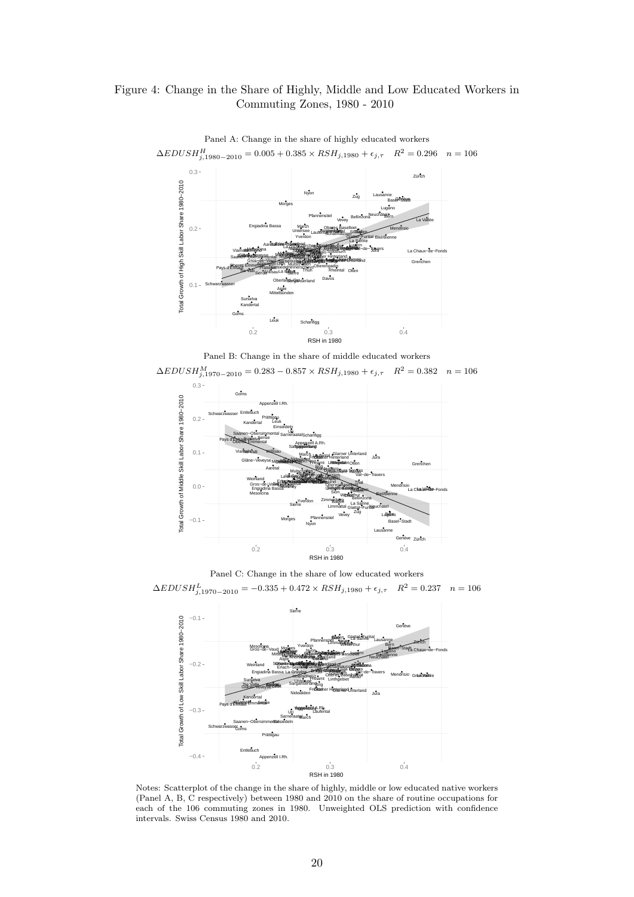Figure 4: Change in the Share of Highly, Middle and Low Educated Workers in Commuting Zones, 1980 - 2010

Panel A: Change in the share of highly educated workers

$\Delta EDUSH^{H}_{j,1980-2010} = 0.005 + 0.385 \times RSH_{j,1980} + \epsilon_{j,\tau} \quad R^2 = 0.296 \quad n = 106$

Panel B: Change in the share of middle educated workers

$\Delta EDUSH^{M}_{j,1970-2010} = 0.283 - 0.857 \times RSH_{j,1980} + \epsilon_{j,\tau} \quad R^2 = 0.382 \quad n = 106$

Panel C: Change in the share of low educated workers

$\Delta EDUSH^{L}_{j,1970-2010} = -0.335 + 0.472 \times RSH_{j,1980} + \epsilon_{j,\tau} \quad R^2 = 0.237 \quad n = 106$

Notes: Scatterplot of the change in the share of highly, middle or low educated native workers (Panel A, B, C respectively) between 1980 and 2010 on the share of routine occupations for each of the 106 commuting zones in 1980. Unweighted OLS prediction with confidence intervals. Swiss Census 1980 and 2010.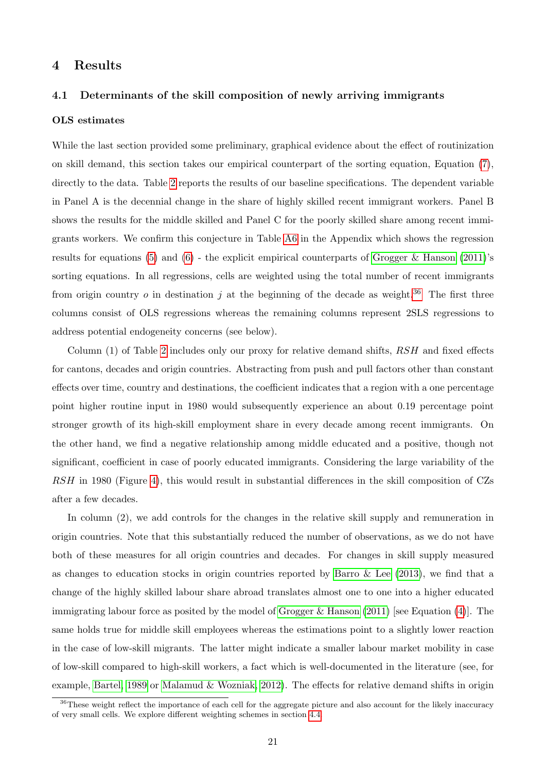# 4 Results

## 4.1 Determinants of the skill composition of newly arriving immigrants

### OLS estimates

While the last section provided some preliminary, graphical evidence about the effect of routinization on skill demand, this section takes our empirical counterpart of the sorting equation, Equation (7), directly to the data. Table 2 reports the results of our baseline specifications. The dependent variable in Panel A is the decennial change in the share of highly skilled recent immigrant workers. Panel B shows the results for the middle skilled and Panel C for the poorly skilled share among recent immigrants workers. We confirm this conjecture in Table A6 in the Appendix which shows the regression results for equations (5) and (6) - the explicit empirical counterparts of Grogger & Hanson (2011)'s sorting equations. In all regressions, cells are weighted using the total number of recent immigrants from origin country $o$ in destination $j$ at the beginning of the decade as weight.[36] The first three columns consist of OLS regressions whereas the remaining columns represent 2SLS regressions to address potential endogeneity concerns (see below).

Column (1) of Table 2 includes only our proxy for relative demand shifts, $RSH$ and fixed effects for cantons, decades and origin countries. Abstracting from push and pull factors other than constant effects over time, country and destinations, the coefficient indicates that a region with a one percentage point higher routine input in 1980 would subsequently experience an about 0.19 percentage point stronger growth of its high-skill employment share in every decade among recent immigrants. On the other hand, we find a negative relationship among middle educated and a positive, though not significant, coefficient in case of poorly educated immigrants. Considering the large variability of the $RSH$ in 1980 (Figure 4), this would result in substantial differences in the skill composition of CZs after a few decades.

In column (2), we add controls for the changes in the relative skill supply and remuneration in origin countries. Note that this substantially reduced the number of observations, as we do not have both of these measures for all origin countries and decades. For changes in skill supply measured as changes to education stocks in origin countries reported by Barro & Lee (2013), we find that a change of the highly skilled labour share abroad translates almost one to one into a higher educated immigrating labour force as posited by the model of Grogger & Hanson (2011) [see Equation (4)]. The same holds true for middle skill employees whereas the estimations point to a slightly lower reaction in the case of low-skill migrants. The latter might indicate a smaller labour market mobility in case of low-skill compared to high-skill workers, a fact which is well-documented in the literature (see, for example, Bartel, 1989 or Malamud & Wozniak, 2012). The effects for relative demand shifts in origin

[36] These weight reflect the importance of each cell for the aggregate picture and also account for the likely inaccuracy of very small cells. We explore different weighting schemes in section 4.4.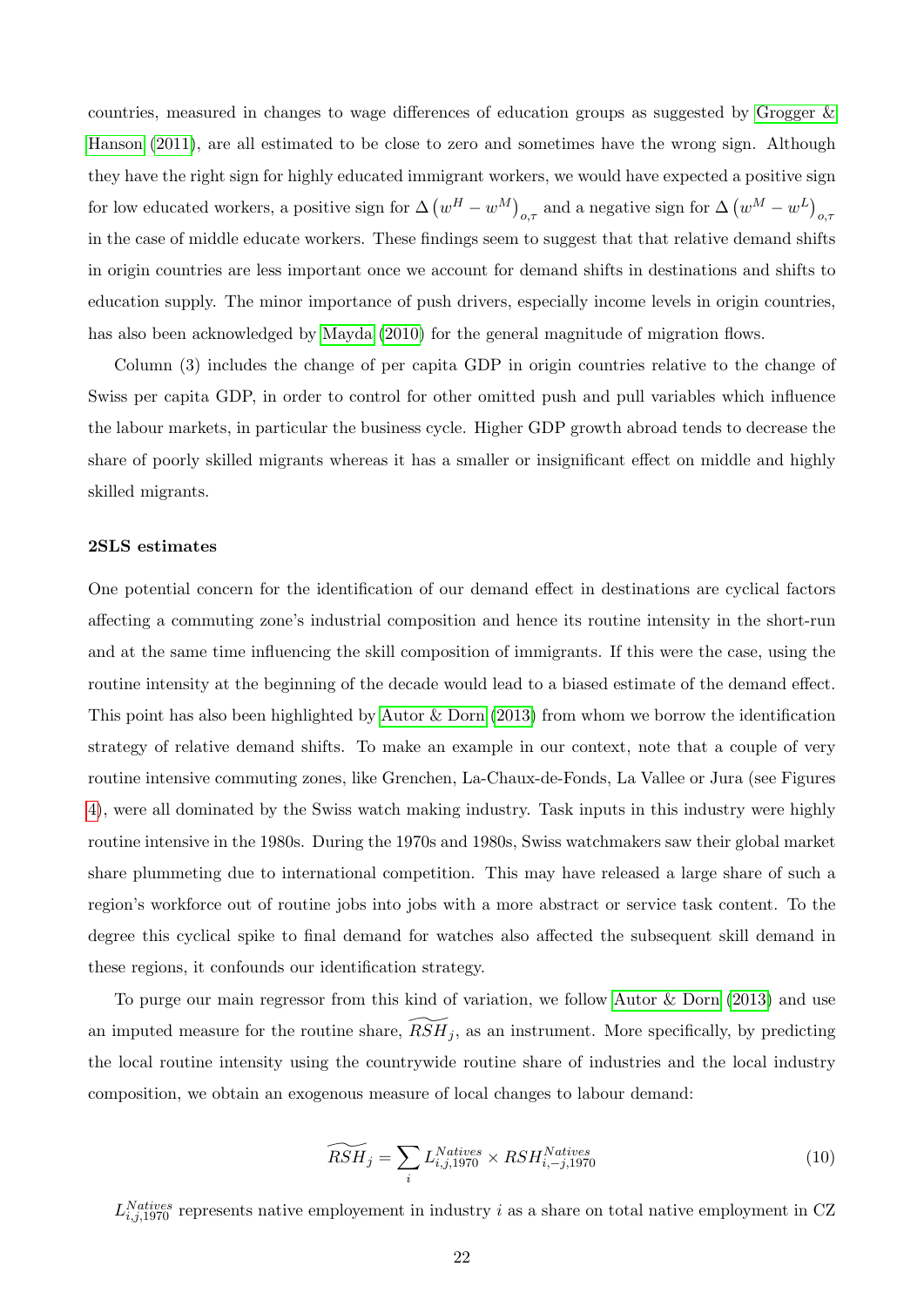countries, measured in changes to wage differences of education groups as suggested by Grogger & Hanson (2011), are all estimated to be close to zero and sometimes have the wrong sign. Although they have the right sign for highly educated immigrant workers, we would have expected a positive sign for low educated workers, a positive sign for $\Delta\left(w^{H}-w^{M}\right)_{o,\tau}$ and a negative sign for $\Delta\left(w^{M}-w^{L}\right)_{o,\tau}$ in the case of middle educate workers. These findings seem to suggest that that relative demand shifts in origin countries are less important once we account for demand shifts in destinations and shifts to education supply. The minor importance of push drivers, especially income levels in origin countries, has also been acknowledged by Mayda (2010) for the general magnitude of migration flows.

Column (3) includes the change of per capita GDP in origin countries relative to the change of Swiss per capita GDP, in order to control for other omitted push and pull variables which influence the labour markets, in particular the business cycle. Higher GDP growth abroad tends to decrease the share of poorly skilled migrants whereas it has a smaller or insignificant effect on middle and highly skilled migrants.

**2SLS estimates**

One potential concern for the identification of our demand effect in destinations are cyclical factors affecting a commuting zone's industrial composition and hence its routine intensity in the short-run and at the same time influencing the skill composition of immigrants. If this were the case, using the routine intensity at the beginning of the decade would lead to a biased estimate of the demand effect. This point has also been highlighted by Autor & Dorn (2013) from whom we borrow the identification strategy of relative demand shifts. To make an example in our context, note that a couple of very routine intensive commuting zones, like Grenchen, La-Chaux-de-Fonds, La Vallee or Jura (see Figures 4), were all dominated by the Swiss watch making industry. Task inputs in this industry were highly routine intensive in the 1980s. During the 1970s and 1980s, Swiss watchmakers saw their global market share plummeting due to international competition. This may have released a large share of such a region's workforce out of routine jobs into jobs with a more abstract or service task content. To the degree this cyclical spike to final demand for watches also affected the subsequent skill demand in these regions, it confounds our identification strategy.

To purge our main regressor from this kind of variation, we follow Autor & Dorn (2013) and use an imputed measure for the routine share, $\widetilde{RSH}_j$, as an instrument. More specifically, by predicting the local routine intensity using the countrywide routine share of industries and the local industry composition, we obtain an exogenous measure of local changes to labour demand:

$$\widetilde{RSH}_j = \sum_i L_{i,j,1970}^{Natives} \times RSH_{i,-j,1970}^{Natives} \tag{10}$$

$L_{i,j,1970}^{Natives}$ represents native employement in industry $i$ as a share on total native employment in CZ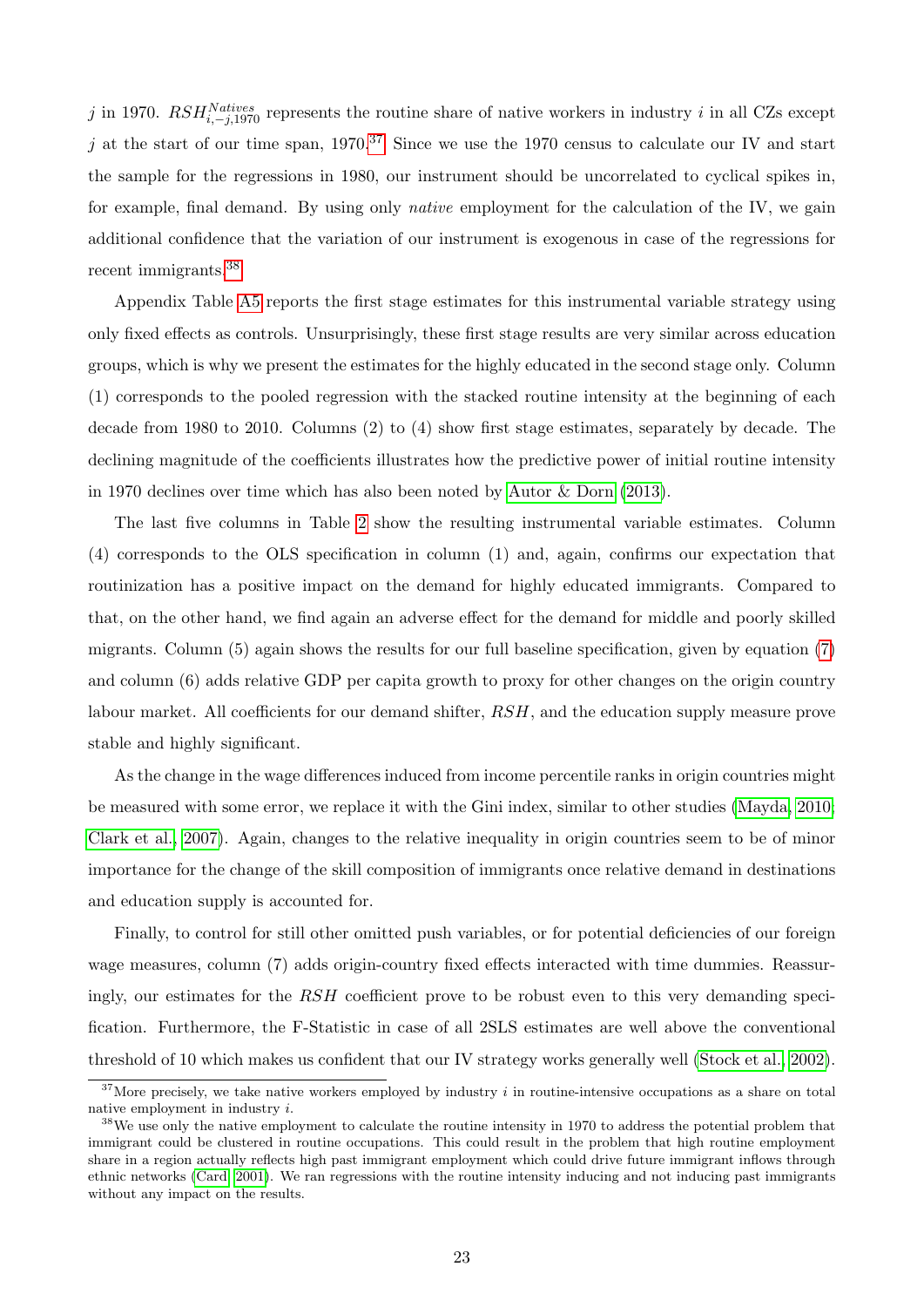$j$ in 1970. $RSH^{Natives}_{i,-j,1970}$ represents the routine share of native workers in industry $i$ in all CZs except $j$ at the start of our time span, 1970.[37] Since we use the 1970 census to calculate our IV and start the sample for the regressions in 1980, our instrument should be uncorrelated to cyclical spikes in, for example, final demand. By using only *native* employment for the calculation of the IV, we gain additional confidence that the variation of our instrument is exogenous in case of the regressions for recent immigrants.[38]

Appendix Table A5 reports the first stage estimates for this instrumental variable strategy using only fixed effects as controls. Unsurprisingly, these first stage results are very similar across education groups, which is why we present the estimates for the highly educated in the second stage only. Column (1) corresponds to the pooled regression with the stacked routine intensity at the beginning of each decade from 1980 to 2010. Columns (2) to (4) show first stage estimates, separately by decade. The declining magnitude of the coefficients illustrates how the predictive power of initial routine intensity in 1970 declines over time which has also been noted by Autor & Dorn (2013).

The last five columns in Table 2 show the resulting instrumental variable estimates. Column (4) corresponds to the OLS specification in column (1) and, again, confirms our expectation that routinization has a positive impact on the demand for highly educated immigrants. Compared to that, on the other hand, we find again an adverse effect for the demand for middle and poorly skilled migrants. Column (5) again shows the results for our full baseline specification, given by equation (7) and column (6) adds relative GDP per capita growth to proxy for other changes on the origin country labour market. All coefficients for our demand shifter, $RSH$, and the education supply measure prove stable and highly significant.

As the change in the wage differences induced from income percentile ranks in origin countries might be measured with some error, we replace it with the Gini index, similar to other studies (Mayda, 2010; Clark et al., 2007). Again, changes to the relative inequality in origin countries seem to be of minor importance for the change of the skill composition of immigrants once relative demand in destinations and education supply is accounted for.

Finally, to control for still other omitted push variables, or for potential deficiencies of our foreign wage measures, column (7) adds origin-country fixed effects interacted with time dummies. Reassuringly, our estimates for the $RSH$ coefficient prove to be robust even to this very demanding specification. Furthermore, the F-Statistic in case of all 2SLS estimates are well above the conventional threshold of 10 which makes us confident that our IV strategy works generally well (Stock et al., 2002).

[37] More precisely, we take native workers employed by industry $i$ in routine-intensive occupations as a share on total native employment in industry $i$.

[38] We use only the native employment to calculate the routine intensity in 1970 to address the potential problem that immigrant could be clustered in routine occupations. This could result in the problem that high routine employment share in a region actually reflects high past immigrant employment which could drive future immigrant inflows through ethnic networks (Card, 2001). We ran regressions with the routine intensity inducing and not inducing past immigrants without any impact on the results.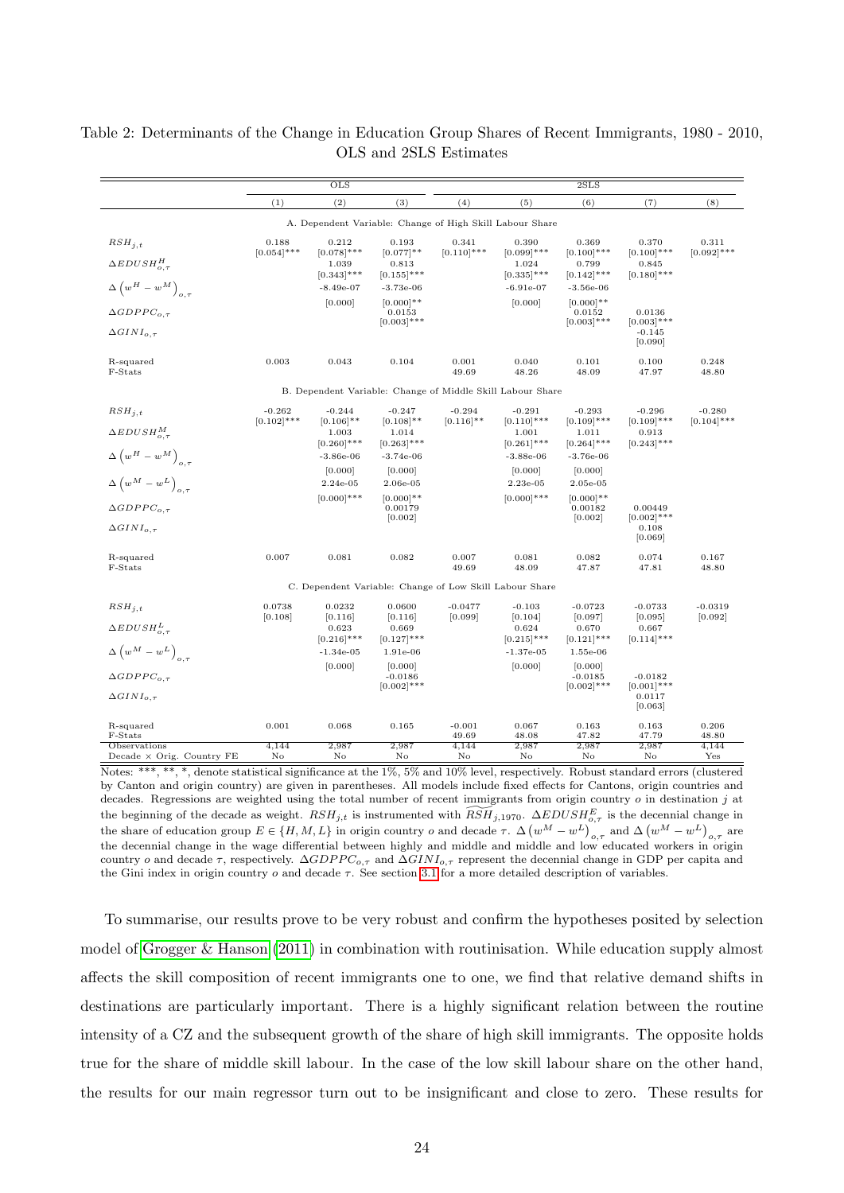Table 2: Determinants of the Change in Education Group Shares of Recent Immigrants, 1980 - 2010, OLS and 2SLS Estimates

| | OLS | | | 2SLS | | | | |
|---|---|---|---|---|---|---|---|---|
| | (1) | (2) | (3) | (4) | (5) | (6) | (7) | (8) |
| **A. Dependent Variable: Change of High Skill Labour Share** | | | | | | | | |
| $RSH_{j,t}$ | 0.188 | 0.212 | 0.193 | 0.341 | 0.390 | 0.369 | 0.370 | 0.311 |
| | [0.054]*** | [0.078]*** | [0.077]** | [0.110]*** | [0.099]*** | [0.100]*** | [0.100]*** | [0.092]*** |
| $\Delta EDUSH^{H}_{o,\tau}$ | | 1.039 | 0.813 | | 1.024 | 0.799 | 0.845 | |
| | | [0.343]*** | [0.155]*** | | [0.335]*** | [0.142]*** | [0.180]*** | |
| $\Delta\left(w^{H}-w^{M}\right)_{o,\tau}$ | | -8.49e-07 | -3.73e-06 | | -6.91e-07 | -3.56e-06 | | |
| | | [0.000] | [0.000]** | | [0.000] | [0.000]** | | |
| $\Delta GDPPC_{o,\tau}$ | | | 0.0153 | | | 0.0152 | 0.0136 | |
| | | | [0.003]*** | | | [0.003]*** | [0.003]*** | |
| $\Delta GINI_{o,\tau}$ | | | | | | | -0.145 | |
| | | | | | | | [0.090] | |
| R-squared | 0.003 | 0.043 | 0.104 | 0.001 | 0.040 | 0.101 | 0.100 | 0.248 |
| F-Stats | | | | 49.69 | 48.26 | 48.09 | 47.97 | 48.80 |
| **B. Dependent Variable: Change of Middle Skill Labour Share** | | | | | | | | |
| $RSH_{j,t}$ | -0.262 | -0.244 | -0.247 | -0.294 | -0.291 | -0.293 | -0.296 | -0.280 |
| | [0.102]*** | [0.106]** | [0.108]** | [0.116]** | [0.110]*** | [0.109]*** | [0.109]*** | [0.104]*** |
| $\Delta EDUSH^{M}_{o,\tau}$ | | 1.003 | 1.014 | | 1.001 | 1.011 | 0.913 | |
| | | [0.260]*** | [0.263]*** | | [0.261]*** | [0.264]*** | [0.243]*** | |
| $\Delta\left(w^{H}-w^{M}\right)_{o,\tau}$ | | -3.86e-06 | -3.74e-06 | | -3.88e-06 | -3.76e-06 | | |
| | | [0.000] | [0.000] | | [0.000] | [0.000] | | |
| $\Delta\left(w^{M}-w^{L}\right)_{o,\tau}$ | | 2.24e-05 | 2.06e-05 | | 2.23e-05 | 2.05e-05 | | |
| | | [0.000]*** | [0.000]** | | [0.000]*** | [0.000]** | | |
| $\Delta GDPPC_{o,\tau}$ | | | 0.00179 | | | 0.00182 | 0.00449 | |
| | | | [0.002] | | | [0.002] | [0.002]*** | |
| $\Delta GINI_{o,\tau}$ | | | | | | | 0.108 | |
| | | | | | | | [0.069] | |
| R-squared | 0.007 | 0.081 | 0.082 | 0.007 | 0.081 | 0.082 | 0.074 | 0.167 |
| F-Stats | | | | 49.69 | 48.09 | 47.87 | 47.81 | 48.80 |
| **C. Dependent Variable: Change of Low Skill Labour Share** | | | | | | | | |
| $RSH_{j,t}$ | 0.0738 | 0.0232 | 0.0600 | -0.0477 | -0.103 | -0.0723 | -0.0733 | -0.0319 |
| | [0.108] | [0.116] | [0.116] | [0.099] | [0.104] | [0.097] | [0.095] | [0.092] |
| $\Delta EDUSH^{L}_{o,\tau}$ | | 0.623 | 0.669 | | 0.624 | 0.670 | 0.667 | |
| | | [0.216]*** | [0.127]*** | | [0.215]*** | [0.121]*** | [0.114]*** | |
| $\Delta\left(w^{M}-w^{L}\right)_{o,\tau}$ | | -1.34e-05 | 1.91e-06 | | -1.37e-05 | 1.55e-06 | | |
| | | [0.000] | [0.000] | | [0.000] | [0.000] | | |
| $\Delta GDPPC_{o,\tau}$ | | | -0.0186 | | | -0.0185 | -0.0182 | |
| | | | [0.002]*** | | | [0.002]*** | [0.001]*** | |
| $\Delta GINI_{o,\tau}$ | | | | | | | 0.0117 | |
| | | | | | | | [0.063] | |
| R-squared | 0.001 | 0.068 | 0.165 | -0.001 | 0.067 | 0.163 | 0.163 | 0.206 |
| F-Stats | | | | 49.69 | 48.08 | 47.82 | 47.79 | 48.80 |
| Observations | 4,144 | 2,987 | 2,987 | 4,144 | 2,987 | 2,987 | 2,987 | 4,144 |
| Decade × Orig. Country FE | No | No | No | No | No | No | No | Yes |

Notes: ***, **, *, denote statistical significance at the 1%, 5% and 10% level, respectively. Robust standard errors (clustered by Canton and origin country) are given in parentheses. All models include fixed effects for Cantons, origin countries and decades. Regressions are weighted using the total number of recent immigrants from origin country $o$ in destination $j$ at the beginning of the decade as weight. $RSH_{j,t}$ is instrumented with $\widetilde{RSH}_{j,1970}$. $\Delta EDUSH^{E}_{o,\tau}$ is the decennial change in the share of education group $E \in \{H, M, L\}$ in origin country $o$ and decade $\tau$. $\Delta\left(w^{M}-w^{L}\right)_{o,\tau}$ and $\Delta\left(w^{M}-w^{L}\right)_{o,\tau}$ are the decennial change in the wage differential between highly and middle and middle and low educated workers in origin country $o$ and decade $\tau$, respectively. $\Delta GDPPC_{o,\tau}$ and $\Delta GINI_{o,\tau}$ represent the decennial change in GDP per capita and the Gini index in origin country $o$ and decade $\tau$. See section 3.1 for a more detailed description of variables.

To summarise, our results prove to be very robust and confirm the hypotheses posited by selection model of Grogger & Hanson (2011) in combination with routinisation. While education supply almost affects the skill composition of recent immigrants one to one, we find that relative demand shifts in destinations are particularly important. There is a highly significant relation between the routine intensity of a CZ and the subsequent growth of the share of high skill immigrants. The opposite holds true for the share of middle skill labour. In the case of the low skill labour share on the other hand, the results for our main regressor turn out to be insignificant and close to zero. These results for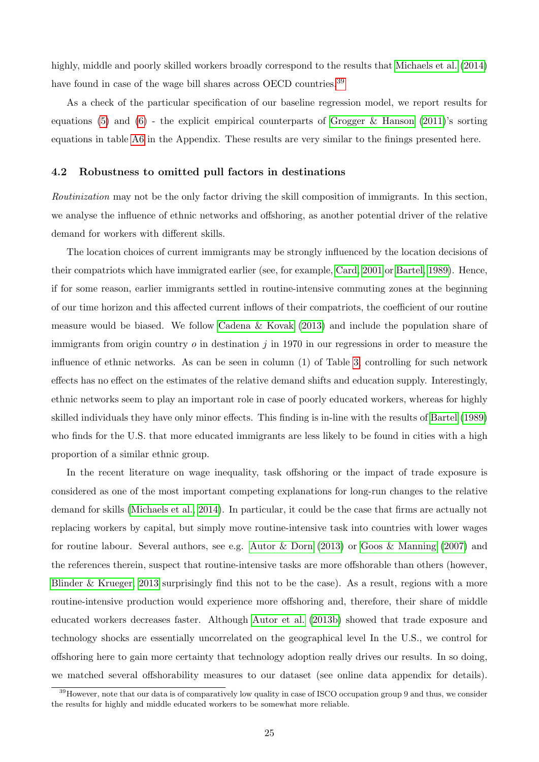highly, middle and poorly skilled workers broadly correspond to the results that Michaels et al. (2014) have found in case of the wage bill shares across OECD countries.[39]

As a check of the particular specification of our baseline regression model, we report results for equations (5) and (6) - the explicit empirical counterparts of Grogger & Hanson (2011)'s sorting equations in table A6 in the Appendix. These results are very similar to the finings presented here.

### 4.2 Robustness to omitted pull factors in destinations

*Routinization* may not be the only factor driving the skill composition of immigrants. In this section, we analyse the influence of ethnic networks and offshoring, as another potential driver of the relative demand for workers with different skills.

The location choices of current immigrants may be strongly influenced by the location decisions of their compatriots which have immigrated earlier (see, for example, Card, 2001 or Bartel, 1989). Hence, if for some reason, earlier immigrants settled in routine-intensive commuting zones at the beginning of our time horizon and this affected current inflows of their compatriots, the coefficient of our routine measure would be biased. We follow Cadena & Kovak (2013) and include the population share of immigrants from origin country $o$ in destination $j$ in 1970 in our regressions in order to measure the influence of ethnic networks. As can be seen in column (1) of Table 3, controlling for such network effects has no effect on the estimates of the relative demand shifts and education supply. Interestingly, ethnic networks seem to play an important role in case of poorly educated workers, whereas for highly skilled individuals they have only minor effects. This finding is in-line with the results of Bartel (1989) who finds for the U.S. that more educated immigrants are less likely to be found in cities with a high proportion of a similar ethnic group.

In the recent literature on wage inequality, task offshoring or the impact of trade exposure is considered as one of the most important competing explanations for long-run changes to the relative demand for skills (Michaels et al., 2014). In particular, it could be the case that firms are actually not replacing workers by capital, but simply move routine-intensive task into countries with lower wages for routine labour. Several authors, see e.g. Autor & Dorn (2013) or Goos & Manning (2007) and the references therein, suspect that routine-intensive tasks are more offshorable than others (however, Blinder & Krueger, 2013 surprisingly find this not to be the case). As a result, regions with a more routine-intensive production would experience more offshoring and, therefore, their share of middle educated workers decreases faster. Although Autor et al. (2013b) showed that trade exposure and technology shocks are essentially uncorrelated on the geographical level In the U.S., we control for offshoring here to gain more certainty that technology adoption really drives our results. In so doing, we matched several offshorability measures to our dataset (see online data appendix for details).

[39] However, note that our data is of comparatively low quality in case of ISCO occupation group 9 and thus, we consider the results for highly and middle educated workers to be somewhat more reliable.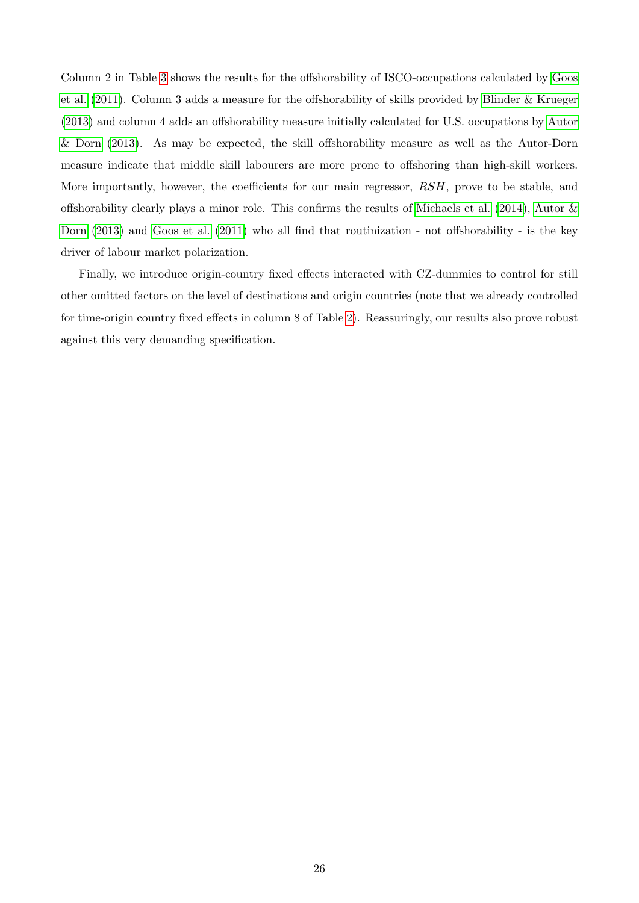Column 2 in Table 3 shows the results for the offshorability of ISCO-occupations calculated by Goos et al. (2011). Column 3 adds a measure for the offshorability of skills provided by Blinder & Krueger (2013) and column 4 adds an offshorability measure initially calculated for U.S. occupations by Autor & Dorn (2013). As may be expected, the skill offshorability measure as well as the Autor-Dorn measure indicate that middle skill labourers are more prone to offshoring than high-skill workers. More importantly, however, the coefficients for our main regressor, $RSH$, prove to be stable, and offshorability clearly plays a minor role. This confirms the results of Michaels et al. (2014), Autor & Dorn (2013) and Goos et al. (2011) who all find that routinization - not offshorability - is the key driver of labour market polarization.

Finally, we introduce origin-country fixed effects interacted with CZ-dummies to control for still other omitted factors on the level of destinations and origin countries (note that we already controlled for time-origin country fixed effects in column 8 of Table 2). Reassuringly, our results also prove robust against this very demanding specification.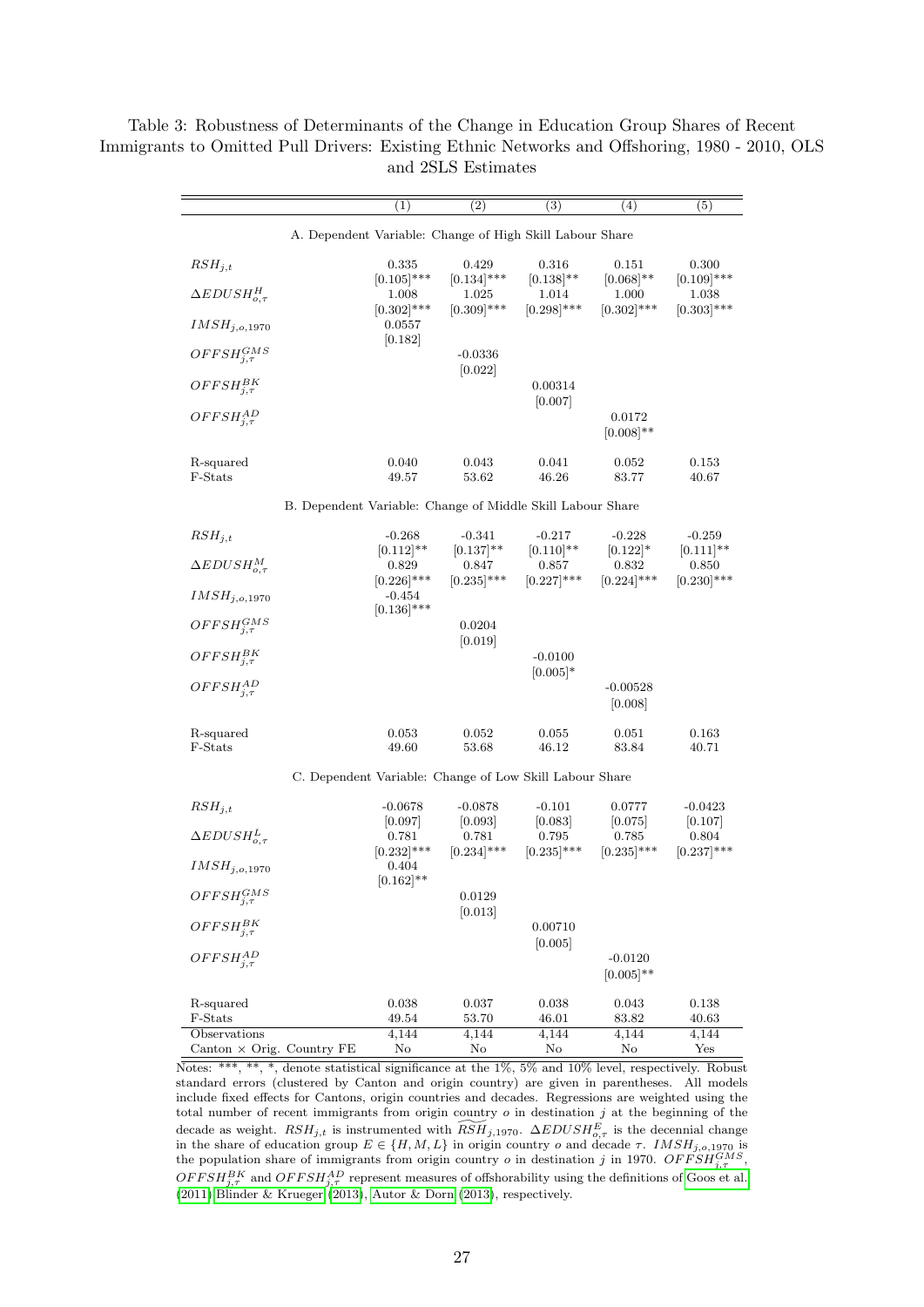Table 3: Robustness of Determinants of the Change in Education Group Shares of Recent Immigrants to Omitted Pull Drivers: Existing Ethnic Networks and Offshoring, 1980 - 2010, OLS and 2SLS Estimates

| | (1) | (2) | (3) | (4) | (5) |
|---|---|---|---|---|---|
| A. Dependent Variable: Change of High Skill Labour Share | | | | | |
| $RSH_{j,t}$ | 0.335 | 0.429 | 0.316 | 0.151 | 0.300 |
| | [0.105]*** | [0.134]*** | [0.138]** | [0.068]** | [0.109]*** |
| $\Delta EDUSH^{H}_{o,\tau}$ | 1.008 | 1.025 | 1.014 | 1.000 | 1.038 |
| | [0.302]*** | [0.309]*** | [0.298]*** | [0.302]*** | [0.303]*** |
| $IMSH_{j,o,1970}$ | 0.0557 | | | | |
| | [0.182] | | | | |
| $OFFSH^{GMS}_{j,\tau}$ | | -0.0336 | | | |
| | | [0.022] | | | |
| $OFFSH^{BK}_{j,\tau}$ | | | 0.00314 | | |
| | | | [0.007] | | |
| $OFFSH^{AD}_{j,\tau}$ | | | | 0.0172 | |
| | | | | [0.008]** | |
| R-squared | 0.040 | 0.043 | 0.041 | 0.052 | 0.153 |
| F-Stats | 49.57 | 53.62 | 46.26 | 83.77 | 40.67 |
| B. Dependent Variable: Change of Middle Skill Labour Share | | | | | |
| $RSH_{j,t}$ | -0.268 | -0.341 | -0.217 | -0.228 | -0.259 |
| | [0.112]** | [0.137]** | [0.110]** | [0.122]* | [0.111]** |
| $\Delta EDUSH^{M}_{o,\tau}$ | 0.829 | 0.847 | 0.857 | 0.832 | 0.850 |
| | [0.226]*** | [0.235]*** | [0.227]*** | [0.224]*** | [0.230]*** |
| $IMSH_{j,o,1970}$ | -0.454 | | | | |
| | [0.136]*** | | | | |
| $OFFSH^{GMS}_{j,\tau}$ | | 0.0204 | | | |
| | | [0.019] | | | |
| $OFFSH^{BK}_{j,\tau}$ | | | -0.0100 | | |
| | | | [0.005]* | | |
| $OFFSH^{AD}_{j,\tau}$ | | | | -0.00528 | |
| | | | | [0.008] | |
| R-squared | 0.053 | 0.052 | 0.055 | 0.051 | 0.163 |
| F-Stats | 49.60 | 53.68 | 46.12 | 83.84 | 40.71 |
| C. Dependent Variable: Change of Low Skill Labour Share | | | | | |
| $RSH_{j,t}$ | -0.0678 | -0.0878 | -0.101 | 0.0777 | -0.0423 |
| | [0.097] | [0.093] | [0.083] | [0.075] | [0.107] |
| $\Delta EDUSH^{L}_{o,\tau}$ | 0.781 | 0.781 | 0.795 | 0.785 | 0.804 |
| | [0.232]*** | [0.234]*** | [0.235]*** | [0.235]*** | [0.237]*** |
| $IMSH_{j,o,1970}$ | 0.404 | | | | |
| | [0.162]** | | | | |
| $OFFSH^{GMS}_{j,\tau}$ | | 0.0129 | | | |
| | | [0.013] | | | |
| $OFFSH^{BK}_{j,\tau}$ | | | 0.00710 | | |
| | | | [0.005] | | |
| $OFFSH^{AD}_{j,\tau}$ | | | | -0.0120 | |
| | | | | [0.005]** | |
| R-squared | 0.038 | 0.037 | 0.038 | 0.043 | 0.138 |
| F-Stats | 49.54 | 53.70 | 46.01 | 83.82 | 40.63 |
| Observations | 4,144 | 4,144 | 4,144 | 4,144 | 4,144 |
| Canton × Orig. Country FE | No | No | No | No | Yes |

Notes: ***, **, *, denote statistical significance at the 1%, 5% and 10% level, respectively. Robust standard errors (clustered by Canton and origin country) are given in parentheses. All models include fixed effects for Cantons, origin countries and decades. Regressions are weighted using the total number of recent immigrants from origin country $o$ in destination $j$ at the beginning of the decade as weight. $RSH_{j,t}$ is instrumented with $\widetilde{RSH}_{j,1970}$. $\Delta EDUSH^{E}_{o,\tau}$ is the decennial change in the share of education group $E \in \{H, M, L\}$ in origin country $o$ and decade $\tau$. $IMSH_{j,o,1970}$ is the population share of immigrants from origin country $o$ in destination $j$ in 1970. $OFFSH^{GMS}_{j,\tau}$, $OFFSH^{BK}_{j,\tau}$ and $OFFSH^{AD}_{j,\tau}$ represent measures of offshorability using the definitions of Goos et al. (2011) Blinder & Krueger (2013), Autor & Dorn (2013), respectively.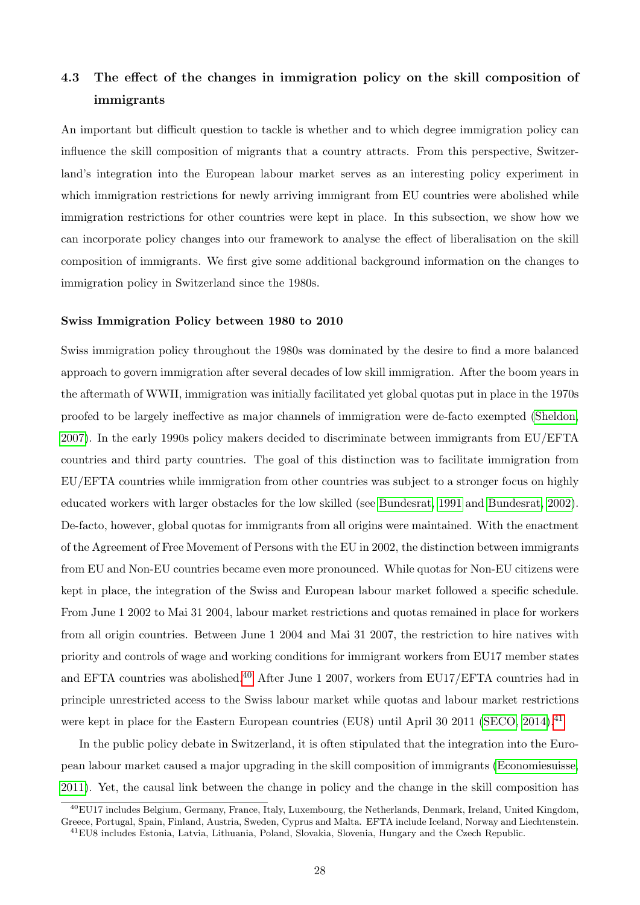### 4.3 The effect of the changes in immigration policy on the skill composition of immigrants

An important but difficult question to tackle is whether and to which degree immigration policy can influence the skill composition of migrants that a country attracts. From this perspective, Switzerland's integration into the European labour market serves as an interesting policy experiment in which immigration restrictions for newly arriving immigrant from EU countries were abolished while immigration restrictions for other countries were kept in place. In this subsection, we show how we can incorporate policy changes into our framework to analyse the effect of liberalisation on the skill composition of immigrants. We first give some additional background information on the changes to immigration policy in Switzerland since the 1980s.

**Swiss Immigration Policy between 1980 to 2010**

Swiss immigration policy throughout the 1980s was dominated by the desire to find a more balanced approach to govern immigration after several decades of low skill immigration. After the boom years in the aftermath of WWII, immigration was initially facilitated yet global quotas put in place in the 1970s proofed to be largely ineffective as major channels of immigration were de-facto exempted (Sheldon, 2007). In the early 1990s policy makers decided to discriminate between immigrants from EU/EFTA countries and third party countries. The goal of this distinction was to facilitate immigration from EU/EFTA countries while immigration from other countries was subject to a stronger focus on highly educated workers with larger obstacles for the low skilled (see Bundesrat, 1991 and Bundesrat, 2002). De-facto, however, global quotas for immigrants from all origins were maintained. With the enactment of the Agreement of Free Movement of Persons with the EU in 2002, the distinction between immigrants from EU and Non-EU countries became even more pronounced. While quotas for Non-EU citizens were kept in place, the integration of the Swiss and European labour market followed a specific schedule. From June 1 2002 to Mai 31 2004, labour market restrictions and quotas remained in place for workers from all origin countries. Between June 1 2004 and Mai 31 2007, the restriction to hire natives with priority and controls of wage and working conditions for immigrant workers from EU17 member states and EFTA countries was abolished.[40] After June 1 2007, workers from EU17/EFTA countries had in principle unrestricted access to the Swiss labour market while quotas and labour market restrictions were kept in place for the Eastern European countries (EU8) until April 30 2011 (SECO, 2014).[41]

In the public policy debate in Switzerland, it is often stipulated that the integration into the European labour market caused a major upgrading in the skill composition of immigrants (Economiesuisse, 2011). Yet, the causal link between the change in policy and the change in the skill composition has

[40] EU17 includes Belgium, Germany, France, Italy, Luxembourg, the Netherlands, Denmark, Ireland, United Kingdom, Greece, Portugal, Spain, Finland, Austria, Sweden, Cyprus and Malta. EFTA include Iceland, Norway and Liechtenstein.

[41] EU8 includes Estonia, Latvia, Lithuania, Poland, Slovakia, Slovenia, Hungary and the Czech Republic.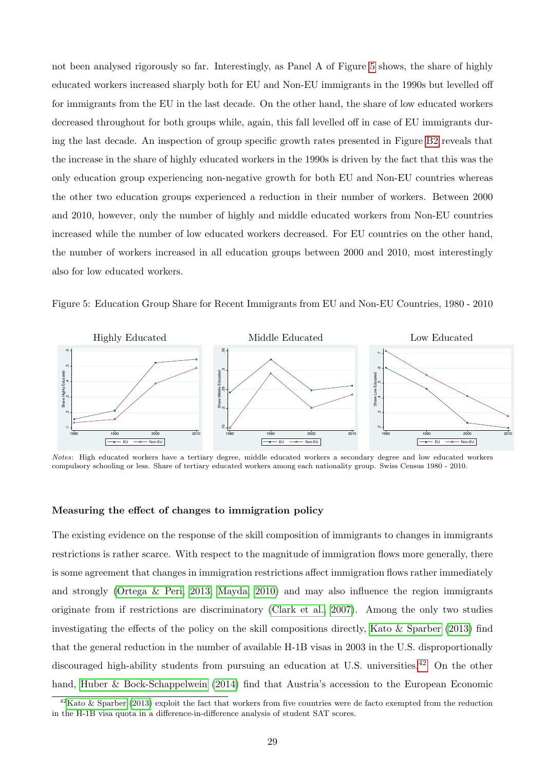not been analysed rigorously so far. Interestingly, as Panel A of Figure 5 shows, the share of highly educated workers increased sharply both for EU and Non-EU immigrants in the 1990s but levelled off for immigrants from the EU in the last decade. On the other hand, the share of low educated workers decreased throughout for both groups while, again, this fall levelled off in case of EU immigrants during the last decade. An inspection of group specific growth rates presented in Figure B2 reveals that the increase in the share of highly educated workers in the 1990s is driven by the fact that this was the only education group experiencing non-negative growth for both EU and Non-EU countries whereas the other two education groups experienced a reduction in their number of workers. Between 2000 and 2010, however, only the number of highly and middle educated workers from Non-EU countries increased while the number of low educated workers decreased. For EU countries on the other hand, the number of workers increased in all education groups between 2000 and 2010, most interestingly also for low educated workers.

Figure 5: Education Group Share for Recent Immigrants from EU and Non-EU Countries, 1980 - 2010

*Notes*: High educated workers have a tertiary degree, middle educated workers a secondary degree and low educated workers compulsory schooling or less. Share of tertiary educated workers among each nationality group. Swiss Census 1980 - 2010.

### Measuring the effect of changes to immigration policy

The existing evidence on the response of the skill composition of immigrants to changes in immigrants restrictions is rather scarce. With respect to the magnitude of immigration flows more generally, there is some agreement that changes in immigration restrictions affect immigration flows rather immediately and strongly (Ortega & Peri, 2013; Mayda, 2010) and may also influence the region immigrants originate from if restrictions are discriminatory (Clark et al., 2007). Among the only two studies investigating the effects of the policy on the skill compositions directly, Kato & Sparber (2013) find that the general reduction in the number of available H-1B visas in 2003 in the U.S. disproportionally discouraged high-ability students from pursuing an education at U.S. universities.[42] On the other hand, Huber & Bock-Schappelwein (2014) find that Austria's accession to the European Economic

[42] Kato & Sparber (2013) exploit the fact that workers from five countries were de facto exempted from the reduction in the H-1B visa quota in a difference-in-difference analysis of student SAT scores.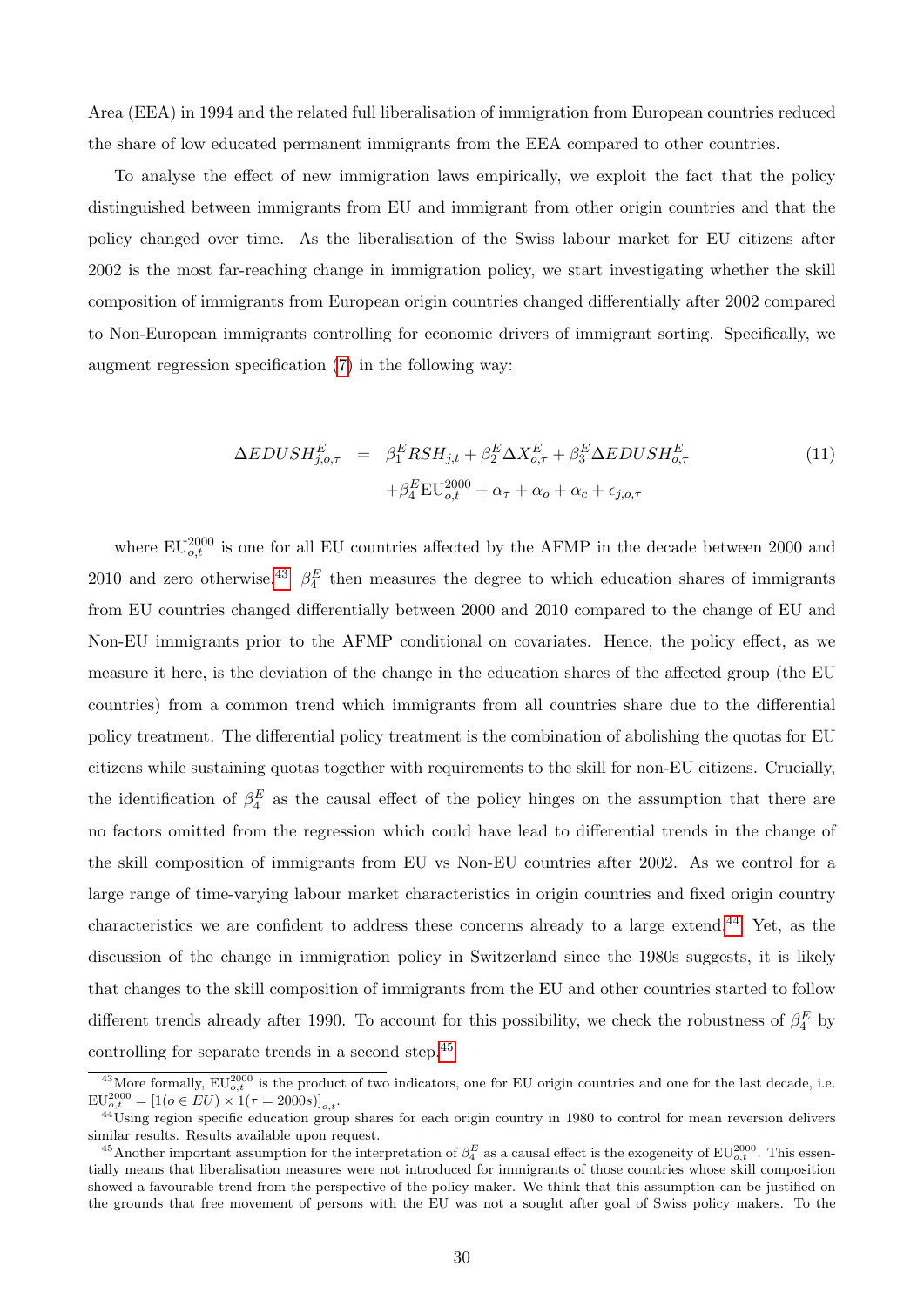Area (EEA) in 1994 and the related full liberalisation of immigration from European countries reduced the share of low educated permanent immigrants from the EEA compared to other countries.

To analyse the effect of new immigration laws empirically, we exploit the fact that the policy distinguished between immigrants from EU and immigrant from other origin countries and that the policy changed over time. As the liberalisation of the Swiss labour market for EU citizens after 2002 is the most far-reaching change in immigration policy, we start investigating whether the skill composition of immigrants from European origin countries changed differentially after 2002 compared to Non-European immigrants controlling for economic drivers of immigrant sorting. Specifically, we augment regression specification (7) in the following way:

$$
\begin{aligned}
\Delta EDUSH^{E}_{j,o,\tau} \;=\;& \beta^{E}_{1} RSH_{j,t} + \beta^{E}_{2} \Delta X^{E}_{o,\tau} + \beta^{E}_{3} \Delta EDUSH^{E}_{o,\tau} \\
& + \beta^{E}_{4} \mathrm{EU}^{2000}_{o,t} + \alpha_{\tau} + \alpha_{o} + \alpha_{c} + \epsilon_{j,o,\tau}
\end{aligned} \tag{11}
$$

where $\mathrm{EU}^{2000}_{o,t}$ is one for all EU countries affected by the AFMP in the decade between 2000 and 2010 and zero otherwise.[43] $\beta^{E}_{4}$ then measures the degree to which education shares of immigrants from EU countries changed differentially between 2000 and 2010 compared to the change of EU and Non-EU immigrants prior to the AFMP conditional on covariates. Hence, the policy effect, as we measure it here, is the deviation of the change in the education shares of the affected group (the EU countries) from a common trend which immigrants from all countries share due to the differential policy treatment. The differential policy treatment is the combination of abolishing the quotas for EU citizens while sustaining quotas together with requirements to the skill for non-EU citizens. Crucially, the identification of $\beta^{E}_{4}$ as the causal effect of the policy hinges on the assumption that there are no factors omitted from the regression which could have lead to differential trends in the change of the skill composition of immigrants from EU vs Non-EU countries after 2002. As we control for a large range of time-varying labour market characteristics in origin countries and fixed origin country characteristics we are confident to address these concerns already to a large extend.[44] Yet, as the discussion of the change in immigration policy in Switzerland since the 1980s suggests, it is likely that changes to the skill composition of immigrants from the EU and other countries started to follow different trends already after 1990. To account for this possibility, we check the robustness of $\beta^{E}_{4}$ by controlling for separate trends in a second step.[45]

[43] More formally, $\mathrm{EU}^{2000}_{o,t}$ is the product of two indicators, one for EU origin countries and one for the last decade, i.e. $\mathrm{EU}^{2000}_{o,t} = [1(o \in EU) \times 1(\tau = 2000s)]_{o,t}$.

[44] Using region specific education group shares for each origin country in 1980 to control for mean reversion delivers similar results. Results available upon request.

[45] Another important assumption for the interpretation of $\beta^{E}_{4}$ as a causal effect is the exogeneity of $\mathrm{EU}^{2000}_{o,t}$. This essentially means that liberalisation measures were not introduced for immigrants of those countries whose skill composition showed a favourable trend from the perspective of the policy maker. We think that this assumption can be justified on the grounds that free movement of persons with the EU was not a sought after goal of Swiss policy makers. To the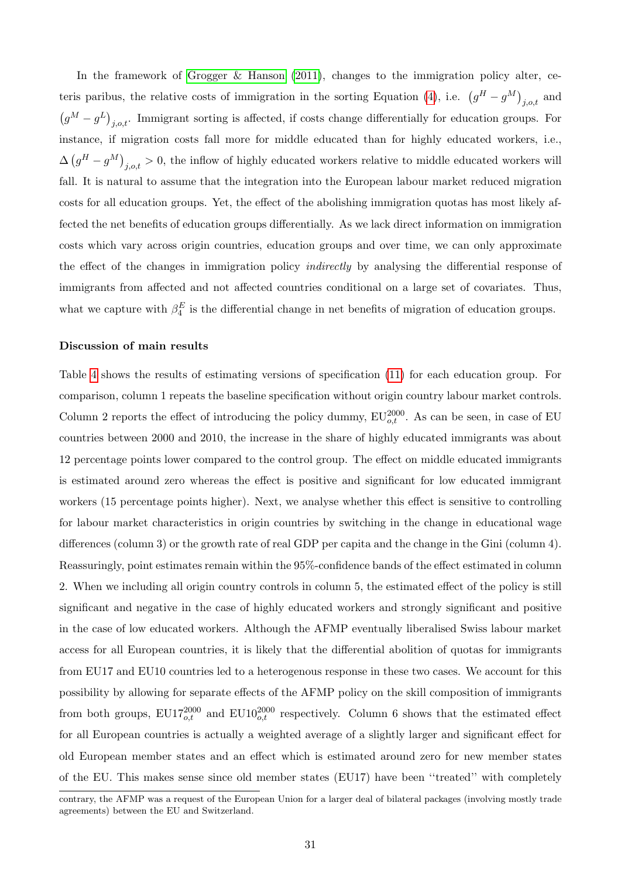In the framework of Grogger & Hanson (2011), changes to the immigration policy alter, ceteris paribus, the relative costs of immigration in the sorting Equation (4), i.e. $\left(g^H - g^M\right)_{j,o,t}$ and $\left(g^M - g^L\right)_{j,o,t}$. Immigrant sorting is affected, if costs change differentially for education groups. For instance, if migration costs fall more for middle educated than for highly educated workers, i.e., $\Delta\left(g^H - g^M\right)_{j,o,t} > 0$, the inflow of highly educated workers relative to middle educated workers will fall. It is natural to assume that the integration into the European labour market reduced migration costs for all education groups. Yet, the effect of the abolishing immigration quotas has most likely affected the net benefits of education groups differentially. As we lack direct information on immigration costs which vary across origin countries, education groups and over time, we can only approximate the effect of the changes in immigration policy *indirectly* by analysing the differential response of immigrants from affected and not affected countries conditional on a large set of covariates. Thus, what we capture with $\beta_4^E$ is the differential change in net benefits of migration of education groups.

**Discussion of main results**

Table 4 shows the results of estimating versions of specification (11) for each education group. For comparison, column 1 repeats the baseline specification without origin country labour market controls. Column 2 reports the effect of introducing the policy dummy, $\text{EU}_{o,t}^{2000}$. As can be seen, in case of EU countries between 2000 and 2010, the increase in the share of highly educated immigrants was about 12 percentage points lower compared to the control group. The effect on middle educated immigrants is estimated around zero whereas the effect is positive and significant for low educated immigrant workers (15 percentage points higher). Next, we analyse whether this effect is sensitive to controlling for labour market characteristics in origin countries by switching in the change in educational wage differences (column 3) or the growth rate of real GDP per capita and the change in the Gini (column 4). Reassuringly, point estimates remain within the 95%-confidence bands of the effect estimated in column 2. When we including all origin country controls in column 5, the estimated effect of the policy is still significant and negative in the case of highly educated workers and strongly significant and positive in the case of low educated workers. Although the AFMP eventually liberalised Swiss labour market access for all European countries, it is likely that the differential abolition of quotas for immigrants from EU17 and EU10 countries led to a heterogenous response in these two cases. We account for this possibility by allowing for separate effects of the AFMP policy on the skill composition of immigrants from both groups, $\text{EU17}_{o,t}^{2000}$ and $\text{EU10}_{o,t}^{2000}$ respectively. Column 6 shows that the estimated effect for all European countries is actually a weighted average of a slightly larger and significant effect for old European member states and an effect which is estimated around zero for new member states of the EU. This makes sense since old member states (EU17) have been ''treated'' with completely

contrary, the AFMP was a request of the European Union for a larger deal of bilateral packages (involving mostly trade agreements) between the EU and Switzerland.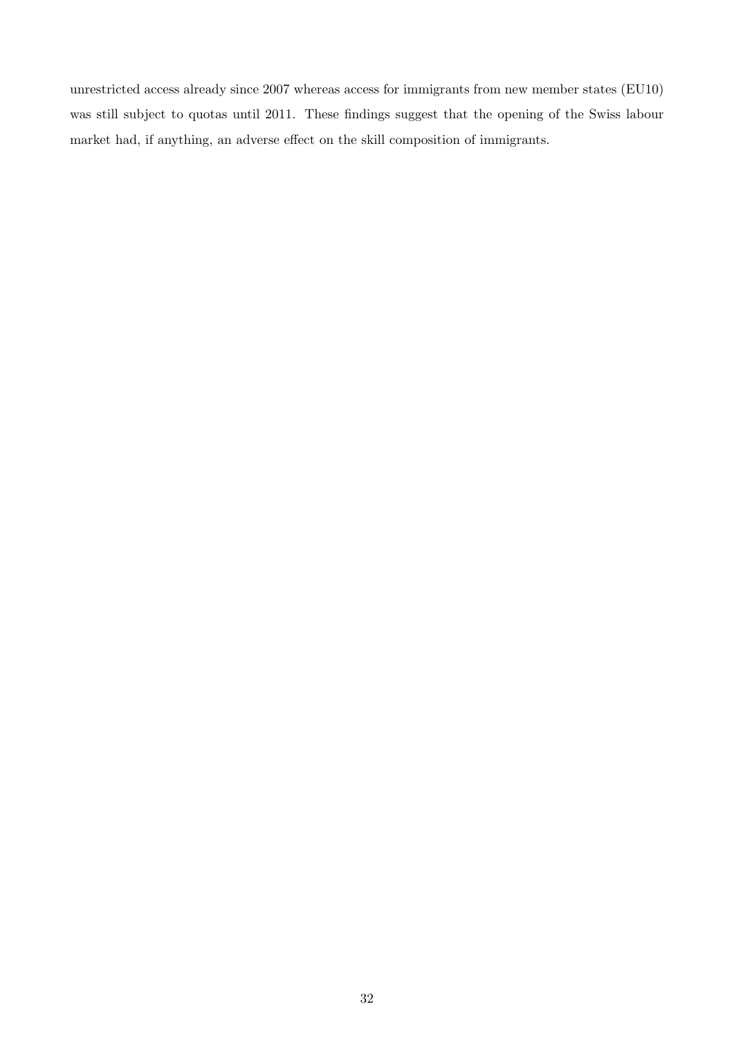unrestricted access already since 2007 whereas access for immigrants from new member states (EU10) was still subject to quotas until 2011. These findings suggest that the opening of the Swiss labour market had, if anything, an adverse effect on the skill composition of immigrants.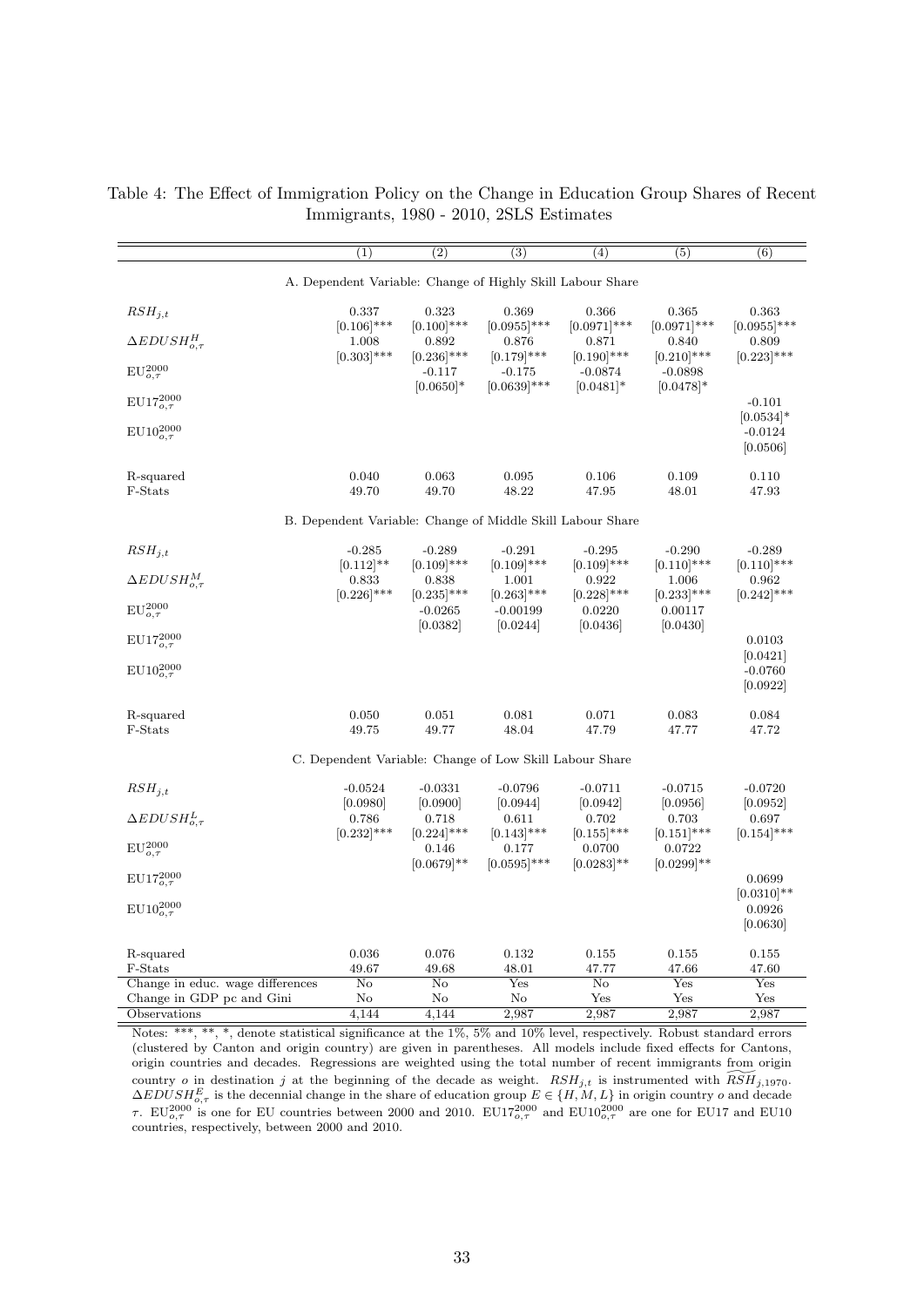Table 4: The Effect of Immigration Policy on the Change in Education Group Shares of Recent Immigrants, 1980 - 2010, 2SLS Estimates

| | (1) | (2) | (3) | (4) | (5) | (6) |
|---|---|---|---|---|---|---|
| **A. Dependent Variable: Change of Highly Skill Labour Share** | | | | | | |
| $RSH_{j,t}$ | 0.337 | 0.323 | 0.369 | 0.366 | 0.365 | 0.363 |
| | [0.106]*** | [0.100]*** | [0.0955]*** | [0.0971]*** | [0.0971]*** | [0.0955]*** |
| $\Delta EDUSH^{H}_{o,\tau}$ | 1.008 | 0.892 | 0.876 | 0.871 | 0.840 | 0.809 |
| | [0.303]*** | [0.236]*** | [0.179]*** | [0.190]*** | [0.210]*** | [0.223]*** |
| $\text{EU}^{2000}_{o,\tau}$ | | -0.117 | -0.175 | -0.0874 | -0.0898 | |
| | | [0.0650]* | [0.0639]*** | [0.0481]* | [0.0478]* | |
| $\text{EU17}^{2000}_{o,\tau}$ | | | | | | -0.101 |
| | | | | | | [0.0534]* |
| $\text{EU10}^{2000}_{o,\tau}$ | | | | | | -0.0124 |
| | | | | | | [0.0506] |
| R-squared | 0.040 | 0.063 | 0.095 | 0.106 | 0.109 | 0.110 |
| F-Stats | 49.70 | 49.70 | 48.22 | 47.95 | 48.01 | 47.93 |
| **B. Dependent Variable: Change of Middle Skill Labour Share** | | | | | | |
| $RSH_{j,t}$ | -0.285 | -0.289 | -0.291 | -0.295 | -0.290 | -0.289 |
| | [0.112]** | [0.109]*** | [0.109]*** | [0.109]*** | [0.110]*** | [0.110]*** |
| $\Delta EDUSH^{M}_{o,\tau}$ | 0.833 | 0.838 | 1.001 | 0.922 | 1.006 | 0.962 |
| | [0.226]*** | [0.235]*** | [0.263]*** | [0.228]*** | [0.233]*** | [0.242]*** |
| $\text{EU}^{2000}_{o,\tau}$ | | -0.0265 | -0.00199 | 0.0220 | 0.00117 | |
| | | [0.0382] | [0.0244] | [0.0436] | [0.0430] | |
| $\text{EU17}^{2000}_{o,\tau}$ | | | | | | 0.0103 |
| | | | | | | [0.0421] |
| $\text{EU10}^{2000}_{o,\tau}$ | | | | | | -0.0760 |
| | | | | | | [0.0922] |
| R-squared | 0.050 | 0.051 | 0.081 | 0.071 | 0.083 | 0.084 |
| F-Stats | 49.75 | 49.77 | 48.04 | 47.79 | 47.77 | 47.72 |
| **C. Dependent Variable: Change of Low Skill Labour Share** | | | | | | |
| $RSH_{j,t}$ | -0.0524 | -0.0331 | -0.0796 | -0.0711 | -0.0715 | -0.0720 |
| | [0.0980] | [0.0900] | [0.0944] | [0.0942] | [0.0956] | [0.0952] |
| $\Delta EDUSH^{L}_{o,\tau}$ | 0.786 | 0.718 | 0.611 | 0.702 | 0.703 | 0.697 |
| | [0.232]*** | [0.224]*** | [0.143]*** | [0.155]*** | [0.151]*** | [0.154]*** |
| $\text{EU}^{2000}_{o,\tau}$ | | 0.146 | 0.177 | 0.0700 | 0.0722 | |
| | | [0.0679]** | [0.0595]*** | [0.0283]** | [0.0299]** | |
| $\text{EU17}^{2000}_{o,\tau}$ | | | | | | 0.0699 |
| | | | | | | [0.0310]** |
| $\text{EU10}^{2000}_{o,\tau}$ | | | | | | 0.0926 |
| | | | | | | [0.0630] |
| R-squared | 0.036 | 0.076 | 0.132 | 0.155 | 0.155 | 0.155 |
| F-Stats | 49.67 | 49.68 | 48.01 | 47.77 | 47.66 | 47.60 |
| Change in educ. wage differences | No | No | Yes | No | Yes | Yes |
| Change in GDP pc and Gini | No | No | No | Yes | Yes | Yes |
| Observations | 4,144 | 4,144 | 2,987 | 2,987 | 2,987 | 2,987 |

Notes: ***, **, *, denote statistical significance at the 1%, 5% and 10% level, respectively. Robust standard errors (clustered by Canton and origin country) are given in parentheses. All models include fixed effects for Cantons, origin countries and decades. Regressions are weighted using the total number of recent immigrants from origin country $o$ in destination $j$ at the beginning of the decade as weight. $RSH_{j,t}$ is instrumented with $\widetilde{RSH}_{j,1970}$. $\Delta EDUSH^{E}_{o,\tau}$ is the decennial change in the share of education group $E \in \{H, M, L\}$ in origin country $o$ and decade $\tau$. $\text{EU}^{2000}_{o,\tau}$ is one for EU countries between 2000 and 2010. $\text{EU17}^{2000}_{o,\tau}$ and $\text{EU10}^{2000}_{o,\tau}$ are one for EU17 and EU10 countries, respectively, between 2000 and 2010.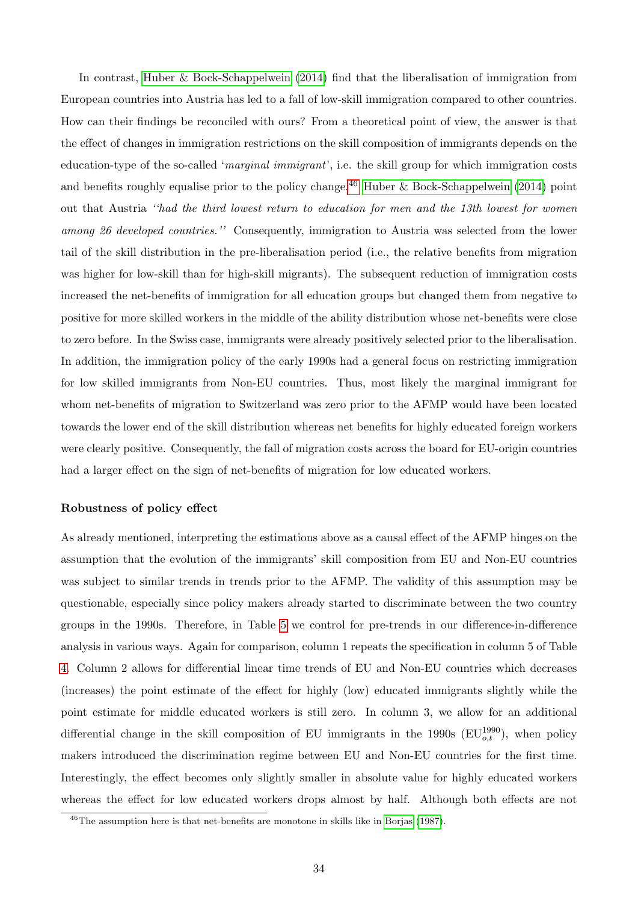In contrast, Huber & Bock-Schappelwein (2014) find that the liberalisation of immigration from European countries into Austria has led to a fall of low-skill immigration compared to other countries. How can their findings be reconciled with ours? From a theoretical point of view, the answer is that the effect of changes in immigration restrictions on the skill composition of immigrants depends on the education-type of the so-called '*marginal immigrant*', i.e. the skill group for which immigration costs and benefits roughly equalise prior to the policy change.[46] Huber & Bock-Schappelwein (2014) point out that Austria *"had the third lowest return to education for men and the 13th lowest for women among 26 developed countries."* Consequently, immigration to Austria was selected from the lower tail of the skill distribution in the pre-liberalisation period (i.e., the relative benefits from migration was higher for low-skill than for high-skill migrants). The subsequent reduction of immigration costs increased the net-benefits of immigration for all education groups but changed them from negative to positive for more skilled workers in the middle of the ability distribution whose net-benefits were close to zero before. In the Swiss case, immigrants were already positively selected prior to the liberalisation. In addition, the immigration policy of the early 1990s had a general focus on restricting immigration for low skilled immigrants from Non-EU countries. Thus, most likely the marginal immigrant for whom net-benefits of migration to Switzerland was zero prior to the AFMP would have been located towards the lower end of the skill distribution whereas net benefits for highly educated foreign workers were clearly positive. Consequently, the fall of migration costs across the board for EU-origin countries had a larger effect on the sign of net-benefits of migration for low educated workers.

**Robustness of policy effect**

As already mentioned, interpreting the estimations above as a causal effect of the AFMP hinges on the assumption that the evolution of the immigrants' skill composition from EU and Non-EU countries was subject to similar trends in trends prior to the AFMP. The validity of this assumption may be questionable, especially since policy makers already started to discriminate between the two country groups in the 1990s. Therefore, in Table 5 we control for pre-trends in our difference-in-difference analysis in various ways. Again for comparison, column 1 repeats the specification in column 5 of Table 4. Column 2 allows for differential linear time trends of EU and Non-EU countries which decreases (increases) the point estimate of the effect for highly (low) educated immigrants slightly while the point estimate for middle educated workers is still zero. In column 3, we allow for an additional differential change in the skill composition of EU immigrants in the 1990s ($\text{EU}^{1990}_{o,t}$), when policy makers introduced the discrimination regime between EU and Non-EU countries for the first time. Interestingly, the effect becomes only slightly smaller in absolute value for highly educated workers whereas the effect for low educated workers drops almost by half. Although both effects are not

[46] The assumption here is that net-benefits are monotone in skills like in Borjas (1987).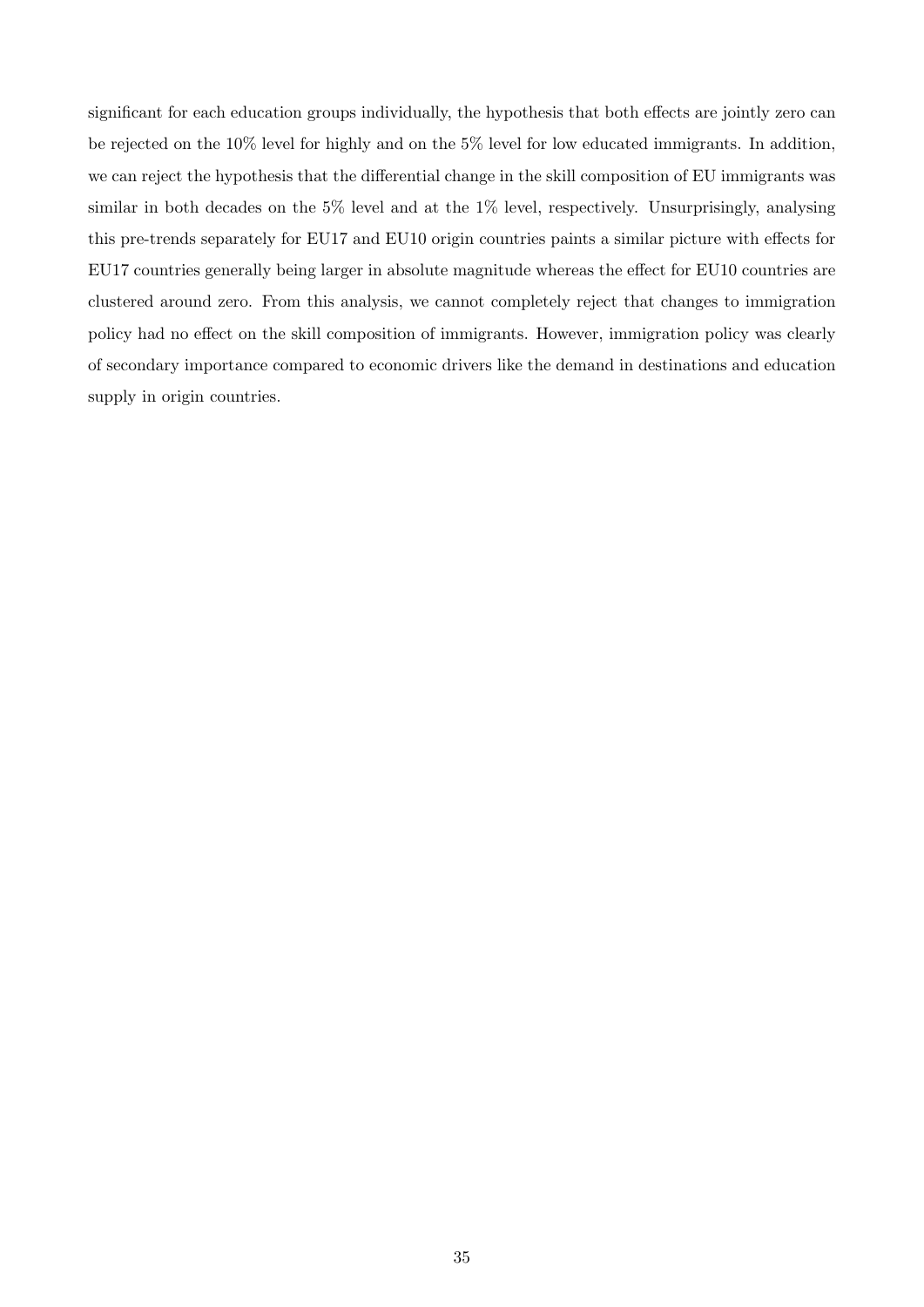significant for each education groups individually, the hypothesis that both effects are jointly zero can be rejected on the 10% level for highly and on the 5% level for low educated immigrants. In addition, we can reject the hypothesis that the differential change in the skill composition of EU immigrants was similar in both decades on the 5% level and at the 1% level, respectively. Unsurprisingly, analysing this pre-trends separately for EU17 and EU10 origin countries paints a similar picture with effects for EU17 countries generally being larger in absolute magnitude whereas the effect for EU10 countries are clustered around zero. From this analysis, we cannot completely reject that changes to immigration policy had no effect on the skill composition of immigrants. However, immigration policy was clearly of secondary importance compared to economic drivers like the demand in destinations and education supply in origin countries.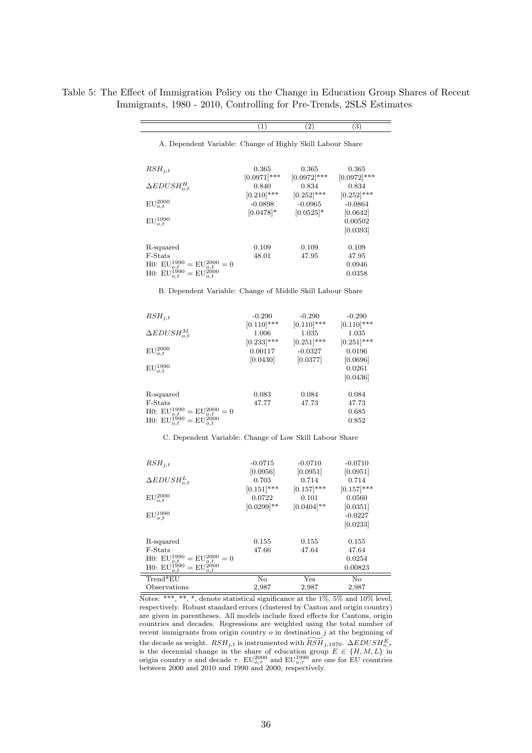Table 5: The Effect of Immigration Policy on the Change in Education Group Shares of Recent Immigrants, 1980 - 2010, Controlling for Pre-Trends, 2SLS Estimates

| | (1) | (2) | (3) |
|---|---|---|---|
| A. Dependent Variable: Change of Highly Skill Labour Share | | | |
| $RSH_{j,t}$ | 0.365 | 0.365 | 0.365 |
| | [0.0971]*** | [0.0972]*** | [0.0972]*** |
| $\Delta EDUSH^{H}_{o,t}$ | 0.840 | 0.834 | 0.834 |
| | [0.210]*** | [0.252]*** | [0.252]*** |
| $\mathrm{EU}^{2000}_{o,t}$ | -0.0898 | -0.0965 | -0.0864 |
| | [0.0478]* | [0.0525]* | [0.0642] |
| $\mathrm{EU}^{1990}_{o,t}$ | | | 0.00502 |
| | | | [0.0393] |
| R-squared | 0.109 | 0.109 | 0.109 |
| F-Stats | 48.01 | 47.95 | 47.95 |
| H0: $\mathrm{EU}^{1990}_{o,t} = \mathrm{EU}^{2000}_{o,t} = 0$ | | | 0.0946 |
| H0: $\mathrm{EU}^{1990}_{o,t} = \mathrm{EU}^{2000}_{o,t}$ | | | 0.0358 |
| B. Dependent Variable: Change of Middle Skill Labour Share | | | |
| $RSH_{j,t}$ | -0.290 | -0.290 | -0.290 |
| | [0.110]*** | [0.110]*** | [0.110]*** |
| $\Delta EDUSH^{M}_{o,t}$ | 1.006 | 1.035 | 1.035 |
| | [0.233]*** | [0.251]*** | [0.251]*** |
| $\mathrm{EU}^{2000}_{o,t}$ | 0.00117 | -0.0327 | 0.0196 |
| | [0.0430] | [0.0377] | [0.0696] |
| $\mathrm{EU}^{1990}_{o,t}$ | | | 0.0261 |
| | | | [0.0436] |
| R-squared | 0.083 | 0.084 | 0.084 |
| F-Stats | 47.77 | 47.73 | 47.73 |
| H0: $\mathrm{EU}^{1990}_{o,t} = \mathrm{EU}^{2000}_{o,t} = 0$ | | | 0.685 |
| H0: $\mathrm{EU}^{1990}_{o,t} = \mathrm{EU}^{2000}_{o,t}$ | | | 0.852 |
| C. Dependent Variable: Change of Low Skill Labour Share | | | |
| $RSH_{j,t}$ | -0.0715 | -0.0710 | -0.0710 |
| | [0.0956] | [0.0951] | [0.0951] |
| $\Delta EDUSH^{L}_{o,t}$ | 0.703 | 0.714 | 0.714 |
| | [0.151]*** | [0.157]*** | [0.157]*** |
| $\mathrm{EU}^{2000}_{o,t}$ | 0.0722 | 0.101 | 0.0560 |
| | [0.0299]** | [0.0404]** | [0.0351] |
| $\mathrm{EU}^{1990}_{o,t}$ | | | -0.0227 |
| | | | [0.0233] |
| R-squared | 0.155 | 0.155 | 0.155 |
| F-Stats | 47.66 | 47.64 | 47.64 |
| H0: $\mathrm{EU}^{1990}_{o,t} = \mathrm{EU}^{2000}_{o,t} = 0$ | | | 0.0254 |
| H0: $\mathrm{EU}^{1990}_{o,t} = \mathrm{EU}^{2000}_{o,t}$ | | | 0.00823 |
| Trend*EU | No | Yes | No |
| Observations | 2,987 | 2,987 | 2,987 |

Notes: ***, **, *, denote statistical significance at the 1%, 5% and 10% level, respectively. Robust standard errors (clustered by Canton and origin country) are given in parentheses. All models include fixed effects for Cantons, origin countries and decades. Regressions are weighted using the total number of recent immigrants from origin country $o$ in destination $j$ at the beginning of the decade as weight. $RSH_{j,t}$ is instrumented with $\widetilde{RSH}_{j,1970}$. $\Delta EDUSH^{E}_{o,\tau}$ is the decennial change in the share of education group $E \in \{H, M, L\}$ in origin country $o$ and decade $\tau$. $\mathrm{EU}^{2000}_{o,\tau}$ and $\mathrm{EU}^{1990}_{o,\tau}$ are one for EU countries between 2000 and 2010 and 1990 and 2000, respectively.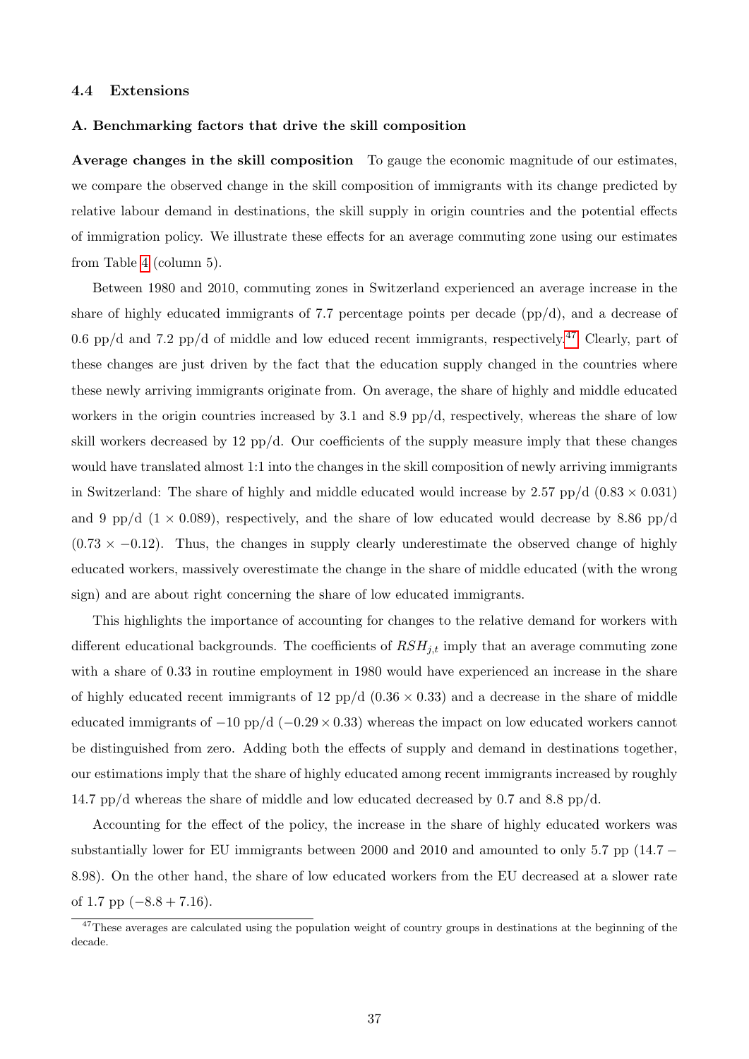### 4.4 Extensions

#### A. Benchmarking factors that drive the skill composition

**Average changes in the skill composition** To gauge the economic magnitude of our estimates, we compare the observed change in the skill composition of immigrants with its change predicted by relative labour demand in destinations, the skill supply in origin countries and the potential effects of immigration policy. We illustrate these effects for an average commuting zone using our estimates from Table 4 (column 5).

Between 1980 and 2010, commuting zones in Switzerland experienced an average increase in the share of highly educated immigrants of 7.7 percentage points per decade (pp/d), and a decrease of 0.6 pp/d and 7.2 pp/d of middle and low educed recent immigrants, respectively.[47] Clearly, part of these changes are just driven by the fact that the education supply changed in the countries where these newly arriving immigrants originate from. On average, the share of highly and middle educated workers in the origin countries increased by 3.1 and 8.9 pp/d, respectively, whereas the share of low skill workers decreased by 12 pp/d. Our coefficients of the supply measure imply that these changes would have translated almost 1:1 into the changes in the skill composition of newly arriving immigrants in Switzerland: The share of highly and middle educated would increase by 2.57 pp/d ($0.83 \times 0.031$) and 9 pp/d ($1 \times 0.089$), respectively, and the share of low educated would decrease by 8.86 pp/d ($0.73 \times -0.12$). Thus, the changes in supply clearly underestimate the observed change of highly educated workers, massively overestimate the change in the share of middle educated (with the wrong sign) and are about right concerning the share of low educated immigrants.

This highlights the importance of accounting for changes to the relative demand for workers with different educational backgrounds. The coefficients of $RSH_{j,t}$ imply that an average commuting zone with a share of 0.33 in routine employment in 1980 would have experienced an increase in the share of highly educated recent immigrants of 12 pp/d ($0.36 \times 0.33$) and a decrease in the share of middle educated immigrants of $-10$ pp/d ($-0.29 \times 0.33$) whereas the impact on low educated workers cannot be distinguished from zero. Adding both the effects of supply and demand in destinations together, our estimations imply that the share of highly educated among recent immigrants increased by roughly 14.7 pp/d whereas the share of middle and low educated decreased by 0.7 and 8.8 pp/d.

Accounting for the effect of the policy, the increase in the share of highly educated workers was substantially lower for EU immigrants between 2000 and 2010 and amounted to only 5.7 pp ($14.7 - 8.98$). On the other hand, the share of low educated workers from the EU decreased at a slower rate of 1.7 pp ($-8.8 + 7.16$).

[47] These averages are calculated using the population weight of country groups in destinations at the beginning of the decade.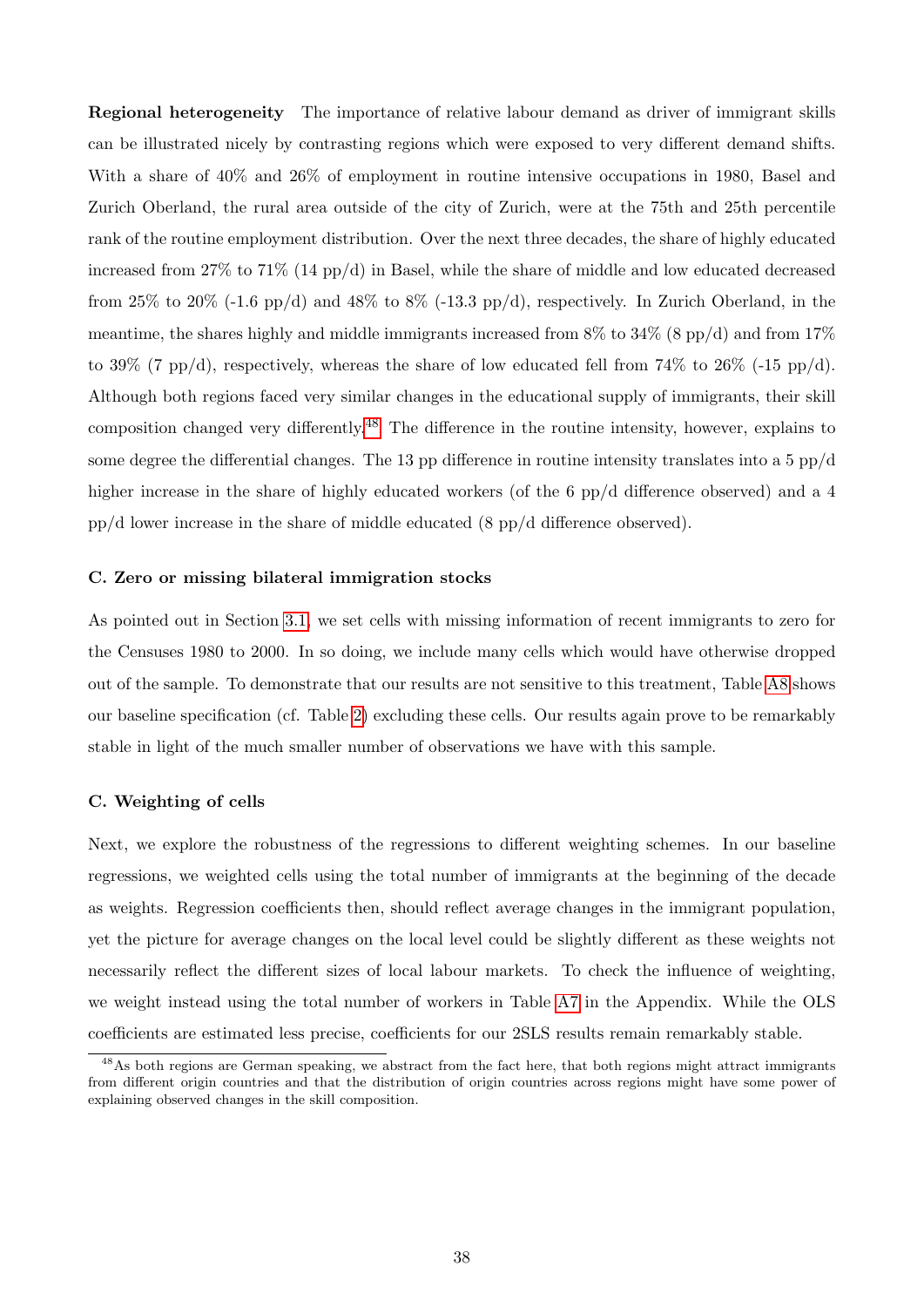**Regional heterogeneity** The importance of relative labour demand as driver of immigrant skills can be illustrated nicely by contrasting regions which were exposed to very different demand shifts. With a share of 40% and 26% of employment in routine intensive occupations in 1980, Basel and Zurich Oberland, the rural area outside of the city of Zurich, were at the 75th and 25th percentile rank of the routine employment distribution. Over the next three decades, the share of highly educated increased from 27% to 71% (14 pp/d) in Basel, while the share of middle and low educated decreased from 25% to 20% (-1.6 pp/d) and 48% to 8% (-13.3 pp/d), respectively. In Zurich Oberland, in the meantime, the shares highly and middle immigrants increased from 8% to 34% (8 pp/d) and from 17% to 39% (7 pp/d), respectively, whereas the share of low educated fell from 74% to 26% (-15 pp/d). Although both regions faced very similar changes in the educational supply of immigrants, their skill composition changed very differently.[48] The difference in the routine intensity, however, explains to some degree the differential changes. The 13 pp difference in routine intensity translates into a 5 pp/d higher increase in the share of highly educated workers (of the 6 pp/d difference observed) and a 4 pp/d lower increase in the share of middle educated (8 pp/d difference observed).

### C. Zero or missing bilateral immigration stocks

As pointed out in Section 3.1, we set cells with missing information of recent immigrants to zero for the Censuses 1980 to 2000. In so doing, we include many cells which would have otherwise dropped out of the sample. To demonstrate that our results are not sensitive to this treatment, Table A8 shows our baseline specification (cf. Table 2) excluding these cells. Our results again prove to be remarkably stable in light of the much smaller number of observations we have with this sample.

### C. Weighting of cells

Next, we explore the robustness of the regressions to different weighting schemes. In our baseline regressions, we weighted cells using the total number of immigrants at the beginning of the decade as weights. Regression coefficients then, should reflect average changes in the immigrant population, yet the picture for average changes on the local level could be slightly different as these weights not necessarily reflect the different sizes of local labour markets. To check the influence of weighting, we weight instead using the total number of workers in Table A7 in the Appendix. While the OLS coefficients are estimated less precise, coefficients for our 2SLS results remain remarkably stable.

[48] As both regions are German speaking, we abstract from the fact here, that both regions might attract immigrants from different origin countries and that the distribution of origin countries across regions might have some power of explaining observed changes in the skill composition.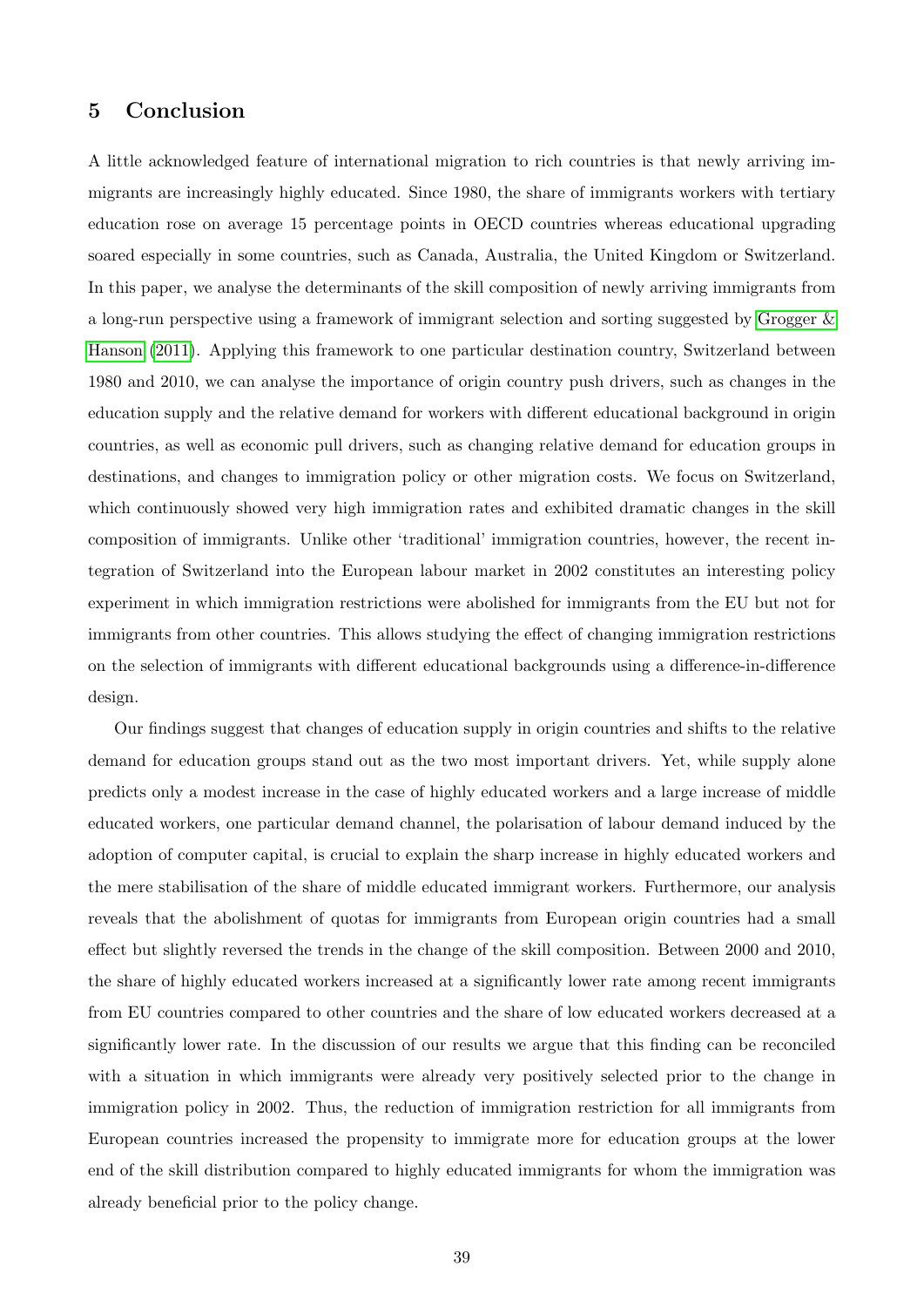# 5 Conclusion

A little acknowledged feature of international migration to rich countries is that newly arriving immigrants are increasingly highly educated. Since 1980, the share of immigrants workers with tertiary education rose on average 15 percentage points in OECD countries whereas educational upgrading soared especially in some countries, such as Canada, Australia, the United Kingdom or Switzerland. In this paper, we analyse the determinants of the skill composition of newly arriving immigrants from a long-run perspective using a framework of immigrant selection and sorting suggested by Grogger & Hanson (2011). Applying this framework to one particular destination country, Switzerland between 1980 and 2010, we can analyse the importance of origin country push drivers, such as changes in the education supply and the relative demand for workers with different educational background in origin countries, as well as economic pull drivers, such as changing relative demand for education groups in destinations, and changes to immigration policy or other migration costs. We focus on Switzerland, which continuously showed very high immigration rates and exhibited dramatic changes in the skill composition of immigrants. Unlike other 'traditional' immigration countries, however, the recent integration of Switzerland into the European labour market in 2002 constitutes an interesting policy experiment in which immigration restrictions were abolished for immigrants from the EU but not for immigrants from other countries. This allows studying the effect of changing immigration restrictions on the selection of immigrants with different educational backgrounds using a difference-in-difference design.

Our findings suggest that changes of education supply in origin countries and shifts to the relative demand for education groups stand out as the two most important drivers. Yet, while supply alone predicts only a modest increase in the case of highly educated workers and a large increase of middle educated workers, one particular demand channel, the polarisation of labour demand induced by the adoption of computer capital, is crucial to explain the sharp increase in highly educated workers and the mere stabilisation of the share of middle educated immigrant workers. Furthermore, our analysis reveals that the abolishment of quotas for immigrants from European origin countries had a small effect but slightly reversed the trends in the change of the skill composition. Between 2000 and 2010, the share of highly educated workers increased at a significantly lower rate among recent immigrants from EU countries compared to other countries and the share of low educated workers decreased at a significantly lower rate. In the discussion of our results we argue that this finding can be reconciled with a situation in which immigrants were already very positively selected prior to the change in immigration policy in 2002. Thus, the reduction of immigration restriction for all immigrants from European countries increased the propensity to immigrate more for education groups at the lower end of the skill distribution compared to highly educated immigrants for whom the immigration was already beneficial prior to the policy change.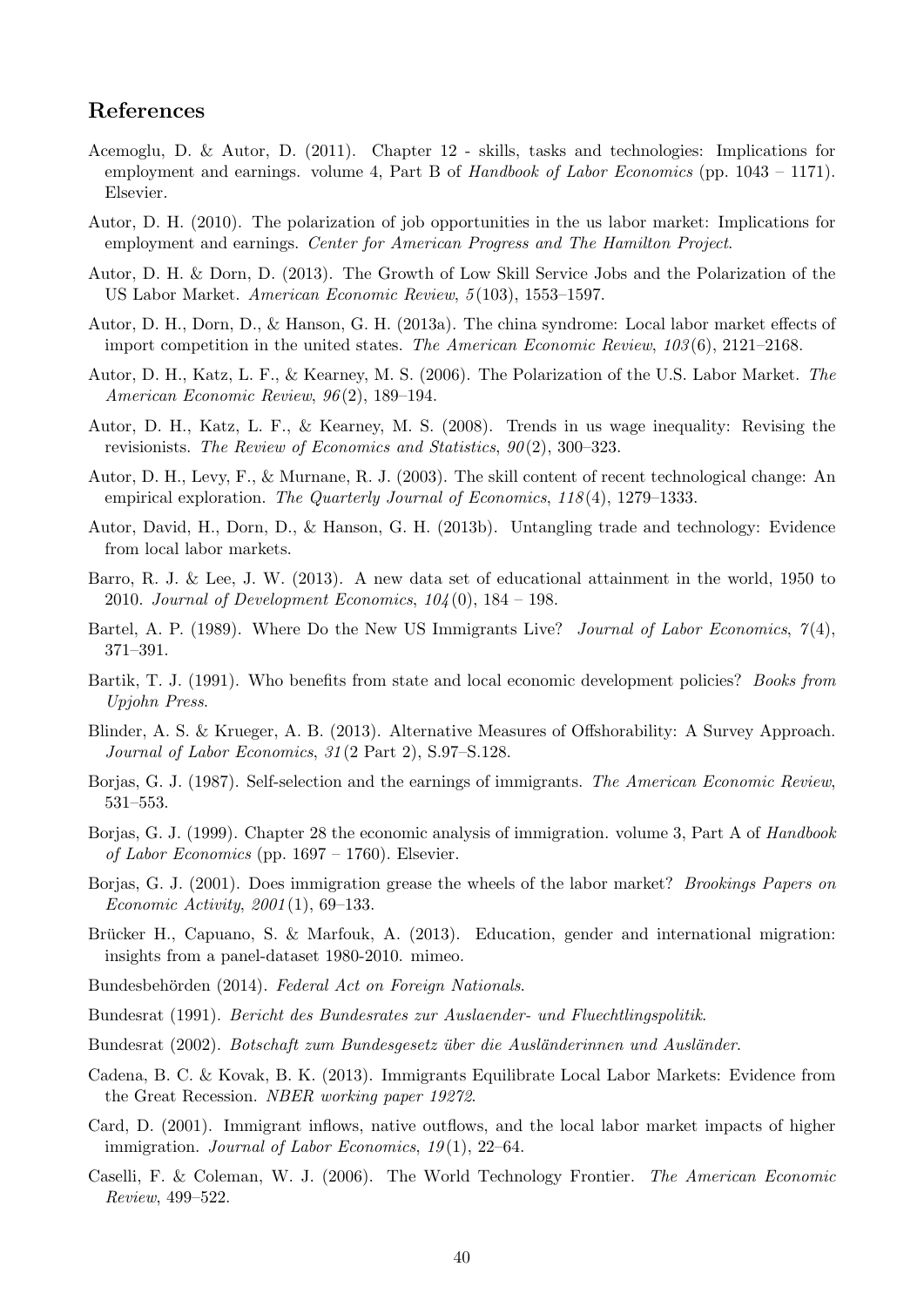## References

Acemoglu, D. & Autor, D. (2011). Chapter 12 - skills, tasks and technologies: Implications for employment and earnings. volume 4, Part B of *Handbook of Labor Economics* (pp. 1043 – 1171). Elsevier.

Autor, D. H. (2010). The polarization of job opportunities in the us labor market: Implications for employment and earnings. *Center for American Progress and The Hamilton Project*.

Autor, D. H. & Dorn, D. (2013). The Growth of Low Skill Service Jobs and the Polarization of the US Labor Market. *American Economic Review*, *5*(103), 1553–1597.

Autor, D. H., Dorn, D., & Hanson, G. H. (2013a). The china syndrome: Local labor market effects of import competition in the united states. *The American Economic Review*, *103*(6), 2121–2168.

Autor, D. H., Katz, L. F., & Kearney, M. S. (2006). The Polarization of the U.S. Labor Market. *The American Economic Review*, *96*(2), 189–194.

Autor, D. H., Katz, L. F., & Kearney, M. S. (2008). Trends in us wage inequality: Revising the revisionists. *The Review of Economics and Statistics*, *90*(2), 300–323.

Autor, D. H., Levy, F., & Murnane, R. J. (2003). The skill content of recent technological change: An empirical exploration. *The Quarterly Journal of Economics*, *118*(4), 1279–1333.

Autor, David, H., Dorn, D., & Hanson, G. H. (2013b). Untangling trade and technology: Evidence from local labor markets.

Barro, R. J. & Lee, J. W. (2013). A new data set of educational attainment in the world, 1950 to 2010. *Journal of Development Economics*, *104*(0), 184 – 198.

Bartel, A. P. (1989). Where Do the New US Immigrants Live? *Journal of Labor Economics*, *7*(4), 371–391.

Bartik, T. J. (1991). Who benefits from state and local economic development policies? *Books from Upjohn Press*.

Blinder, A. S. & Krueger, A. B. (2013). Alternative Measures of Offshorability: A Survey Approach. *Journal of Labor Economics*, *31*(2 Part 2), S.97–S.128.

Borjas, G. J. (1987). Self-selection and the earnings of immigrants. *The American Economic Review*, 531–553.

Borjas, G. J. (1999). Chapter 28 the economic analysis of immigration. volume 3, Part A of *Handbook of Labor Economics* (pp. 1697 – 1760). Elsevier.

Borjas, G. J. (2001). Does immigration grease the wheels of the labor market? *Brookings Papers on Economic Activity*, *2001*(1), 69–133.

Brücker H., Capuano, S. & Marfouk, A. (2013). Education, gender and international migration: insights from a panel-dataset 1980-2010. mimeo.

Bundesbehörden (2014). *Federal Act on Foreign Nationals*.

Bundesrat (1991). *Bericht des Bundesrates zur Auslaender- und Fluechtlingspolitik*.

Bundesrat (2002). *Botschaft zum Bundesgesetz über die Ausländerinnen und Ausländer*.

Cadena, B. C. & Kovak, B. K. (2013). Immigrants Equilibrate Local Labor Markets: Evidence from the Great Recession. *NBER working paper 19272*.

Card, D. (2001). Immigrant inflows, native outflows, and the local labor market impacts of higher immigration. *Journal of Labor Economics*, *19*(1), 22–64.

Caselli, F. & Coleman, W. J. (2006). The World Technology Frontier. *The American Economic Review*, 499–522.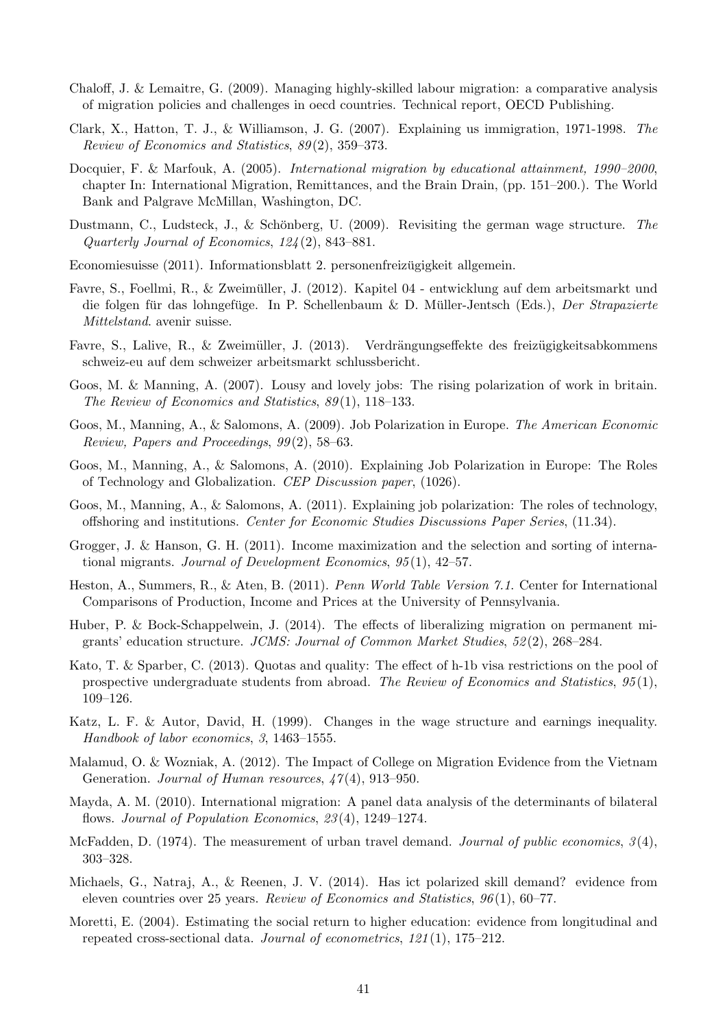Chaloff, J. & Lemaitre, G. (2009). Managing highly-skilled labour migration: a comparative analysis of migration policies and challenges in oecd countries. Technical report, OECD Publishing.

Clark, X., Hatton, T. J., & Williamson, J. G. (2007). Explaining us immigration, 1971-1998. *The Review of Economics and Statistics*, *89*(2), 359–373.

Docquier, F. & Marfouk, A. (2005). *International migration by educational attainment, 1990–2000*, chapter In: International Migration, Remittances, and the Brain Drain, (pp. 151–200.). The World Bank and Palgrave McMillan, Washington, DC.

Dustmann, C., Ludsteck, J., & Schönberg, U. (2009). Revisiting the german wage structure. *The Quarterly Journal of Economics*, *124*(2), 843–881.

Economiesuisse (2011). Informationsblatt 2. personenfreizügigkeit allgemein.

Favre, S., Foellmi, R., & Zweimüller, J. (2012). Kapitel 04 - entwicklung auf dem arbeitsmarkt und die folgen für das lohngefüge. In P. Schellenbaum & D. Müller-Jentsch (Eds.), *Der Strapazierte Mittelstand*. avenir suisse.

Favre, S., Lalive, R., & Zweimüller, J. (2013). Verdrängungseffekte des freizügigkeitsabkommens schweiz-eu auf dem schweizer arbeitsmarkt schlussbericht.

Goos, M. & Manning, A. (2007). Lousy and lovely jobs: The rising polarization of work in britain. *The Review of Economics and Statistics*, *89*(1), 118–133.

Goos, M., Manning, A., & Salomons, A. (2009). Job Polarization in Europe. *The American Economic Review, Papers and Proceedings*, *99*(2), 58–63.

Goos, M., Manning, A., & Salomons, A. (2010). Explaining Job Polarization in Europe: The Roles of Technology and Globalization. *CEP Discussion paper*, (1026).

Goos, M., Manning, A., & Salomons, A. (2011). Explaining job polarization: The roles of technology, offshoring and institutions. *Center for Economic Studies Discussions Paper Series*, (11.34).

Grogger, J. & Hanson, G. H. (2011). Income maximization and the selection and sorting of international migrants. *Journal of Development Economics*, *95*(1), 42–57.

Heston, A., Summers, R., & Aten, B. (2011). *Penn World Table Version 7.1*. Center for International Comparisons of Production, Income and Prices at the University of Pennsylvania.

Huber, P. & Bock-Schappelwein, J. (2014). The effects of liberalizing migration on permanent migrants' education structure. *JCMS: Journal of Common Market Studies*, *52*(2), 268–284.

Kato, T. & Sparber, C. (2013). Quotas and quality: The effect of h-1b visa restrictions on the pool of prospective undergraduate students from abroad. *The Review of Economics and Statistics*, *95*(1), 109–126.

Katz, L. F. & Autor, David, H. (1999). Changes in the wage structure and earnings inequality. *Handbook of labor economics*, *3*, 1463–1555.

Malamud, O. & Wozniak, A. (2012). The Impact of College on Migration Evidence from the Vietnam Generation. *Journal of Human resources*, *47*(4), 913–950.

Mayda, A. M. (2010). International migration: A panel data analysis of the determinants of bilateral flows. *Journal of Population Economics*, *23*(4), 1249–1274.

McFadden, D. (1974). The measurement of urban travel demand. *Journal of public economics*, *3*(4), 303–328.

Michaels, G., Natraj, A., & Reenen, J. V. (2014). Has ict polarized skill demand? evidence from eleven countries over 25 years. *Review of Economics and Statistics*, *96*(1), 60–77.

Moretti, E. (2004). Estimating the social return to higher education: evidence from longitudinal and repeated cross-sectional data. *Journal of econometrics*, *121*(1), 175–212.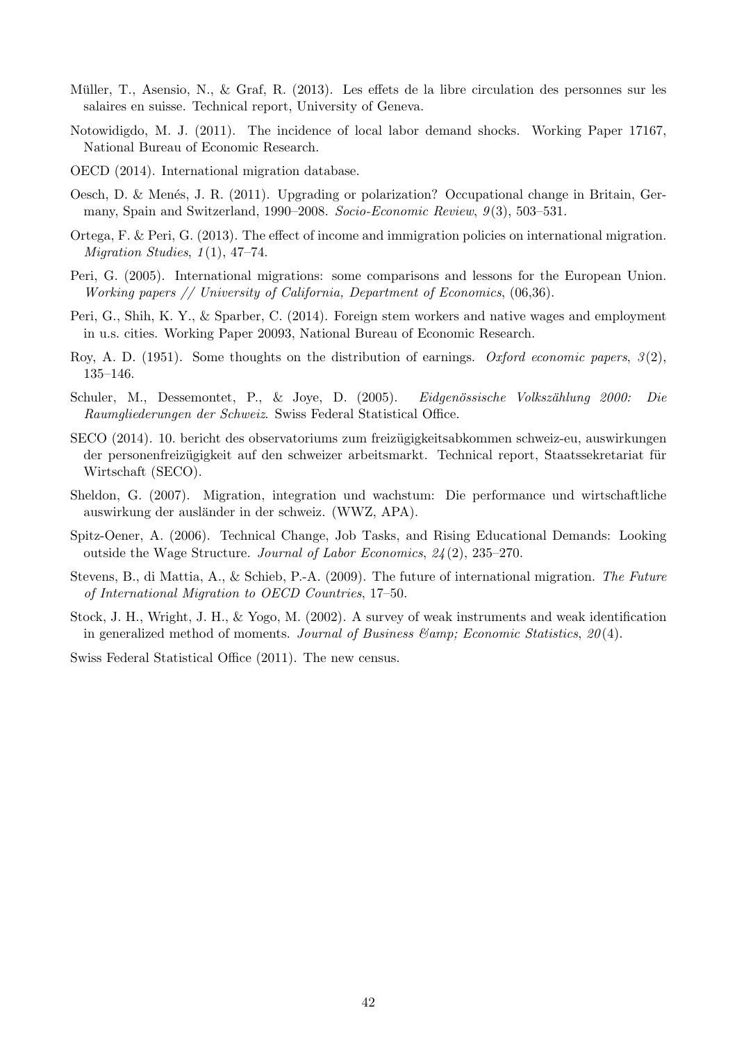Müller, T., Asensio, N., & Graf, R. (2013). Les effets de la libre circulation des personnes sur les salaires en suisse. Technical report, University of Geneva.

Notowidigdo, M. J. (2011). The incidence of local labor demand shocks. Working Paper 17167, National Bureau of Economic Research.

OECD (2014). International migration database.

Oesch, D. & Menés, J. R. (2011). Upgrading or polarization? Occupational change in Britain, Germany, Spain and Switzerland, 1990–2008. *Socio-Economic Review*, *9*(3), 503–531.

Ortega, F. & Peri, G. (2013). The effect of income and immigration policies on international migration. *Migration Studies*, *1*(1), 47–74.

Peri, G. (2005). International migrations: some comparisons and lessons for the European Union. *Working papers // University of California, Department of Economics*, (06,36).

Peri, G., Shih, K. Y., & Sparber, C. (2014). Foreign stem workers and native wages and employment in u.s. cities. Working Paper 20093, National Bureau of Economic Research.

Roy, A. D. (1951). Some thoughts on the distribution of earnings. *Oxford economic papers*, *3*(2), 135–146.

Schuler, M., Dessemontet, P., & Joye, D. (2005). *Eidgenössische Volkszählung 2000: Die Raumgliederungen der Schweiz*. Swiss Federal Statistical Office.

SECO (2014). 10. bericht des observatoriums zum freizügigkeitsabkommen schweiz-eu, auswirkungen der personenfreizügigkeit auf den schweizer arbeitsmarkt. Technical report, Staatssekretariat für Wirtschaft (SECO).

Sheldon, G. (2007). Migration, integration und wachstum: Die performance und wirtschaftliche auswirkung der ausländer in der schweiz. (WWZ, APA).

Spitz-Oener, A. (2006). Technical Change, Job Tasks, and Rising Educational Demands: Looking outside the Wage Structure. *Journal of Labor Economics*, *24*(2), 235–270.

Stevens, B., di Mattia, A., & Schieb, P.-A. (2009). The future of international migration. *The Future of International Migration to OECD Countries*, 17–50.

Stock, J. H., Wright, J. H., & Yogo, M. (2002). A survey of weak instruments and weak identification in generalized method of moments. *Journal of Business &amp; Economic Statistics*, *20*(4).

Swiss Federal Statistical Office (2011). The new census.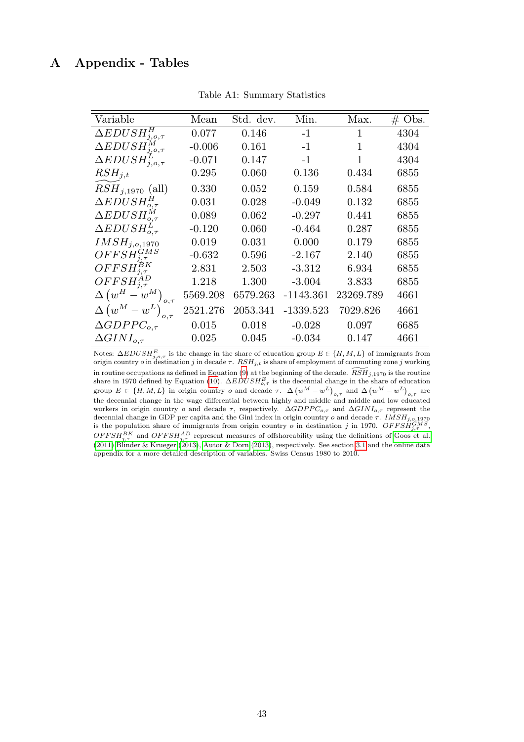# A Appendix - Tables

Table A1: Summary Statistics

| Variable | Mean | Std. dev. | Min. | Max. | # Obs. |
|---|---|---|---|---|---|
| $\Delta EDUSH^{H}_{j,o,\tau}$ | 0.077 | 0.146 | -1 | 1 | 4304 |
| $\Delta EDUSH^{M}_{j,o,\tau}$ | -0.006 | 0.161 | -1 | 1 | 4304 |
| $\Delta EDUSH^{L}_{j,o,\tau}$ | -0.071 | 0.147 | -1 | 1 | 4304 |
| $RSH_{j,t}$ | 0.295 | 0.060 | 0.136 | 0.434 | 6855 |
| $\widetilde{RSH}_{j,1970}$ (all) | 0.330 | 0.052 | 0.159 | 0.584 | 6855 |
| $\Delta EDUSH^{H}_{o,\tau}$ | 0.031 | 0.028 | -0.049 | 0.132 | 6855 |
| $\Delta EDUSH^{M}_{o,\tau}$ | 0.089 | 0.062 | -0.297 | 0.441 | 6855 |
| $\Delta EDUSH^{L}_{o,\tau}$ | -0.120 | 0.060 | -0.464 | 0.287 | 6855 |
| $IMSH_{j,o,1970}$ | 0.019 | 0.031 | 0.000 | 0.179 | 6855 |
| $OFFSH^{GMS}_{j,\tau}$ | -0.632 | 0.596 | -2.167 | 2.140 | 6855 |
| $OFFSH^{BK}_{j,\tau}$ | 2.831 | 2.503 | -3.312 | 6.934 | 6855 |
| $OFFSH^{AD}_{j,\tau}$ | 1.218 | 1.300 | -3.004 | 3.833 | 6855 |
| $\Delta\left(w^{H}-w^{M}\right)_{o,\tau}$ | 5569.208 | 6579.263 | -1143.361 | 23269.789 | 4661 |
| $\Delta\left(w^{M}-w^{L}\right)_{o,\tau}$ | 2521.276 | 2053.341 | -1339.523 | 7029.826 | 4661 |
| $\Delta GDPPC_{o,\tau}$ | 0.015 | 0.018 | -0.028 | 0.097 | 6685 |
| $\Delta GINI_{o,\tau}$ | 0.025 | 0.045 | -0.034 | 0.147 | 4661 |

Notes: $\Delta EDUSH^{E}_{j,o,\tau}$ is the change in the share of education group $E \in \{H, M, L\}$ of immigrants from origin country $o$ in destination $j$ in decade $\tau$. $RSH_{j,t}$ is share of employment of commuting zone $j$ working in routine occupations as defined in Equation (9) at the beginning of the decade. $\widetilde{RSH}_{j,1970}$ is the routine share in 1970 defined by Equation (10). $\Delta EDUSH^{E}_{o,\tau}$ is the decennial change in the share of education group $E \in \{H, M, L\}$ in origin country $o$ and decade $\tau$. $\Delta\left(w^{M}-w^{L}\right)_{o,\tau}$ and $\Delta\left(w^{M}-w^{L}\right)_{o,\tau}$ are the decennial change in the wage differential between highly and middle and middle and low educated workers in origin country $o$ and decade $\tau$, respectively. $\Delta GDPPC_{o,\tau}$ and $\Delta GINI_{o,\tau}$ represent the decennial change in GDP per capita and the Gini index in origin country $o$ and decade $\tau$. $IMSH_{j,o,1970}$ is the population share of immigrants from origin country $o$ in destination $j$ in 1970. $OFFSH^{GMS}_{j,\tau}$, $OFFSH^{BK}_{j,\tau}$ and $OFFSH^{AD}_{j,\tau}$ represent measures of offshoreability using the definitions of Goos et al. (2011) Blinder & Krueger (2013), Autor & Dorn (2013), respectively. See section 3.1 and the online data appendix for a more detailed description of variables. Swiss Census 1980 to 2010.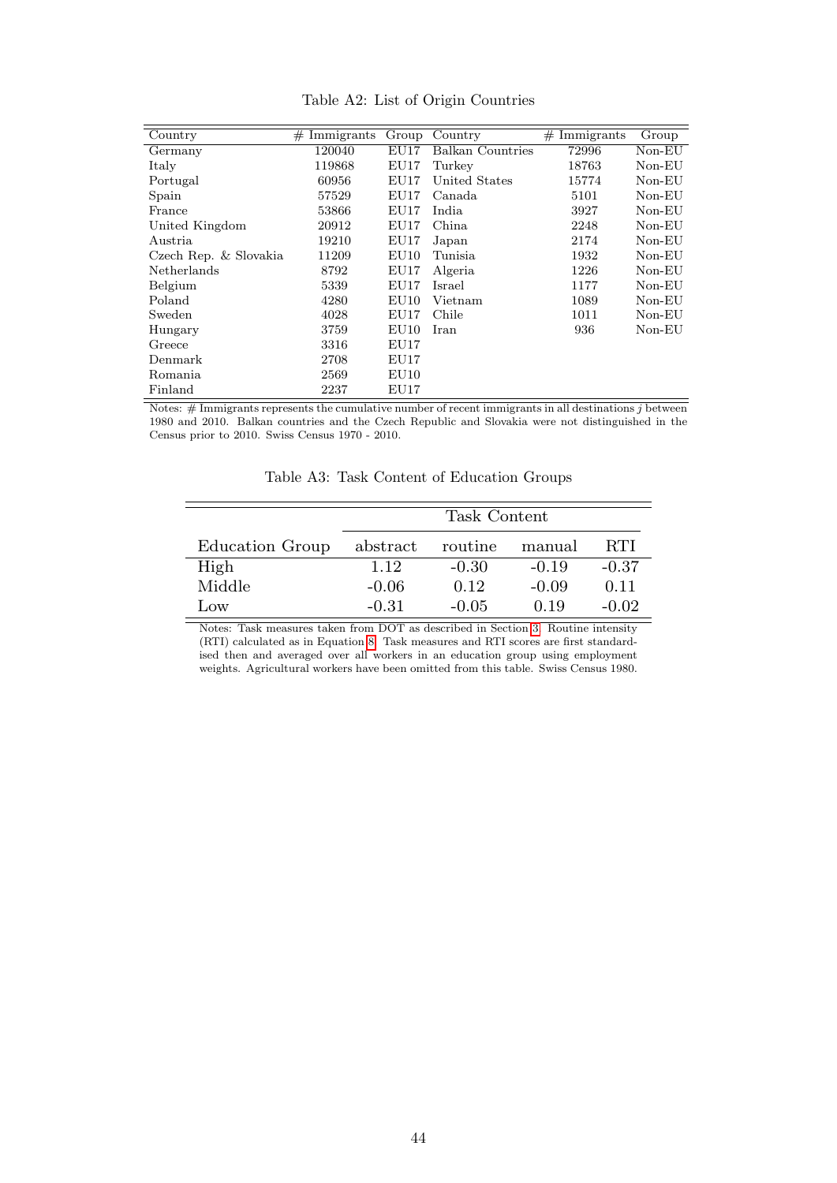Table A2: List of Origin Countries

| Country | # Immigrants | Group | Country | # Immigrants | Group |
|---|---|---|---|---|---|
| Germany | 120040 | EU17 | Balkan Countries | 72996 | Non-EU |
| Italy | 119868 | EU17 | Turkey | 18763 | Non-EU |
| Portugal | 60956 | EU17 | United States | 15774 | Non-EU |
| Spain | 57529 | EU17 | Canada | 5101 | Non-EU |
| France | 53866 | EU17 | India | 3927 | Non-EU |
| United Kingdom | 20912 | EU17 | China | 2248 | Non-EU |
| Austria | 19210 | EU17 | Japan | 2174 | Non-EU |
| Czech Rep. & Slovakia | 11209 | EU10 | Tunisia | 1932 | Non-EU |
| Netherlands | 8792 | EU17 | Algeria | 1226 | Non-EU |
| Belgium | 5339 | EU17 | Israel | 1177 | Non-EU |
| Poland | 4280 | EU10 | Vietnam | 1089 | Non-EU |
| Sweden | 4028 | EU17 | Chile | 1011 | Non-EU |
| Hungary | 3759 | EU10 | Iran | 936 | Non-EU |
| Greece | 3316 | EU17 | | | |
| Denmark | 2708 | EU17 | | | |
| Romania | 2569 | EU10 | | | |
| Finland | 2237 | EU17 | | | |

Notes: # Immigrants represents the cumulative number of recent immigrants in all destinations $j$ between 1980 and 2010. Balkan countries and the Czech Republic and Slovakia were not distinguished in the Census prior to 2010. Swiss Census 1970 - 2010.

Table A3: Task Content of Education Groups

| | Task Content | | | |
|---|---|---|---|---|
| Education Group | abstract | routine | manual | RTI |
| High | 1.12 | -0.30 | -0.19 | -0.37 |
| Middle | -0.06 | 0.12 | -0.09 | 0.11 |
| Low | -0.31 | -0.05 | 0.19 | -0.02 |

Notes: Task measures taken from DOT as described in Section 3. Routine intensity (RTI) calculated as in Equation 8. Task measures and RTI scores are first standardised then and averaged over all workers in an education group using employment weights. Agricultural workers have been omitted from this table. Swiss Census 1980.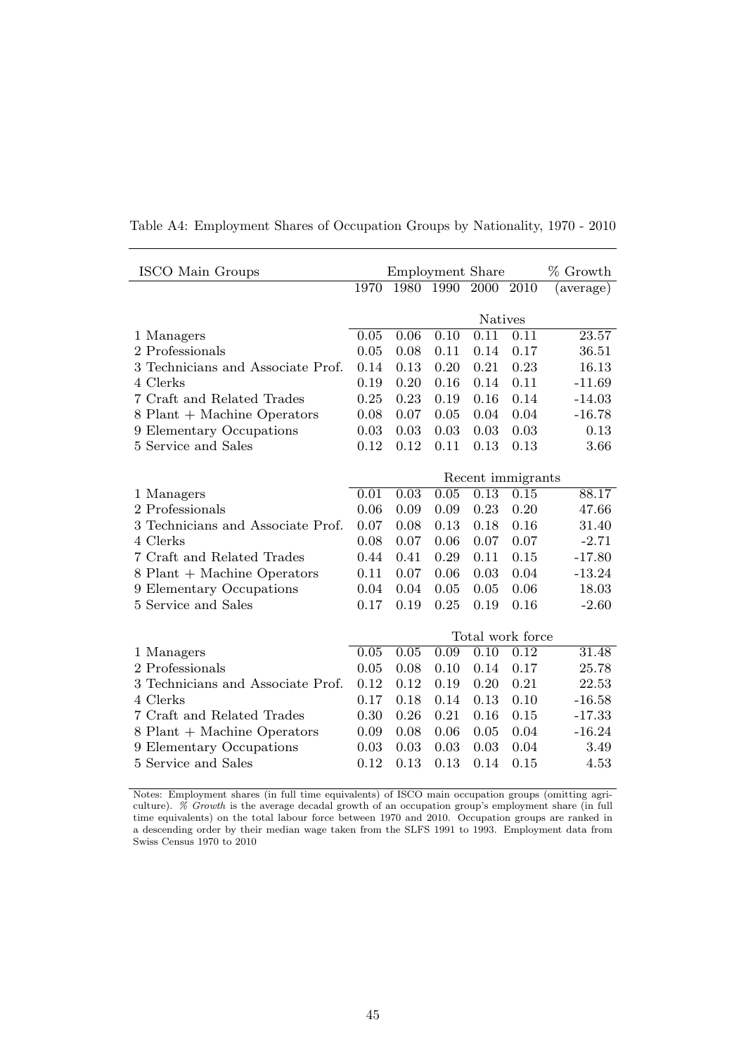Table A4: Employment Shares of Occupation Groups by Nationality, 1970 - 2010

| ISCO Main Groups | Employment Share | | | | | % Growth |
|---|---|---|---|---|---|---|
| | 1970 | 1980 | 1990 | 2000 | 2010 | (average) |
| | Natives | | | | | |
| 1 Managers | 0.05 | 0.06 | 0.10 | 0.11 | 0.11 | 23.57 |
| 2 Professionals | 0.05 | 0.08 | 0.11 | 0.14 | 0.17 | 36.51 |
| 3 Technicians and Associate Prof. | 0.14 | 0.13 | 0.20 | 0.21 | 0.23 | 16.13 |
| 4 Clerks | 0.19 | 0.20 | 0.16 | 0.14 | 0.11 | -11.69 |
| 7 Craft and Related Trades | 0.25 | 0.23 | 0.19 | 0.16 | 0.14 | -14.03 |
| 8 Plant + Machine Operators | 0.08 | 0.07 | 0.05 | 0.04 | 0.04 | -16.78 |
| 9 Elementary Occupations | 0.03 | 0.03 | 0.03 | 0.03 | 0.03 | 0.13 |
| 5 Service and Sales | 0.12 | 0.12 | 0.11 | 0.13 | 0.13 | 3.66 |
| | Recent immigrants | | | | | |
| 1 Managers | 0.01 | 0.03 | 0.05 | 0.13 | 0.15 | 88.17 |
| 2 Professionals | 0.06 | 0.09 | 0.09 | 0.23 | 0.20 | 47.66 |
| 3 Technicians and Associate Prof. | 0.07 | 0.08 | 0.13 | 0.18 | 0.16 | 31.40 |
| 4 Clerks | 0.08 | 0.07 | 0.06 | 0.07 | 0.07 | -2.71 |
| 7 Craft and Related Trades | 0.44 | 0.41 | 0.29 | 0.11 | 0.15 | -17.80 |
| 8 Plant + Machine Operators | 0.11 | 0.07 | 0.06 | 0.03 | 0.04 | -13.24 |
| 9 Elementary Occupations | 0.04 | 0.04 | 0.05 | 0.05 | 0.06 | 18.03 |
| 5 Service and Sales | 0.17 | 0.19 | 0.25 | 0.19 | 0.16 | -2.60 |
| | Total work force | | | | | |
| 1 Managers | 0.05 | 0.05 | 0.09 | 0.10 | 0.12 | 31.48 |
| 2 Professionals | 0.05 | 0.08 | 0.10 | 0.14 | 0.17 | 25.78 |
| 3 Technicians and Associate Prof. | 0.12 | 0.12 | 0.19 | 0.20 | 0.21 | 22.53 |
| 4 Clerks | 0.17 | 0.18 | 0.14 | 0.13 | 0.10 | -16.58 |
| 7 Craft and Related Trades | 0.30 | 0.26 | 0.21 | 0.16 | 0.15 | -17.33 |
| 8 Plant + Machine Operators | 0.09 | 0.08 | 0.06 | 0.05 | 0.04 | -16.24 |
| 9 Elementary Occupations | 0.03 | 0.03 | 0.03 | 0.03 | 0.04 | 3.49 |
| 5 Service and Sales | 0.12 | 0.13 | 0.13 | 0.14 | 0.15 | 4.53 |

Notes: Employment shares (in full time equivalents) of ISCO main occupation groups (omitting agriculture). *% Growth* is the average decadal growth of an occupation group's employment share (in full time equivalents) on the total labour force between 1970 and 2010. Occupation groups are ranked in a descending order by their median wage taken from the SLFS 1991 to 1993. Employment data from Swiss Census 1970 to 2010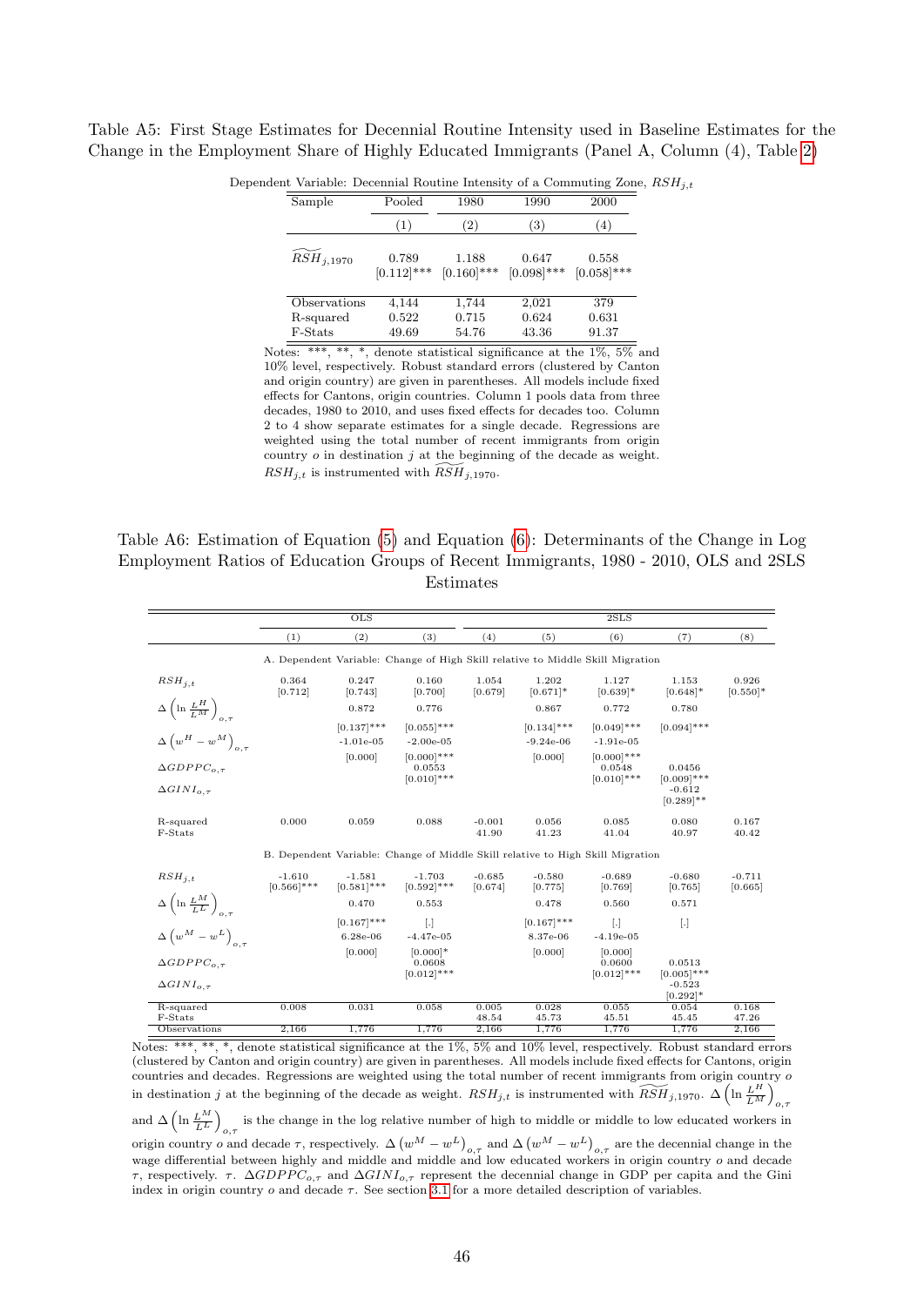Table A5: First Stage Estimates for Decennial Routine Intensity used in Baseline Estimates for the Change in the Employment Share of Highly Educated Immigrants (Panel A, Column (4), Table 2)

Dependent Variable: Decennial Routine Intensity of a Commuting Zone, $RSH_{j,t}$

| Sample | Pooled | 1980 | 1990 | 2000 |
|---|---|---|---|---|
| | (1) | (2) | (3) | (4) |
| $\widetilde{RSH}_{j,1970}$ | 0.789 | 1.188 | 0.647 | 0.558 |
| | [0.112]*** | [0.160]*** | [0.098]*** | [0.058]*** |
| Observations | 4,144 | 1,744 | 2,021 | 379 |
| R-squared | 0.522 | 0.715 | 0.624 | 0.631 |
| F-Stats | 49.69 | 54.76 | 43.36 | 91.37 |

Notes: ***, **, *, denote statistical significance at the 1%, 5% and 10% level, respectively. Robust standard errors (clustered by Canton and origin country) are given in parentheses. All models include fixed effects for Cantons, origin countries. Column 1 pools data from three decades, 1980 to 2010, and uses fixed effects for decades too. Column 2 to 4 show separate estimates for a single decade. Regressions are weighted using the total number of recent immigrants from origin country $o$ in destination $j$ at the beginning of the decade as weight. $RSH_{j,t}$ is instrumented with $\widetilde{RSH}_{j,1970}$.

Table A6: Estimation of Equation (5) and Equation (6): Determinants of the Change in Log Employment Ratios of Education Groups of Recent Immigrants, 1980 - 2010, OLS and 2SLS Estimates

| | OLS | | | 2SLS | | | | |
|---|---|---|---|---|---|---|---|---|
| | (1) | (2) | (3) | (4) | (5) | (6) | (7) | (8) |
| A. Dependent Variable: Change of High Skill relative to Middle Skill Migration | | | | | | | | |
| $RSH_{j,t}$ | 0.364 | 0.247 | 0.160 | 1.054 | 1.202 | 1.127 | 1.153 | 0.926 |
| | [0.712] | [0.743] | [0.700] | [0.679] | [0.671]* | [0.639]* | [0.648]* | [0.550]* |
| $\Delta\left(\ln \frac{L^H}{L^M}\right)_{o,\tau}$ | | 0.872 | 0.776 | | 0.867 | 0.772 | 0.780 | |
| | | [0.137]*** | [0.055]*** | | [0.134]*** | [0.049]*** | [0.094]*** | |
| $\Delta\left(w^H - w^M\right)_{o,\tau}$ | | -1.01e-05 | -2.00e-05 | | -9.24e-06 | -1.91e-05 | | |
| | | [0.000] | [0.000]*** | | [0.000] | [0.000]*** | | |
| $\Delta GDPPC_{o,\tau}$ | | | 0.0553 | | | 0.0548 | 0.0456 | |
| | | | [0.010]*** | | | [0.010]*** | [0.009]*** | |
| $\Delta GINI_{o,\tau}$ | | | | | | | -0.612 | |
| | | | | | | | [0.289]** | |
| R-squared | 0.000 | 0.059 | 0.088 | -0.001 | 0.056 | 0.085 | 0.080 | 0.167 |
| F-Stats | | | | 41.90 | 41.23 | 41.04 | 40.97 | 40.42 |
| B. Dependent Variable: Change of Middle Skill relative to High Skill Migration | | | | | | | | |
| $RSH_{j,t}$ | -1.610 | -1.581 | -1.703 | -0.685 | -0.580 | -0.689 | -0.680 | -0.711 |
| | [0.566]*** | [0.581]*** | [0.592]*** | [0.674] | [0.775] | [0.769] | [0.765] | [0.665] |
| $\Delta\left(\ln \frac{L^M}{L^L}\right)_{o,\tau}$ | | 0.470 | 0.553 | | 0.478 | 0.560 | 0.571 | |
| | | [0.167]*** | [.] | | [0.167]*** | [.] | [.] | |
| $\Delta\left(w^M - w^L\right)_{o,\tau}$ | | 6.28e-06 | -4.47e-05 | | 8.37e-06 | -4.19e-05 | | |
| | | [0.000] | [0.000]* | | [0.000] | [0.000] | | |
| $\Delta GDPPC_{o,\tau}$ | | | 0.0608 | | | 0.0600 | 0.0513 | |
| | | | [0.012]*** | | | [0.012]*** | [0.005]*** | |
| $\Delta GINI_{o,\tau}$ | | | | | | | -0.523 | |
| | | | | | | | [0.292]* | |
| R-squared | 0.008 | 0.031 | 0.058 | 0.005 | 0.028 | 0.055 | 0.054 | 0.168 |
| F-Stats | | | | 48.54 | 45.73 | 45.51 | 45.45 | 47.26 |
| Observations | 2,166 | 1,776 | 1,776 | 2,166 | 1,776 | 1,776 | 1,776 | 2,166 |

Notes: ***, **, *, denote statistical significance at the 1%, 5% and 10% level, respectively. Robust standard errors (clustered by Canton and origin country) are given in parentheses. All models include fixed effects for Cantons, origin countries and decades. Regressions are weighted using the total number of recent immigrants from origin country $o$ in destination $j$ at the beginning of the decade as weight. $RSH_{j,t}$ is instrumented with $\widetilde{RSH}_{j,1970}$. $\Delta\left(\ln \frac{L^H}{L^M}\right)_{o,\tau}$ and $\Delta\left(\ln \frac{L^M}{L^L}\right)_{o,\tau}$ is the change in the log relative number of high to middle or middle to low educated workers in origin country $o$ and decade $\tau$, respectively. $\Delta\left(w^M - w^L\right)_{o,\tau}$ and $\Delta\left(w^M - w^L\right)_{o,\tau}$ are the decennial change in the wage differential between highly and middle and middle and low educated workers in origin country $o$ and decade $\tau$, respectively. $\tau$. $\Delta GDPPC_{o,\tau}$ and $\Delta GINI_{o,\tau}$ represent the decennial change in GDP per capita and the Gini index in origin country $o$ and decade $\tau$. See section 3.1 for a more detailed description of variables.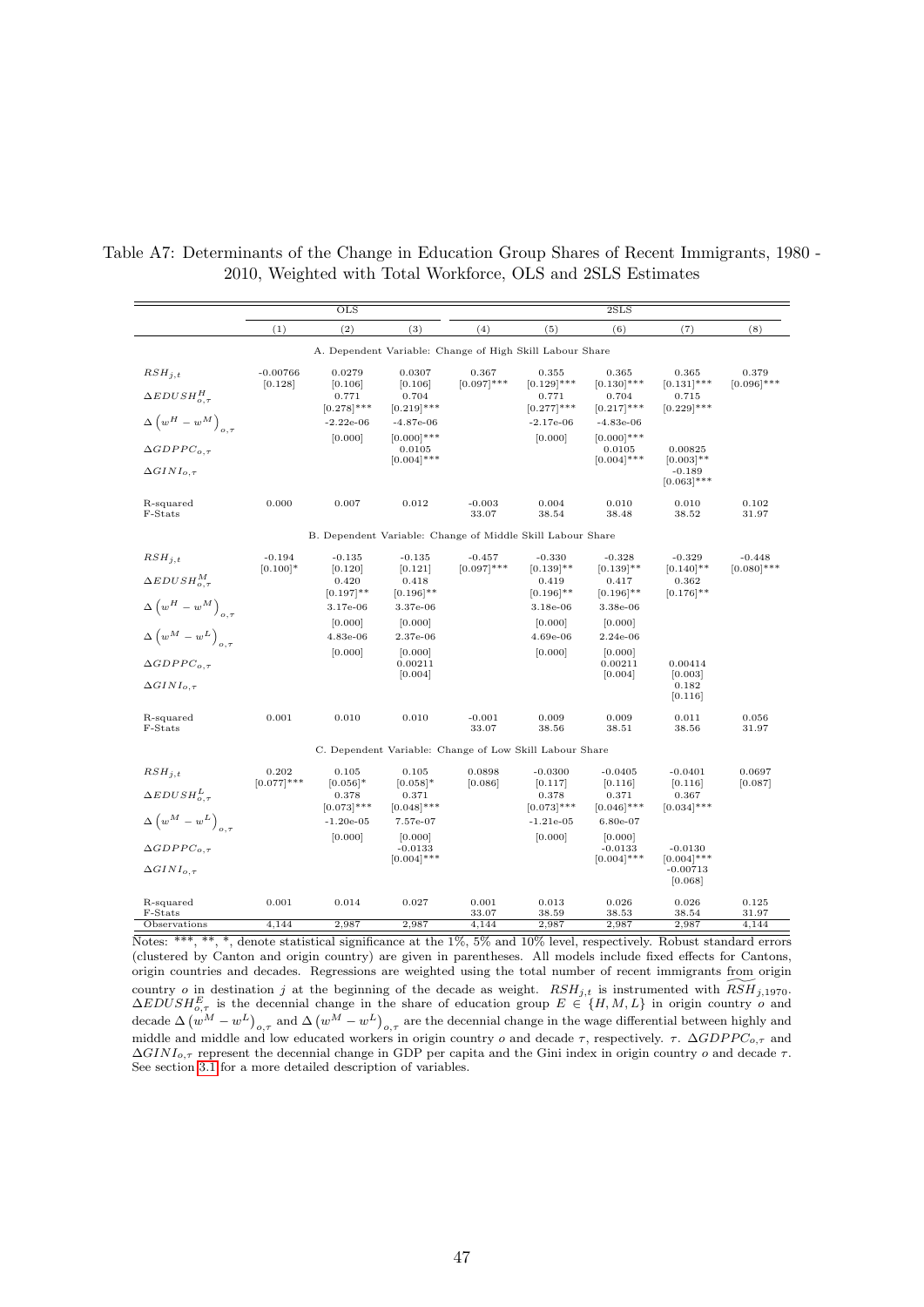Table A7: Determinants of the Change in Education Group Shares of Recent Immigrants, 1980 - 2010, Weighted with Total Workforce, OLS and 2SLS Estimates

| | OLS | | | 2SLS | | | | |
|---|---|---|---|---|---|---|---|---|
| | (1) | (2) | (3) | (4) | (5) | (6) | (7) | (8) |
| **A. Dependent Variable: Change of High Skill Labour Share** | | | | | | | | |
| $RSH_{j,t}$ | -0.00766 | 0.0279 | 0.0307 | 0.367 | 0.355 | 0.365 | 0.365 | 0.379 |
| | [0.128] | [0.106] | [0.106] | [0.097]*** | [0.129]*** | [0.130]*** | [0.131]*** | [0.096]*** |
| $\Delta EDUSH^{H}_{o,\tau}$ | | 0.771 | 0.704 | | 0.771 | 0.704 | 0.715 | |
| | | [0.278]*** | [0.219]*** | | [0.277]*** | [0.217]*** | [0.229]*** | |
| $\Delta\left(w^H - w^M\right)_{o,\tau}$ | | -2.22e-06 | -4.87e-06 | | -2.17e-06 | -4.83e-06 | | |
| | | [0.000] | [0.000]*** | | [0.000] | [0.000]*** | | |
| $\Delta GDPPC_{o,\tau}$ | | | 0.0105 | | | 0.0105 | 0.00825 | |
| | | | [0.004]*** | | | [0.004]*** | [0.003]** | |
| $\Delta GINI_{o,\tau}$ | | | | | | | -0.189 | |
| | | | | | | | [0.063]*** | |
| R-squared | 0.000 | 0.007 | 0.012 | -0.003 | 0.004 | 0.010 | 0.010 | 0.102 |
| F-Stats | | | | 33.07 | 38.54 | 38.48 | 38.52 | 31.97 |
| **B. Dependent Variable: Change of Middle Skill Labour Share** | | | | | | | | |
| $RSH_{j,t}$ | -0.194 | -0.135 | -0.135 | -0.457 | -0.330 | -0.328 | -0.329 | -0.448 |
| | [0.100]* | [0.120] | [0.121] | [0.097]*** | [0.139]** | [0.139]** | [0.140]** | [0.080]*** |
| $\Delta EDUSH^{M}_{o,\tau}$ | | 0.420 | 0.418 | | 0.419 | 0.417 | 0.362 | |
| | | [0.197]** | [0.196]** | | [0.196]** | [0.196]** | [0.176]** | |
| $\Delta\left(w^H - w^M\right)_{o,\tau}$ | | 3.17e-06 | 3.37e-06 | | 3.18e-06 | 3.38e-06 | | |
| | | [0.000] | [0.000] | | [0.000] | [0.000] | | |
| $\Delta\left(w^M - w^L\right)_{o,\tau}$ | | 4.83e-06 | 2.37e-06 | | 4.69e-06 | 2.24e-06 | | |
| | | [0.000] | [0.000] | | [0.000] | [0.000] | | |
| $\Delta GDPPC_{o,\tau}$ | | | 0.00211 | | | 0.00211 | 0.00414 | |
| | | | [0.004] | | | [0.004] | [0.003] | |
| $\Delta GINI_{o,\tau}$ | | | | | | | 0.182 | |
| | | | | | | | [0.116] | |
| R-squared | 0.001 | 0.010 | 0.010 | -0.001 | 0.009 | 0.009 | 0.011 | 0.056 |
| F-Stats | | | | 33.07 | 38.56 | 38.51 | 38.56 | 31.97 |
| **C. Dependent Variable: Change of Low Skill Labour Share** | | | | | | | | |
| $RSH_{j,t}$ | 0.202 | 0.105 | 0.105 | 0.0898 | -0.0300 | -0.0405 | -0.0401 | 0.0697 |
| | [0.077]*** | [0.056]* | [0.058]* | [0.086] | [0.117] | [0.116] | [0.116] | [0.087] |
| $\Delta EDUSH^{L}_{o,\tau}$ | | 0.378 | 0.371 | | 0.378 | 0.371 | 0.367 | |
| | | [0.073]*** | [0.048]*** | | [0.073]*** | [0.046]*** | [0.034]*** | |
| $\Delta\left(w^M - w^L\right)_{o,\tau}$ | | -1.20e-05 | 7.57e-07 | | -1.21e-05 | 6.80e-07 | | |
| | | [0.000] | [0.000] | | [0.000] | [0.000] | | |
| $\Delta GDPPC_{o,\tau}$ | | | -0.0133 | | | -0.0133 | -0.0130 | |
| | | | [0.004]*** | | | [0.004]*** | [0.004]*** | |
| $\Delta GINI_{o,\tau}$ | | | | | | | -0.00713 | |
| | | | | | | | [0.068] | |
| R-squared | 0.001 | 0.014 | 0.027 | 0.001 | 0.013 | 0.026 | 0.026 | 0.125 |
| F-Stats | | | | 33.07 | 38.59 | 38.53 | 38.54 | 31.97 |
| Observations | 4,144 | 2,987 | 2,987 | 4,144 | 2,987 | 2,987 | 2,987 | 4,144 |

Notes: ***, **, *, denote statistical significance at the 1%, 5% and 10% level, respectively. Robust standard errors (clustered by Canton and origin country) are given in parentheses. All models include fixed effects for Cantons, origin countries and decades. Regressions are weighted using the total number of recent immigrants from origin country $o$ in destination $j$ at the beginning of the decade as weight. $RSH_{j,t}$ is instrumented with $\widetilde{RSH}_{j,1970}$. $\Delta EDUSH^{E}_{o,\tau}$ is the decennial change in the share of education group $E \in \{H, M, L\}$ in origin country $o$ and decade $\Delta\left(w^M - w^L\right)_{o,\tau}$ and $\Delta\left(w^M - w^L\right)_{o,\tau}$ are the decennial change in the wage differential between highly and middle and middle and low educated workers in origin country $o$ and decade $\tau$, respectively. $\tau$. $\Delta GDPPC_{o,\tau}$ and $\Delta GINI_{o,\tau}$ represent the decennial change in GDP per capita and the Gini index in origin country $o$ and decade $\tau$. See section 3.1 for a more detailed description of variables.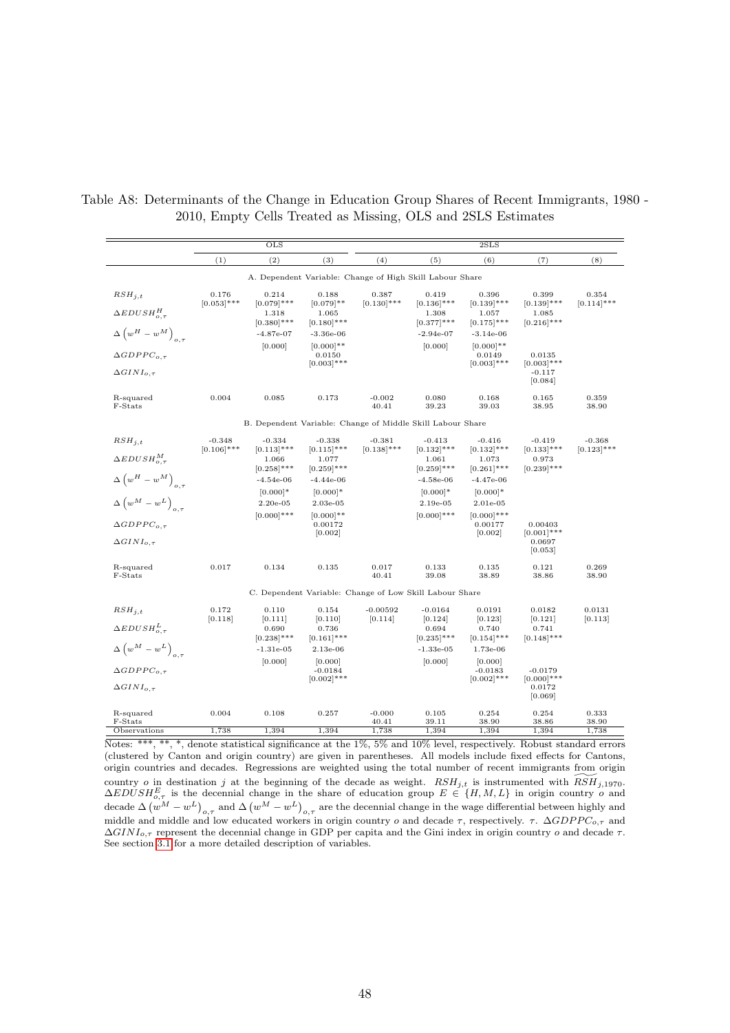Table A8: Determinants of the Change in Education Group Shares of Recent Immigrants, 1980 - 2010, Empty Cells Treated as Missing, OLS and 2SLS Estimates

| | OLS | | | 2SLS | | | | |
|---|---|---|---|---|---|---|---|---|
| | (1) | (2) | (3) | (4) | (5) | (6) | (7) | (8) |
| **A. Dependent Variable: Change of High Skill Labour Share** | | | | | | | | |
| $RSH_{j,t}$ | 0.176 | 0.214 | 0.188 | 0.387 | 0.419 | 0.396 | 0.399 | 0.354 |
| | [0.053]*** | [0.079]*** | [0.079]** | [0.130]*** | [0.136]*** | [0.139]*** | [0.139]*** | [0.114]*** |
| $\Delta EDUSH^{H}_{o,\tau}$ | | 1.318 | 1.065 | | 1.308 | 1.057 | 1.085 | |
| | | [0.380]*** | [0.180]*** | | [0.377]*** | [0.175]*** | [0.216]*** | |
| $\Delta\left(w^{H}-w^{M}\right)_{o,\tau}$ | | -4.87e-07 | -3.36e-06 | | -2.94e-07 | -3.14e-06 | | |
| | | [0.000] | [0.000]** | | [0.000] | [0.000]** | | |
| $\Delta GDPPC_{o,\tau}$ | | | 0.0150 | | | 0.0149 | 0.0135 | |
| | | | [0.003]*** | | | [0.003]*** | [0.003]*** | |
| $\Delta GINI_{o,\tau}$ | | | | | | | -0.117 | |
| | | | | | | | [0.084] | |
| R-squared | 0.004 | 0.085 | 0.173 | -0.002 | 0.080 | 0.168 | 0.165 | 0.359 |
| F-Stats | | | | 40.41 | 39.23 | 39.03 | 38.95 | 38.90 |
| **B. Dependent Variable: Change of Middle Skill Labour Share** | | | | | | | | |
| $RSH_{j,t}$ | -0.348 | -0.334 | -0.338 | -0.381 | -0.413 | -0.416 | -0.419 | -0.368 |
| | [0.106]*** | [0.113]*** | [0.115]*** | [0.138]*** | [0.132]*** | [0.132]*** | [0.133]*** | [0.123]*** |
| $\Delta EDUSH^{M}_{o,\tau}$ | | 1.066 | 1.077 | | 1.061 | 1.073 | 0.973 | |
| | | [0.258]*** | [0.259]*** | | [0.259]*** | [0.261]*** | [0.239]*** | |
| $\Delta\left(w^{H}-w^{M}\right)_{o,\tau}$ | | -4.54e-06 | -4.44e-06 | | -4.58e-06 | -4.47e-06 | | |
| | | [0.000]* | [0.000]* | | [0.000]* | [0.000]* | | |
| $\Delta\left(w^{M}-w^{L}\right)_{o,\tau}$ | | 2.20e-05 | 2.03e-05 | | 2.19e-05 | 2.01e-05 | | |
| | | [0.000]*** | [0.000]** | | [0.000]*** | [0.000]*** | | |
| $\Delta GDPPC_{o,\tau}$ | | | 0.00172 | | | 0.00177 | 0.00403 | |
| | | | [0.002] | | | [0.002] | [0.001]*** | |
| $\Delta GINI_{o,\tau}$ | | | | | | | 0.0697 | |
| | | | | | | | [0.053] | |
| R-squared | 0.017 | 0.134 | 0.135 | 0.017 | 0.133 | 0.135 | 0.121 | 0.269 |
| F-Stats | | | | 40.41 | 39.08 | 38.89 | 38.86 | 38.90 |
| **C. Dependent Variable: Change of Low Skill Labour Share** | | | | | | | | |
| $RSH_{j,t}$ | 0.172 | 0.110 | 0.154 | -0.00592 | -0.0164 | 0.0191 | 0.0182 | 0.0131 |
| | [0.118] | [0.111] | [0.110] | [0.114] | [0.124] | [0.123] | [0.121] | [0.113] |
| $\Delta EDUSH^{L}_{o,\tau}$ | | 0.690 | 0.736 | | 0.694 | 0.740 | 0.741 | |
| | | [0.238]*** | [0.161]*** | | [0.235]*** | [0.154]*** | [0.148]*** | |
| $\Delta\left(w^{M}-w^{L}\right)_{o,\tau}$ | | -1.31e-05 | 2.13e-06 | | -1.33e-05 | 1.73e-06 | | |
| | | [0.000] | [0.000] | | [0.000] | [0.000] | | |
| $\Delta GDPPC_{o,\tau}$ | | | -0.0184 | | | -0.0183 | -0.0179 | |
| | | | [0.002]*** | | | [0.002]*** | [0.000]*** | |
| $\Delta GINI_{o,\tau}$ | | | | | | | 0.0172 | |
| | | | | | | | [0.069] | |
| R-squared | 0.004 | 0.108 | 0.257 | -0.000 | 0.105 | 0.254 | 0.254 | 0.333 |
| F-Stats | | | | 40.41 | 39.11 | 38.90 | 38.86 | 38.90 |
| Observations | 1,738 | 1,394 | 1,394 | 1,738 | 1,394 | 1,394 | 1,394 | 1,738 |

Notes: ***, **, *, denote statistical significance at the 1%, 5% and 10% level, respectively. Robust standard errors (clustered by Canton and origin country) are given in parentheses. All models include fixed effects for Cantons, origin countries and decades. Regressions are weighted using the total number of recent immigrants from origin country $o$ in destination $j$ at the beginning of the decade as weight. $RSH_{j,t}$ is instrumented with $\widetilde{RSH}_{j,1970}$. $\Delta EDUSH^{E}_{o,\tau}$ is the decennial change in the share of education group $E \in \{H, M, L\}$ in origin country $o$ and decade $\Delta\left(w^{M}-w^{L}\right)_{o,\tau}$ and $\Delta\left(w^{M}-w^{L}\right)_{o,\tau}$ are the decennial change in the wage differential between highly and middle and middle and low educated workers in origin country $o$ and decade $\tau$, respectively. $\tau$. $\Delta GDPPC_{o,\tau}$ and $\Delta GINI_{o,\tau}$ represent the decennial change in GDP per capita and the Gini index in origin country $o$ and decade $\tau$. See section 3.1 for a more detailed description of variables.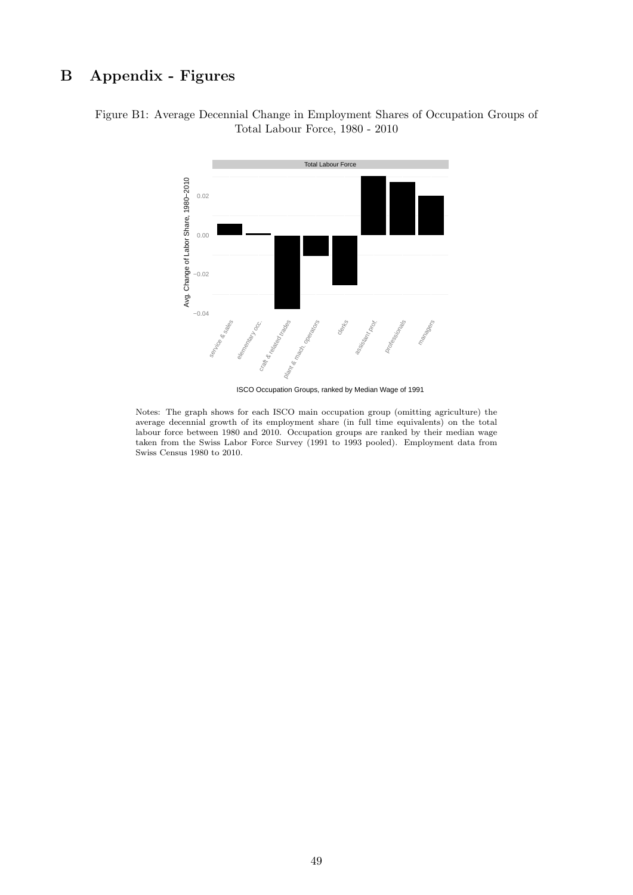# B Appendix - Figures

Figure B1: Average Decennial Change in Employment Shares of Occupation Groups of Total Labour Force, 1980 - 2010

Notes: The graph shows for each ISCO main occupation group (omitting agriculture) the average decennial growth of its employment share (in full time equivalents) on the total labour force between 1980 and 2010. Occupation groups are ranked by their median wage taken from the Swiss Labor Force Survey (1991 to 1993 pooled). Employment data from Swiss Census 1980 to 2010.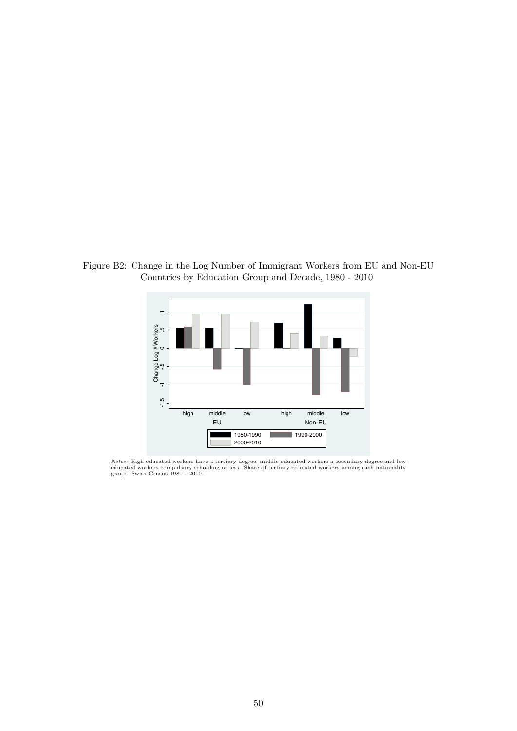Figure B2: Change in the Log Number of Immigrant Workers from EU and Non-EU Countries by Education Group and Decade, 1980 - 2010

*Notes*: High educated workers have a tertiary degree, middle educated workers a secondary degree and low educated workers compulsory schooling or less. Share of tertiary educated workers among each nationality group. Swiss Census 1980 - 2010.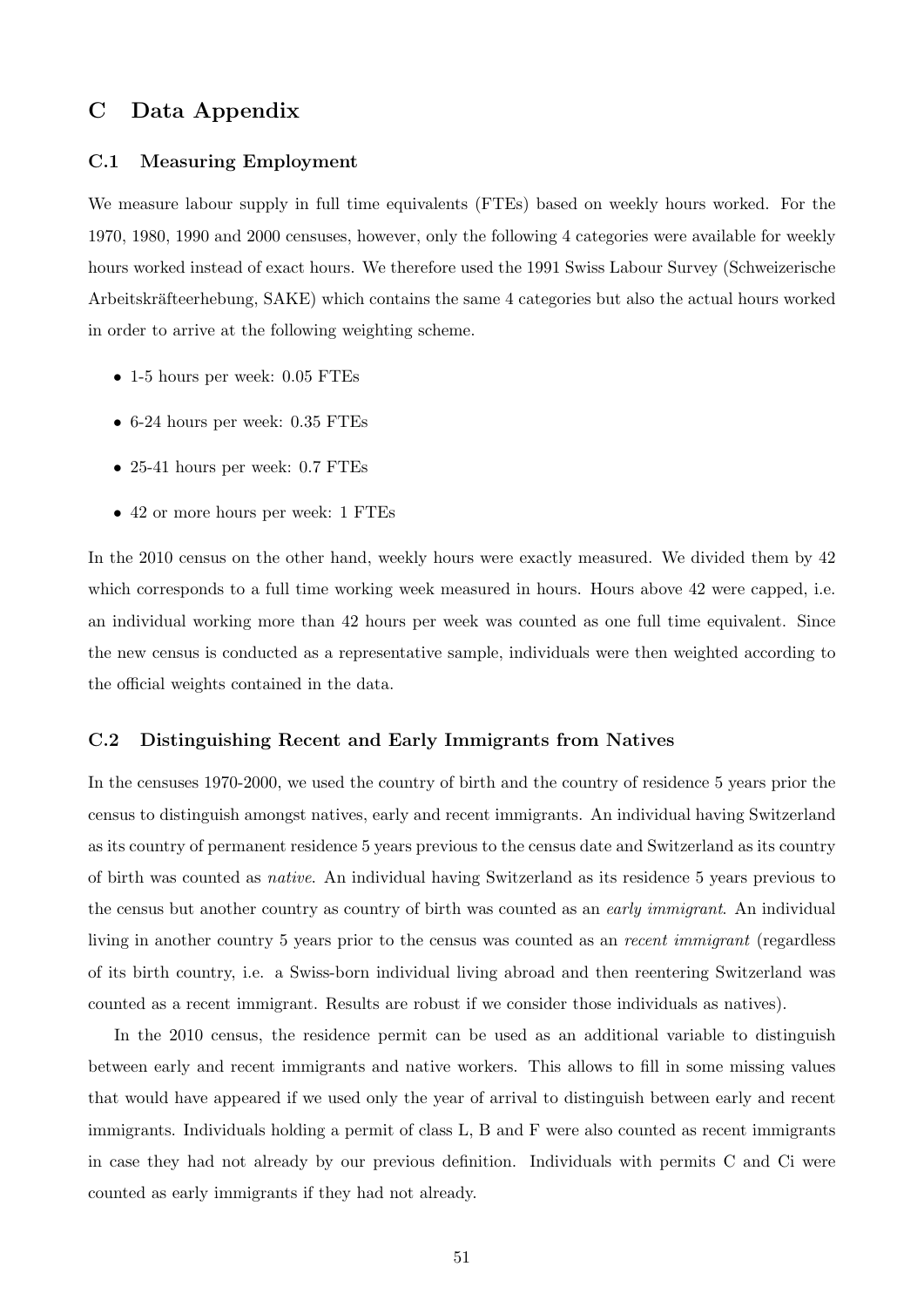# C Data Appendix

## C.1 Measuring Employment

We measure labour supply in full time equivalents (FTEs) based on weekly hours worked. For the 1970, 1980, 1990 and 2000 censuses, however, only the following 4 categories were available for weekly hours worked instead of exact hours. We therefore used the 1991 Swiss Labour Survey (Schweizerische Arbeitskräfteerhebung, SAKE) which contains the same 4 categories but also the actual hours worked in order to arrive at the following weighting scheme.

- 1-5 hours per week: 0.05 FTEs
- 6-24 hours per week: 0.35 FTEs
- 25-41 hours per week: 0.7 FTEs
- 42 or more hours per week: 1 FTEs

In the 2010 census on the other hand, weekly hours were exactly measured. We divided them by 42 which corresponds to a full time working week measured in hours. Hours above 42 were capped, i.e. an individual working more than 42 hours per week was counted as one full time equivalent. Since the new census is conducted as a representative sample, individuals were then weighted according to the official weights contained in the data.

## C.2 Distinguishing Recent and Early Immigrants from Natives

In the censuses 1970-2000, we used the country of birth and the country of residence 5 years prior the census to distinguish amongst natives, early and recent immigrants. An individual having Switzerland as its country of permanent residence 5 years previous to the census date and Switzerland as its country of birth was counted as *native*. An individual having Switzerland as its residence 5 years previous to the census but another country as country of birth was counted as an *early immigrant*. An individual living in another country 5 years prior to the census was counted as an *recent immigrant* (regardless of its birth country, i.e. a Swiss-born individual living abroad and then reentering Switzerland was counted as a recent immigrant. Results are robust if we consider those individuals as natives).

In the 2010 census, the residence permit can be used as an additional variable to distinguish between early and recent immigrants and native workers. This allows to fill in some missing values that would have appeared if we used only the year of arrival to distinguish between early and recent immigrants. Individuals holding a permit of class L, B and F were also counted as recent immigrants in case they had not already by our previous definition. Individuals with permits C and Ci were counted as early immigrants if they had not already.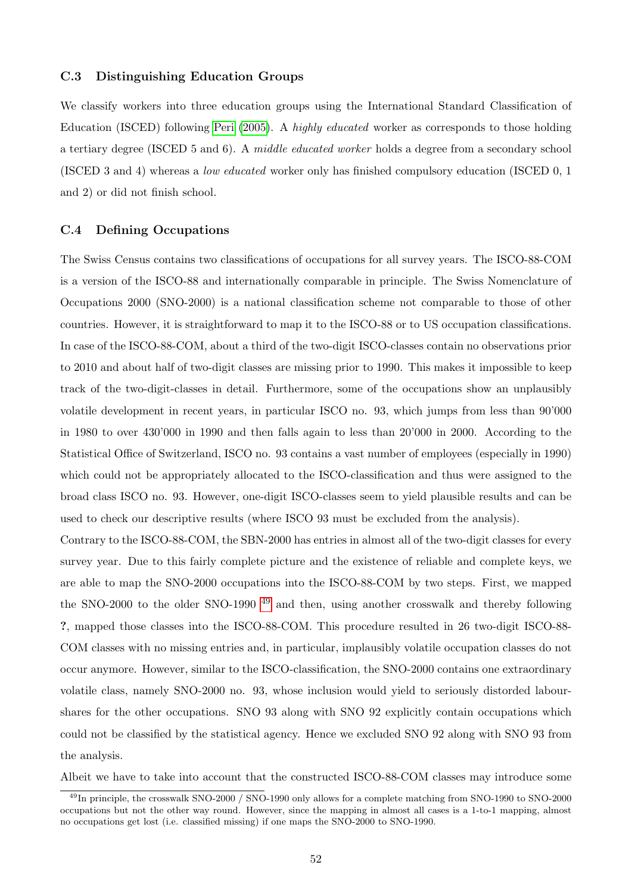### C.3 Distinguishing Education Groups

We classify workers into three education groups using the International Standard Classification of Education (ISCED) following Peri (2005). A *highly educated* worker as corresponds to those holding a tertiary degree (ISCED 5 and 6). A *middle educated worker* holds a degree from a secondary school (ISCED 3 and 4) whereas a *low educated* worker only has finished compulsory education (ISCED 0, 1 and 2) or did not finish school.

### C.4 Defining Occupations

The Swiss Census contains two classifications of occupations for all survey years. The ISCO-88-COM is a version of the ISCO-88 and internationally comparable in principle. The Swiss Nomenclature of Occupations 2000 (SNO-2000) is a national classification scheme not comparable to those of other countries. However, it is straightforward to map it to the ISCO-88 or to US occupation classifications. In case of the ISCO-88-COM, about a third of the two-digit ISCO-classes contain no observations prior to 2010 and about half of two-digit classes are missing prior to 1990. This makes it impossible to keep track of the two-digit-classes in detail. Furthermore, some of the occupations show an unplausibly volatile development in recent years, in particular ISCO no. 93, which jumps from less than 90'000 in 1980 to over 430'000 in 1990 and then falls again to less than 20'000 in 2000. According to the Statistical Office of Switzerland, ISCO no. 93 contains a vast number of employees (especially in 1990) which could not be appropriately allocated to the ISCO-classification and thus were assigned to the broad class ISCO no. 93. However, one-digit ISCO-classes seem to yield plausible results and can be used to check our descriptive results (where ISCO 93 must be excluded from the analysis).

Contrary to the ISCO-88-COM, the SBN-2000 has entries in almost all of the two-digit classes for every survey year. Due to this fairly complete picture and the existence of reliable and complete keys, we are able to map the SNO-2000 occupations into the ISCO-88-COM by two steps. First, we mapped the SNO-2000 to the older SNO-1990 [49] and then, using another crosswalk and thereby following **?**, mapped those classes into the ISCO-88-COM. This procedure resulted in 26 two-digit ISCO-88-COM classes with no missing entries and, in particular, implausibly volatile occupation classes do not occur anymore. However, similar to the ISCO-classification, the SNO-2000 contains one extraordinary volatile class, namely SNO-2000 no. 93, whose inclusion would yield to seriously distorded labour-shares for the other occupations. SNO 93 along with SNO 92 explicitly contain occupations which could not be classified by the statistical agency. Hence we excluded SNO 92 along with SNO 93 from the analysis.

Albeit we have to take into account that the constructed ISCO-88-COM classes may introduce some

[49] In principle, the crosswalk SNO-2000 / SNO-1990 only allows for a complete matching from SNO-1990 to SNO-2000 occupations but not the other way round. However, since the mapping in almost all cases is a 1-to-1 mapping, almost no occupations get lost (i.e. classified missing) if one maps the SNO-2000 to SNO-1990.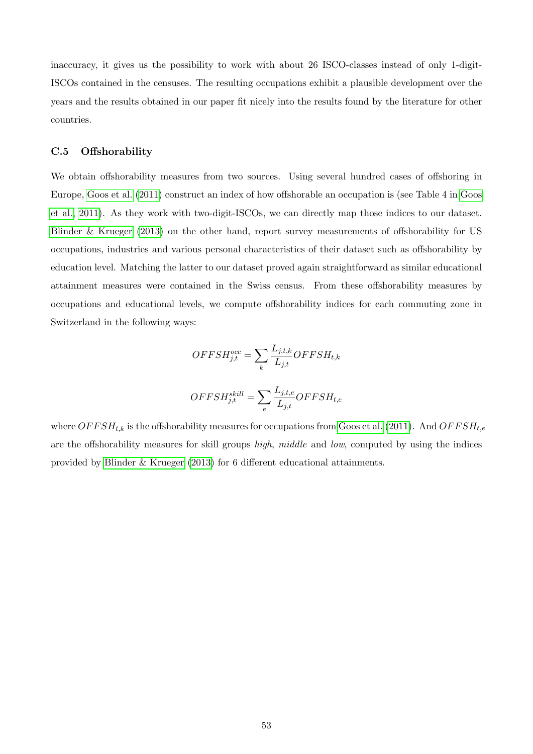inaccuracy, it gives us the possibility to work with about 26 ISCO-classes instead of only 1-digit-ISCOs contained in the censuses. The resulting occupations exhibit a plausible development over the years and the results obtained in our paper fit nicely into the results found by the literature for other countries.

### C.5 Offshorability

We obtain offshorability measures from two sources. Using several hundred cases of offshoring in Europe, Goos et al. (2011) construct an index of how offshorable an occupation is (see Table 4 in Goos et al. 2011). As they work with two-digit-ISCOs, we can directly map those indices to our dataset. Blinder & Krueger (2013) on the other hand, report survey measurements of offshorability for US occupations, industries and various personal characteristics of their dataset such as offshorability by education level. Matching the latter to our dataset proved again straightforward as similar educational attainment measures were contained in the Swiss census. From these offshorability measures by occupations and educational levels, we compute offshorability indices for each commuting zone in Switzerland in the following ways:

$$OFFSH_{j,t}^{occ} = \sum_k \frac{L_{j,t,k}}{L_{j,t}} OFFSH_{t,k}$$

$$OFFSH_{j,t}^{skill} = \sum_e \frac{L_{j,t,e}}{L_{j,t}} OFFSH_{t,e}$$

where $OFFSH_{t,k}$ is the offshorability measures for occupations from Goos et al. (2011). And $OFFSH_{t,e}$ are the offshorability measures for skill groups *high*, *middle* and *low*, computed by using the indices provided by Blinder & Krueger (2013) for 6 different educational attainments.